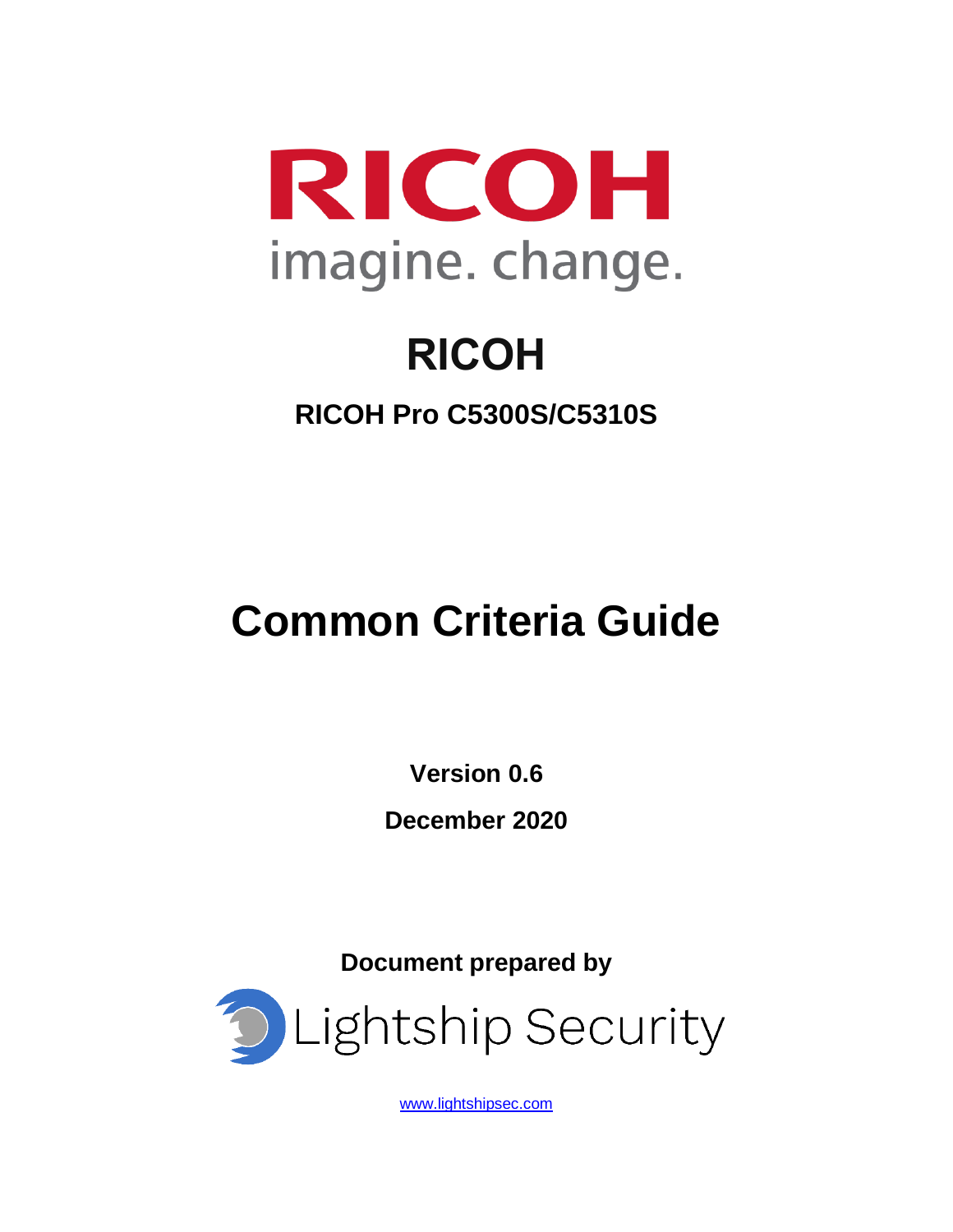RICOH

imagine. change.

# RICOH

## RICOH Pro C5300S/C5310S

# Common Criteria Guide

**Version 0.6**

**December 2020**

**Document prepared by**

Lightship Security

www.lightshipsec.com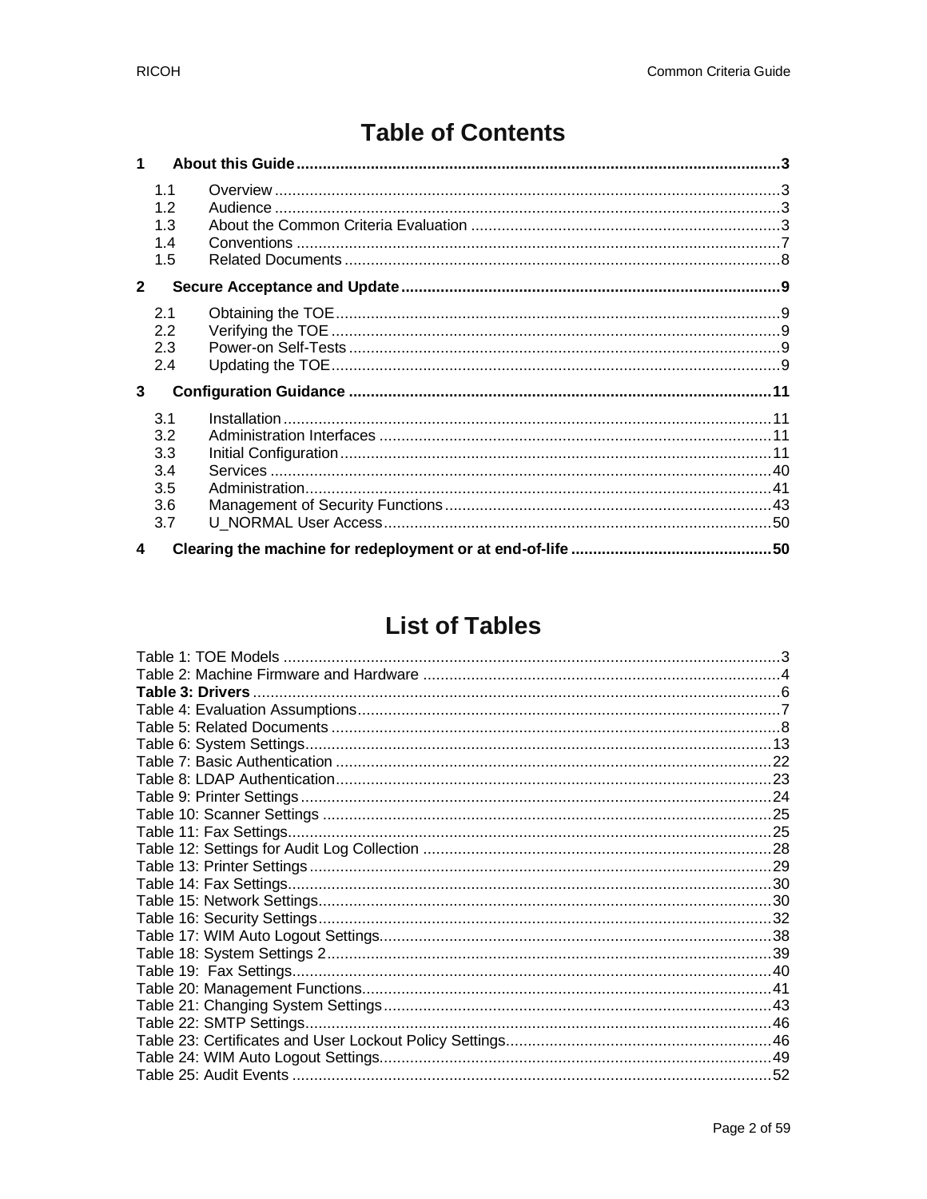# Table of Contents

**1 About this Guide** ..... **3**

- 1.1 Overview ..... 3
- 1.2 Audience ..... 3
- 1.3 About the Common Criteria Evaluation ..... 3
- 1.4 Conventions ..... 7
- 1.5 Related Documents ..... 8

**2 Secure Acceptance and Update** ..... **9**

- 2.1 Obtaining the TOE ..... 9
- 2.2 Verifying the TOE ..... 9
- 2.3 Power-on Self-Tests ..... 9
- 2.4 Updating the TOE ..... 9

**3 Configuration Guidance** ..... **11**

- 3.1 Installation ..... 11
- 3.2 Administration Interfaces ..... 11
- 3.3 Initial Configuration ..... 11
- 3.4 Services ..... 40
- 3.5 Administration ..... 41
- 3.6 Management of Security Functions ..... 43
- 3.7 U_NORMAL User Access ..... 50

**4 Clearing the machine for redeployment or at end-of-life** ..... **50**

# List of Tables

Table 1: TOE Models ..... 3
Table 2: Machine Firmware and Hardware ..... 4
**Table 3: Drivers** ..... 6
Table 4: Evaluation Assumptions ..... 7
Table 5: Related Documents ..... 8
Table 6: System Settings ..... 13
Table 7: Basic Authentication ..... 22
Table 8: LDAP Authentication ..... 23
Table 9: Printer Settings ..... 24
Table 10: Scanner Settings ..... 25
Table 11: Fax Settings ..... 25
Table 12: Settings for Audit Log Collection ..... 28
Table 13: Printer Settings ..... 29
Table 14: Fax Settings ..... 30
Table 15: Network Settings ..... 30
Table 16: Security Settings ..... 32
Table 17: WIM Auto Logout Settings ..... 38
Table 18: System Settings 2 ..... 39
Table 19: Fax Settings ..... 40
Table 20: Management Functions ..... 41
Table 21: Changing System Settings ..... 43
Table 22: SMTP Settings ..... 46
Table 23: Certificates and User Lockout Policy Settings ..... 46
Table 24: WIM Auto Logout Settings ..... 49
Table 25: Audit Events ..... 52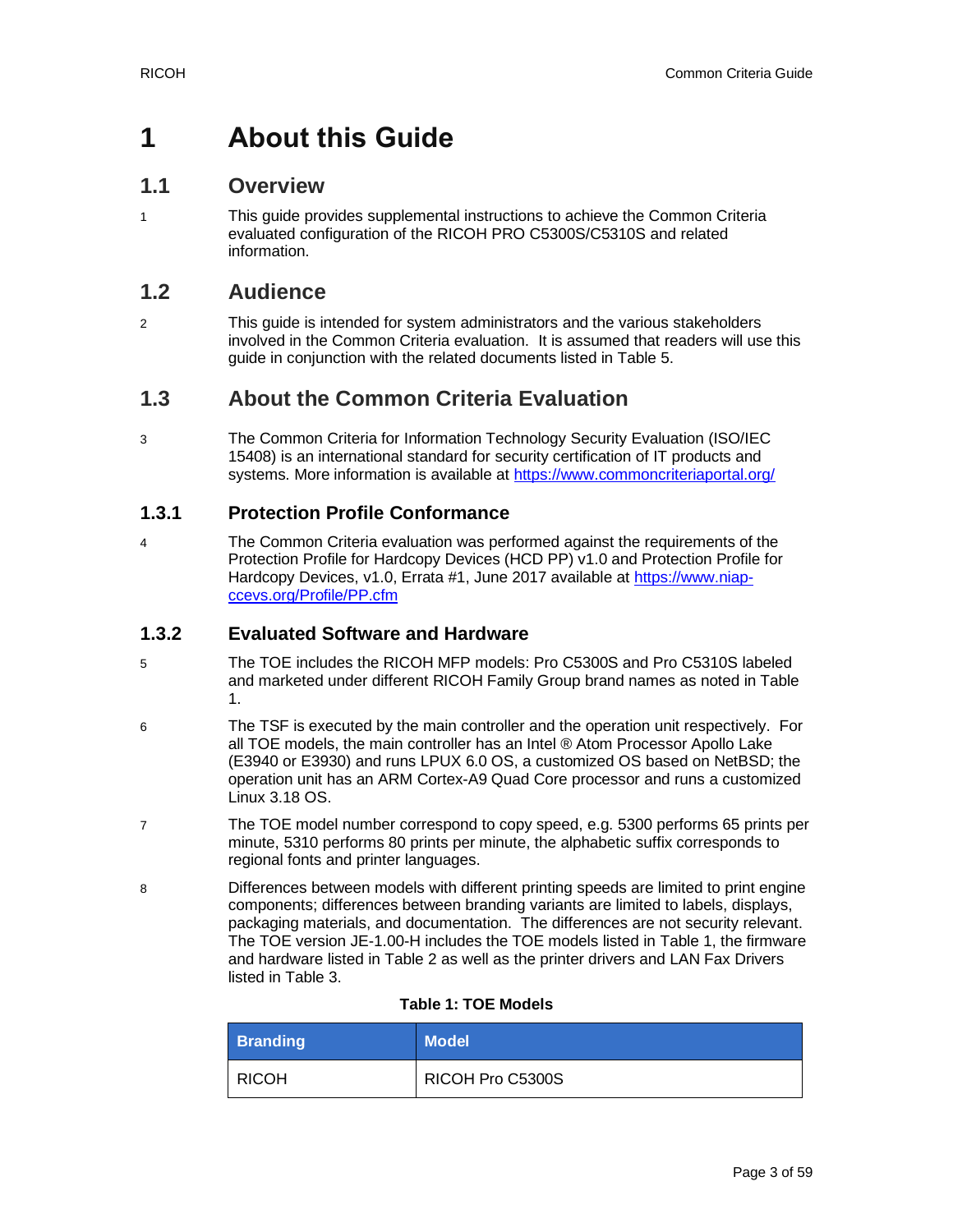# 1 About this Guide

## 1.1 Overview

1 This guide provides supplemental instructions to achieve the Common Criteria evaluated configuration of the RICOH PRO C5300S/C5310S and related information.

## 1.2 Audience

2 This guide is intended for system administrators and the various stakeholders involved in the Common Criteria evaluation. It is assumed that readers will use this guide in conjunction with the related documents listed in Table 5.

## 1.3 About the Common Criteria Evaluation

3 The Common Criteria for Information Technology Security Evaluation (ISO/IEC 15408) is an international standard for security certification of IT products and systems. More information is available at https://www.commoncriteriaportal.org/

### 1.3.1 Protection Profile Conformance

4 The Common Criteria evaluation was performed against the requirements of the Protection Profile for Hardcopy Devices (HCD PP) v1.0 and Protection Profile for Hardcopy Devices, v1.0, Errata #1, June 2017 available at https://www.niap-ccevs.org/Profile/PP.cfm

### 1.3.2 Evaluated Software and Hardware

5 The TOE includes the RICOH MFP models: Pro C5300S and Pro C5310S labeled and marketed under different RICOH Family Group brand names as noted in Table 1.

6 The TSF is executed by the main controller and the operation unit respectively. For all TOE models, the main controller has an Intel ® Atom Processor Apollo Lake (E3940 or E3930) and runs LPUX 6.0 OS, a customized OS based on NetBSD; the operation unit has an ARM Cortex-A9 Quad Core processor and runs a customized Linux 3.18 OS.

7 The TOE model number correspond to copy speed, e.g. 5300 performs 65 prints per minute, 5310 performs 80 prints per minute, the alphabetic suffix corresponds to regional fonts and printer languages.

8 Differences between models with different printing speeds are limited to print engine components; differences between branding variants are limited to labels, displays, packaging materials, and documentation. The differences are not security relevant. The TOE version JE-1.00-H includes the TOE models listed in Table 1, the firmware and hardware listed in Table 2 as well as the printer drivers and LAN Fax Drivers listed in Table 3.

**Table 1: TOE Models**

| Branding | Model |
| --- | --- |
| RICOH | RICOH Pro C5300S |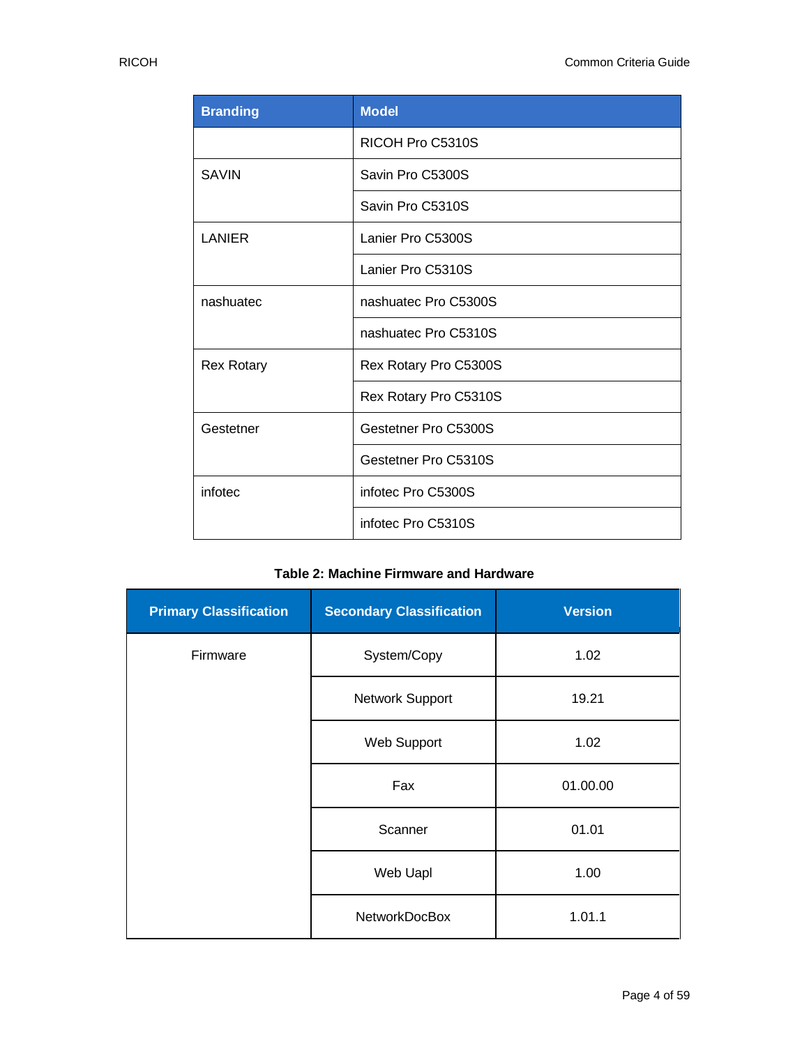| Branding | Model |
|---|---|
| | RICOH Pro C5310S |
| SAVIN | Savin Pro C5300S |
| | Savin Pro C5310S |
| LANIER | Lanier Pro C5300S |
| | Lanier Pro C5310S |
| nashuatec | nashuatec Pro C5300S |
| | nashuatec Pro C5310S |
| Rex Rotary | Rex Rotary Pro C5300S |
| | Rex Rotary Pro C5310S |
| Gestetner | Gestetner Pro C5300S |
| | Gestetner Pro C5310S |
| infotec | infotec Pro C5300S |
| | infotec Pro C5310S |

**Table 2: Machine Firmware and Hardware**

| Primary Classification | Secondary Classification | Version |
|---|---|---|
| Firmware | System/Copy | 1.02 |
| | Network Support | 19.21 |
| | Web Support | 1.02 |
| | Fax | 01.00.00 |
| | Scanner | 01.01 |
| | Web Uapl | 1.00 |
| | NetworkDocBox | 1.01.1 |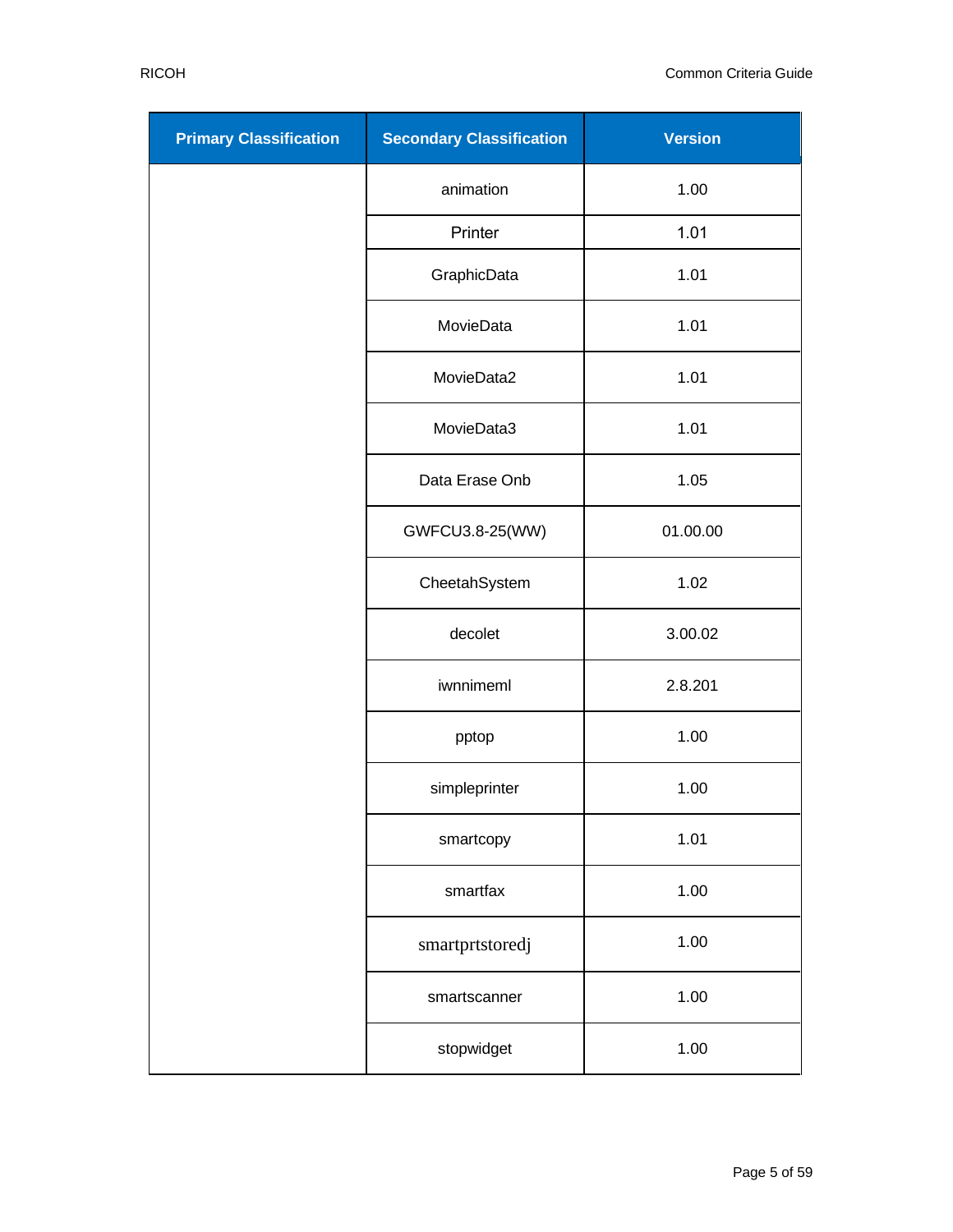| Primary Classification | Secondary Classification | Version |
|---|---|---|
| | animation | 1.00 |
| | Printer | 1.01 |
| | GraphicData | 1.01 |
| | MovieData | 1.01 |
| | MovieData2 | 1.01 |
| | MovieData3 | 1.01 |
| | Data Erase Onb | 1.05 |
| | GWFCU3.8-25(WW) | 01.00.00 |
| | CheetahSystem | 1.02 |
| | decolet | 3.00.02 |
| | iwnnimeml | 2.8.201 |
| | pptop | 1.00 |
| | simpleprinter | 1.00 |
| | smartcopy | 1.01 |
| | smartfax | 1.00 |
| | smartprtstoredj | 1.00 |
| | smartscanner | 1.00 |
| | stopwidget | 1.00 |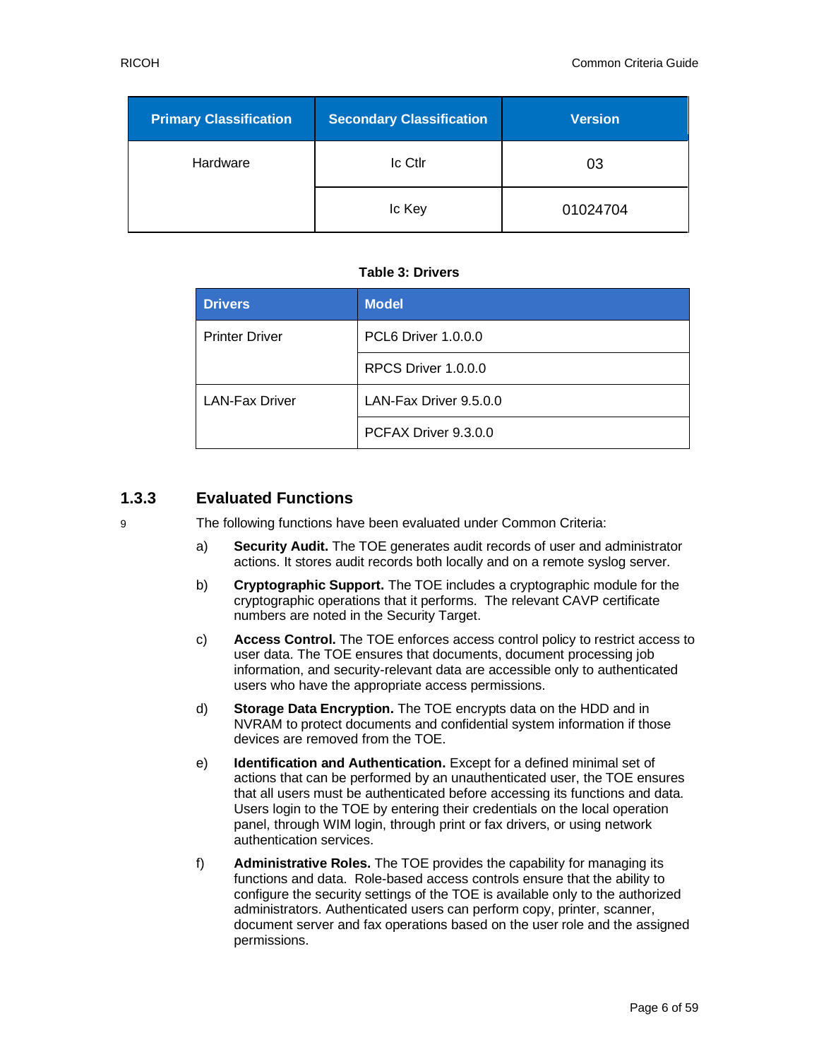| Primary Classification | Secondary Classification | Version |
|---|---|---|
| Hardware | Ic Ctlr | 03 |
| | Ic Key | 01024704 |

**Table 3: Drivers**

| Drivers | Model |
|---|---|
| Printer Driver | PCL6 Driver 1.0.0.0 |
| | RPCS Driver 1.0.0.0 |
| LAN-Fax Driver | LAN-Fax Driver 9.5.0.0 |
| | PCFAX Driver 9.3.0.0 |

### 1.3.3 Evaluated Functions

9 The following functions have been evaluated under Common Criteria:

a) **Security Audit.** The TOE generates audit records of user and administrator actions. It stores audit records both locally and on a remote syslog server.

b) **Cryptographic Support.** The TOE includes a cryptographic module for the cryptographic operations that it performs. The relevant CAVP certificate numbers are noted in the Security Target.

c) **Access Control.** The TOE enforces access control policy to restrict access to user data. The TOE ensures that documents, document processing job information, and security-relevant data are accessible only to authenticated users who have the appropriate access permissions.

d) **Storage Data Encryption.** The TOE encrypts data on the HDD and in NVRAM to protect documents and confidential system information if those devices are removed from the TOE.

e) **Identification and Authentication.** Except for a defined minimal set of actions that can be performed by an unauthenticated user, the TOE ensures that all users must be authenticated before accessing its functions and data. Users login to the TOE by entering their credentials on the local operation panel, through WIM login, through print or fax drivers, or using network authentication services.

f) **Administrative Roles.** The TOE provides the capability for managing its functions and data. Role-based access controls ensure that the ability to configure the security settings of the TOE is available only to the authorized administrators. Authenticated users can perform copy, printer, scanner, document server and fax operations based on the user role and the assigned permissions.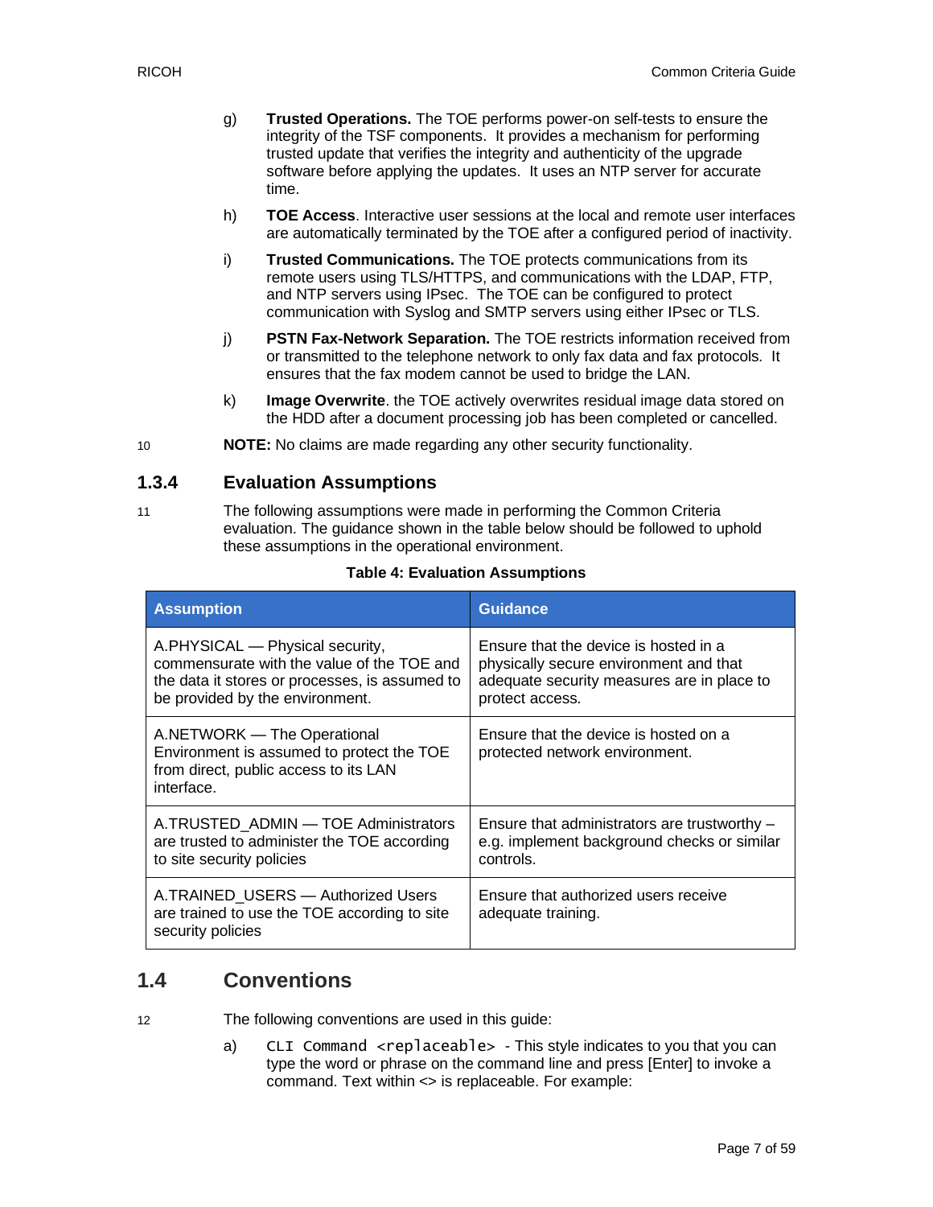g) **Trusted Operations.** The TOE performs power-on self-tests to ensure the integrity of the TSF components. It provides a mechanism for performing trusted update that verifies the integrity and authenticity of the upgrade software before applying the updates. It uses an NTP server for accurate time.

h) **TOE Access**. Interactive user sessions at the local and remote user interfaces are automatically terminated by the TOE after a configured period of inactivity.

i) **Trusted Communications.** The TOE protects communications from its remote users using TLS/HTTPS, and communications with the LDAP, FTP, and NTP servers using IPsec. The TOE can be configured to protect communication with Syslog and SMTP servers using either IPsec or TLS.

j) **PSTN Fax-Network Separation.** The TOE restricts information received from or transmitted to the telephone network to only fax data and fax protocols. It ensures that the fax modem cannot be used to bridge the LAN.

k) **Image Overwrite**. the TOE actively overwrites residual image data stored on the HDD after a document processing job has been completed or cancelled.

10 **NOTE:** No claims are made regarding any other security functionality.

### 1.3.4 Evaluation Assumptions

11 The following assumptions were made in performing the Common Criteria evaluation. The guidance shown in the table below should be followed to uphold these assumptions in the operational environment.

**Table 4: Evaluation Assumptions**

| Assumption | Guidance |
|---|---|
| A.PHYSICAL — Physical security, commensurate with the value of the TOE and the data it stores or processes, is assumed to be provided by the environment. | Ensure that the device is hosted in a physically secure environment and that adequate security measures are in place to protect access. |
| A.NETWORK — The Operational Environment is assumed to protect the TOE from direct, public access to its LAN interface. | Ensure that the device is hosted on a protected network environment. |
| A.TRUSTED_ADMIN — TOE Administrators are trusted to administer the TOE according to site security policies | Ensure that administrators are trustworthy – e.g. implement background checks or similar controls. |
| A.TRAINED_USERS — Authorized Users are trained to use the TOE according to site security policies | Ensure that authorized users receive adequate training. |

## 1.4 Conventions

12 The following conventions are used in this guide:

a) `CLI Command <replaceable>` - This style indicates to you that you can type the word or phrase on the command line and press [Enter] to invoke a command. Text within <> is replaceable. For example: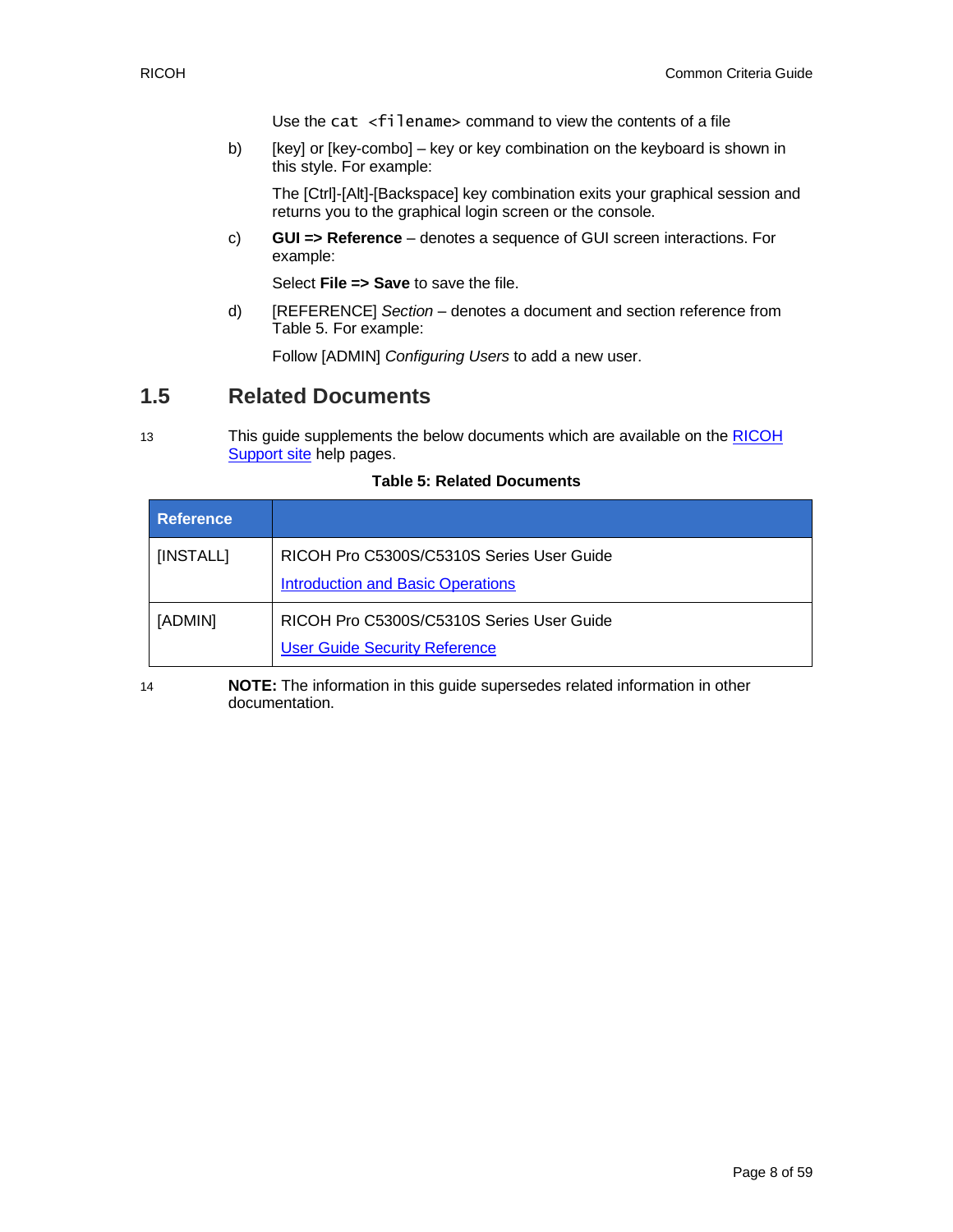Use the `cat <filename>` command to view the contents of a file

b) [key] or [key-combo] – key or key combination on the keyboard is shown in this style. For example:

The [Ctrl]-[Alt]-[Backspace] key combination exits your graphical session and returns you to the graphical login screen or the console.

c) **GUI => Reference** – denotes a sequence of GUI screen interactions. For example:

Select **File => Save** to save the file.

d) [REFERENCE] *Section* – denotes a document and section reference from Table 5. For example:

Follow [ADMIN] *Configuring Users* to add a new user.

## 1.5 Related Documents

13 This guide supplements the below documents which are available on the RICOH Support site help pages.

**Table 5: Related Documents**

| Reference | |
|---|---|
| [INSTALL] | RICOH Pro C5300S/C5310S Series User Guide<br>Introduction and Basic Operations |
| [ADMIN] | RICOH Pro C5300S/C5310S Series User Guide<br>User Guide Security Reference |

14 **NOTE:** The information in this guide supersedes related information in other documentation.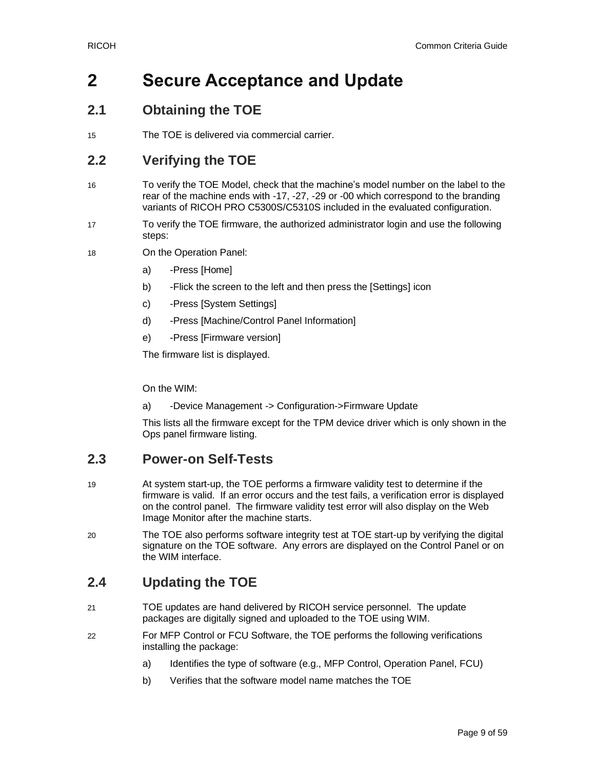# 2 Secure Acceptance and Update

## 2.1 Obtaining the TOE

15 The TOE is delivered via commercial carrier.

## 2.2 Verifying the TOE

16 To verify the TOE Model, check that the machine's model number on the label to the rear of the machine ends with -17, -27, -29 or -00 which correspond to the branding variants of RICOH PRO C5300S/C5310S included in the evaluated configuration.

17 To verify the TOE firmware, the authorized administrator login and use the following steps:

18 On the Operation Panel:

a) -Press [Home]

b) -Flick the screen to the left and then press the [Settings] icon

c) -Press [System Settings]

d) -Press [Machine/Control Panel Information]

e) -Press [Firmware version]

The firmware list is displayed.

On the WIM:

a) -Device Management -> Configuration->Firmware Update

This lists all the firmware except for the TPM device driver which is only shown in the Ops panel firmware listing.

## 2.3 Power-on Self-Tests

19 At system start-up, the TOE performs a firmware validity test to determine if the firmware is valid. If an error occurs and the test fails, a verification error is displayed on the control panel. The firmware validity test error will also display on the Web Image Monitor after the machine starts.

20 The TOE also performs software integrity test at TOE start-up by verifying the digital signature on the TOE software. Any errors are displayed on the Control Panel or on the WIM interface.

## 2.4 Updating the TOE

21 TOE updates are hand delivered by RICOH service personnel. The update packages are digitally signed and uploaded to the TOE using WIM.

22 For MFP Control or FCU Software, the TOE performs the following verifications installing the package:

a) Identifies the type of software (e.g., MFP Control, Operation Panel, FCU)

b) Verifies that the software model name matches the TOE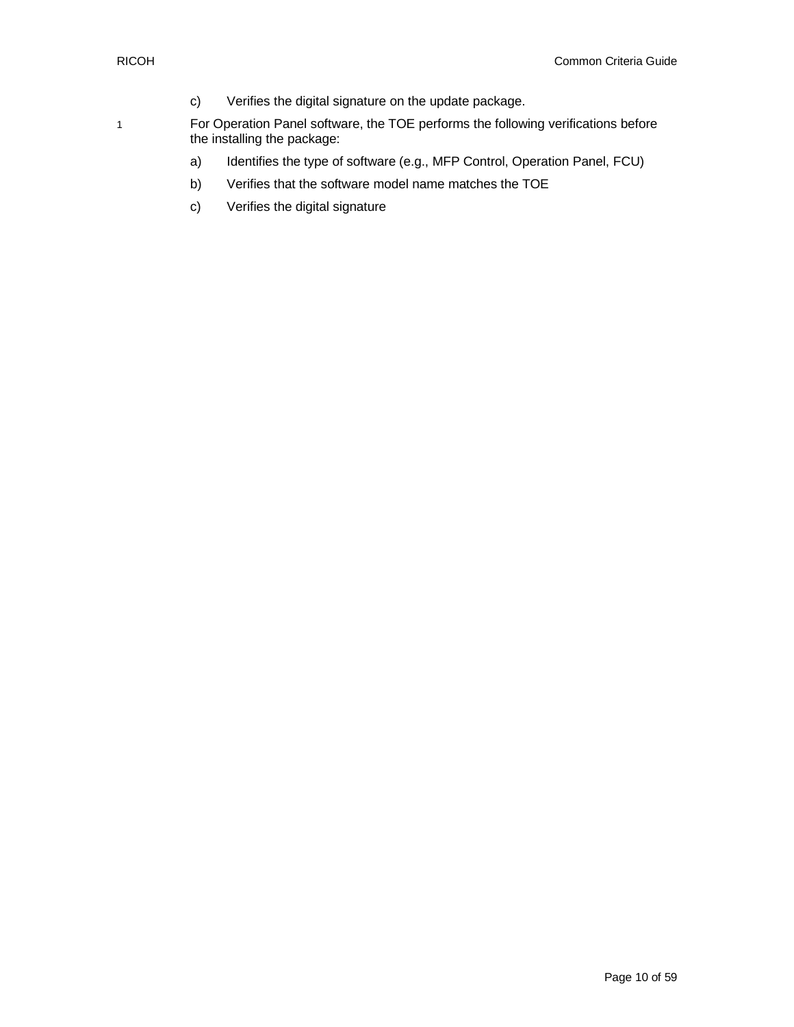c) Verifies the digital signature on the update package.

1 For Operation Panel software, the TOE performs the following verifications before the installing the package:

a) Identifies the type of software (e.g., MFP Control, Operation Panel, FCU)

b) Verifies that the software model name matches the TOE

c) Verifies the digital signature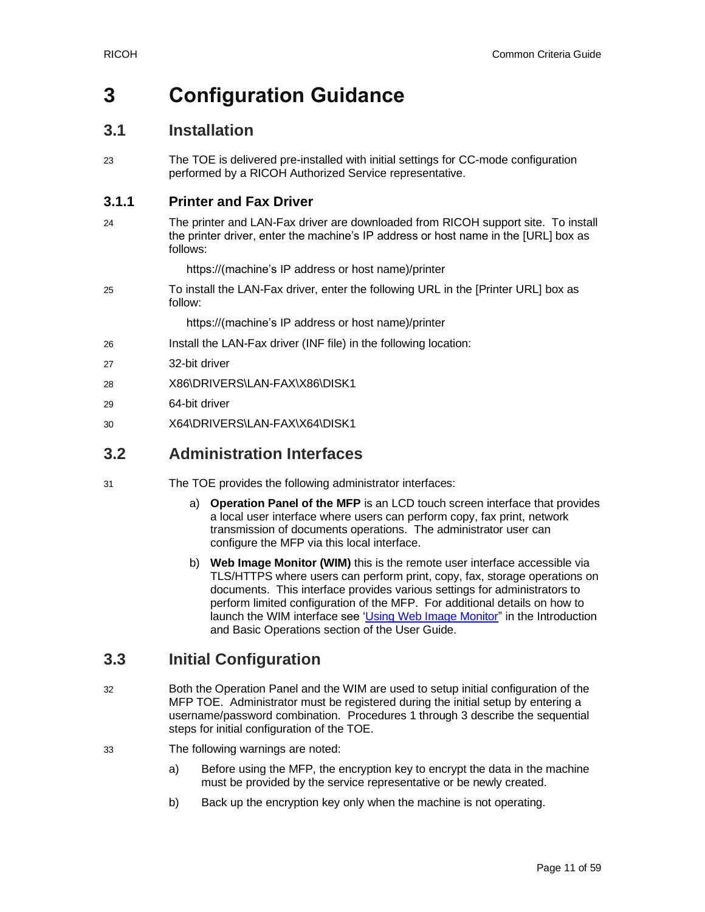# 3 Configuration Guidance

## 3.1 Installation

23 The TOE is delivered pre-installed with initial settings for CC-mode configuration performed by a RICOH Authorized Service representative.

### 3.1.1 Printer and Fax Driver

24 The printer and LAN-Fax driver are downloaded from RICOH support site. To install the printer driver, enter the machine's IP address or host name in the [URL] box as follows:

https://(machine's IP address or host name)/printer

25 To install the LAN-Fax driver, enter the following URL in the [Printer URL] box as follow:

https://(machine's IP address or host name)/printer

26 Install the LAN-Fax driver (INF file) in the following location:

27 32-bit driver

28 X86\DRIVERS\LAN-FAX\X86\DISK1

29 64-bit driver

30 X64\DRIVERS\LAN-FAX\X64\DISK1

## 3.2 Administration Interfaces

31 The TOE provides the following administrator interfaces:

a) **Operation Panel of the MFP** is an LCD touch screen interface that provides a local user interface where users can perform copy, fax print, network transmission of documents operations. The administrator user can configure the MFP via this local interface.

b) **Web Image Monitor (WIM)** this is the remote user interface accessible via TLS/HTTPS where users can perform print, copy, fax, storage operations on documents. This interface provides various settings for administrators to perform limited configuration of the MFP. For additional details on how to launch the WIM interface see 'Using Web Image Monitor" in the Introduction and Basic Operations section of the User Guide.

## 3.3 Initial Configuration

32 Both the Operation Panel and the WIM are used to setup initial configuration of the MFP TOE. Administrator must be registered during the initial setup by entering a username/password combination. Procedures 1 through 3 describe the sequential steps for initial configuration of the TOE.

33 The following warnings are noted:

a) Before using the MFP, the encryption key to encrypt the data in the machine must be provided by the service representative or be newly created.

b) Back up the encryption key only when the machine is not operating.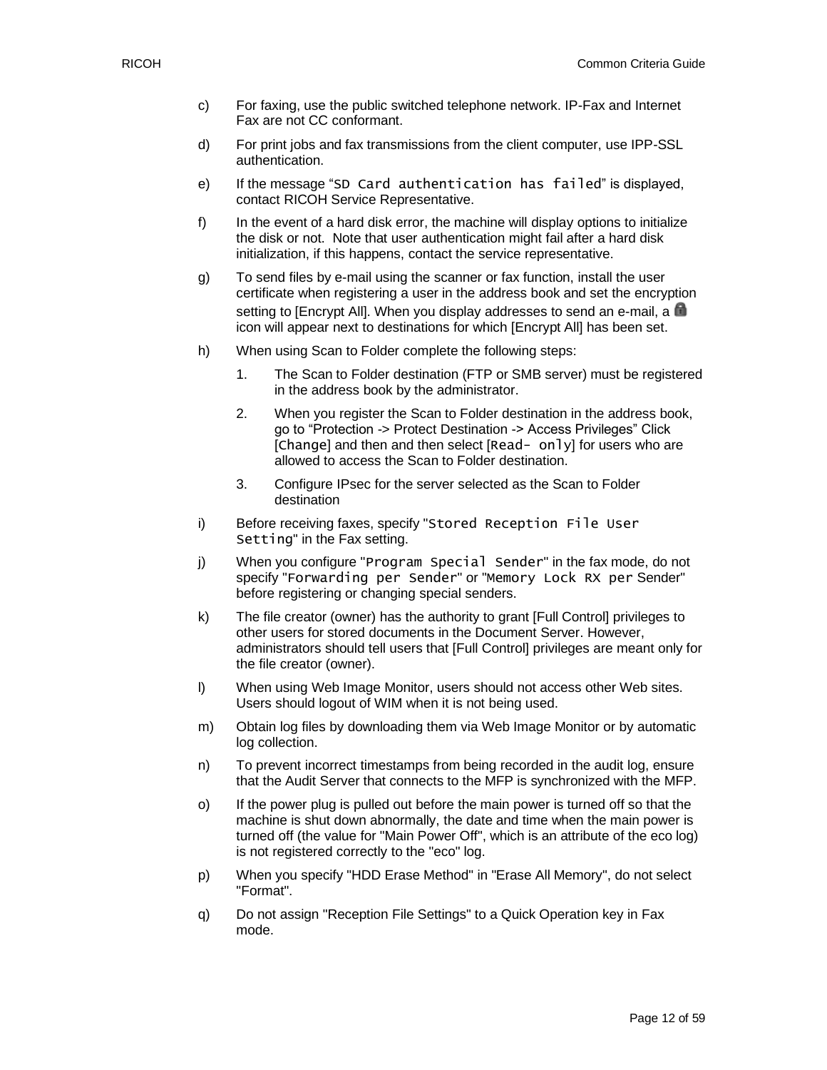c) For faxing, use the public switched telephone network. IP-Fax and Internet Fax are not CC conformant.

d) For print jobs and fax transmissions from the client computer, use IPP-SSL authentication.

e) If the message "`SD Card authentication has failed`" is displayed, contact RICOH Service Representative.

f) In the event of a hard disk error, the machine will display options to initialize the disk or not. Note that user authentication might fail after a hard disk initialization, if this happens, contact the service representative.

g) To send files by e-mail using the scanner or fax function, install the user certificate when registering a user in the address book and set the encryption setting to [Encrypt All]. When you display addresses to send an e-mail, a 🔒 icon will appear next to destinations for which [Encrypt All] has been set.

h) When using Scan to Folder complete the following steps:

   1. The Scan to Folder destination (FTP or SMB server) must be registered in the address book by the administrator.

   2. When you register the Scan to Folder destination in the address book, go to "Protection -> Protect Destination -> Access Privileges" Click [`Change`] and then and then select [`Read- only`] for users who are allowed to access the Scan to Folder destination.

   3. Configure IPsec for the server selected as the Scan to Folder destination

i) Before receiving faxes, specify "`Stored Reception File User Setting`" in the Fax setting.

j) When you configure "`Program Special Sender`" in the fax mode, do not specify "`Forwarding per Sender`" or "`Memory Lock RX per` Sender" before registering or changing special senders.

k) The file creator (owner) has the authority to grant [Full Control] privileges to other users for stored documents in the Document Server. However, administrators should tell users that [Full Control] privileges are meant only for the file creator (owner).

l) When using Web Image Monitor, users should not access other Web sites. Users should logout of WIM when it is not being used.

m) Obtain log files by downloading them via Web Image Monitor or by automatic log collection.

n) To prevent incorrect timestamps from being recorded in the audit log, ensure that the Audit Server that connects to the MFP is synchronized with the MFP.

o) If the power plug is pulled out before the main power is turned off so that the machine is shut down abnormally, the date and time when the main power is turned off (the value for "Main Power Off", which is an attribute of the eco log) is not registered correctly to the "eco" log.

p) When you specify "HDD Erase Method" in "Erase All Memory", do not select "Format".

q) Do not assign "Reception File Settings" to a Quick Operation key in Fax mode.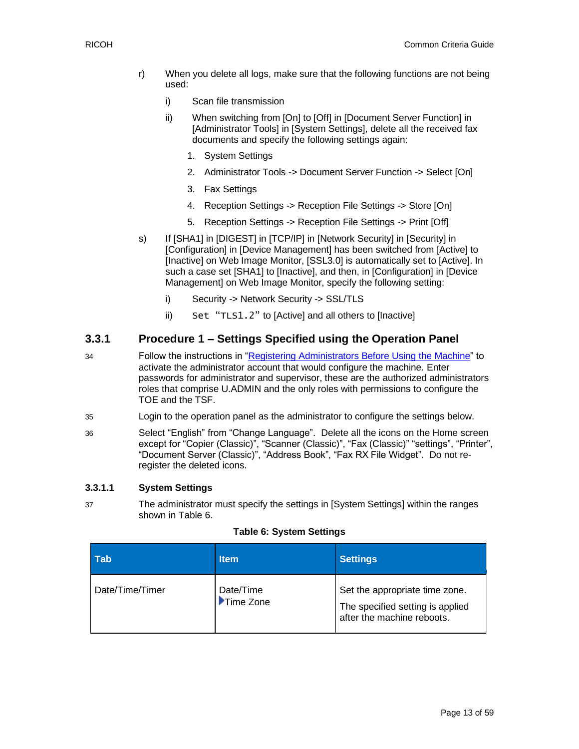r) When you delete all logs, make sure that the following functions are not being used:

  i) Scan file transmission

  ii) When switching from [On] to [Off] in [Document Server Function] in [Administrator Tools] in [System Settings], delete all the received fax documents and specify the following settings again:

    1. System Settings
    2. Administrator Tools -> Document Server Function -> Select [On]
    3. Fax Settings
    4. Reception Settings -> Reception File Settings -> Store [On]
    5. Reception Settings -> Reception File Settings -> Print [Off]

s) If [SHA1] in [DIGEST] in [TCP/IP] in [Network Security] in [Security] in [Configuration] in [Device Management] has been switched from [Active] to [Inactive] on Web Image Monitor, [SSL3.0] is automatically set to [Active]. In such a case set [SHA1] to [Inactive], and then, in [Configuration] in [Device Management] on Web Image Monitor, specify the following setting:

  i) Security -> Network Security -> SSL/TLS

  ii) Set "TLS1.2" to [Active] and all others to [Inactive]

## 3.3.1 Procedure 1 – Settings Specified using the Operation Panel

34 Follow the instructions in "Registering Administrators Before Using the Machine" to activate the administrator account that would configure the machine. Enter passwords for administrator and supervisor, these are the authorized administrators roles that comprise U.ADMIN and the only roles with permissions to configure the TOE and the TSF.

35 Login to the operation panel as the administrator to configure the settings below.

36 Select "English" from "Change Language". Delete all the icons on the Home screen except for "Copier (Classic)", "Scanner (Classic)", "Fax (Classic)" "settings", "Printer", "Document Server (Classic)", "Address Book", "Fax RX File Widget". Do not re-register the deleted icons.

### 3.3.1.1 System Settings

37 The administrator must specify the settings in [System Settings] within the ranges shown in Table 6.

**Table 6: System Settings**

| Tab | Item | Settings |
|---|---|---|
| Date/Time/Timer | Date/Time ▶Time Zone | Set the appropriate time zone. The specified setting is applied after the machine reboots. |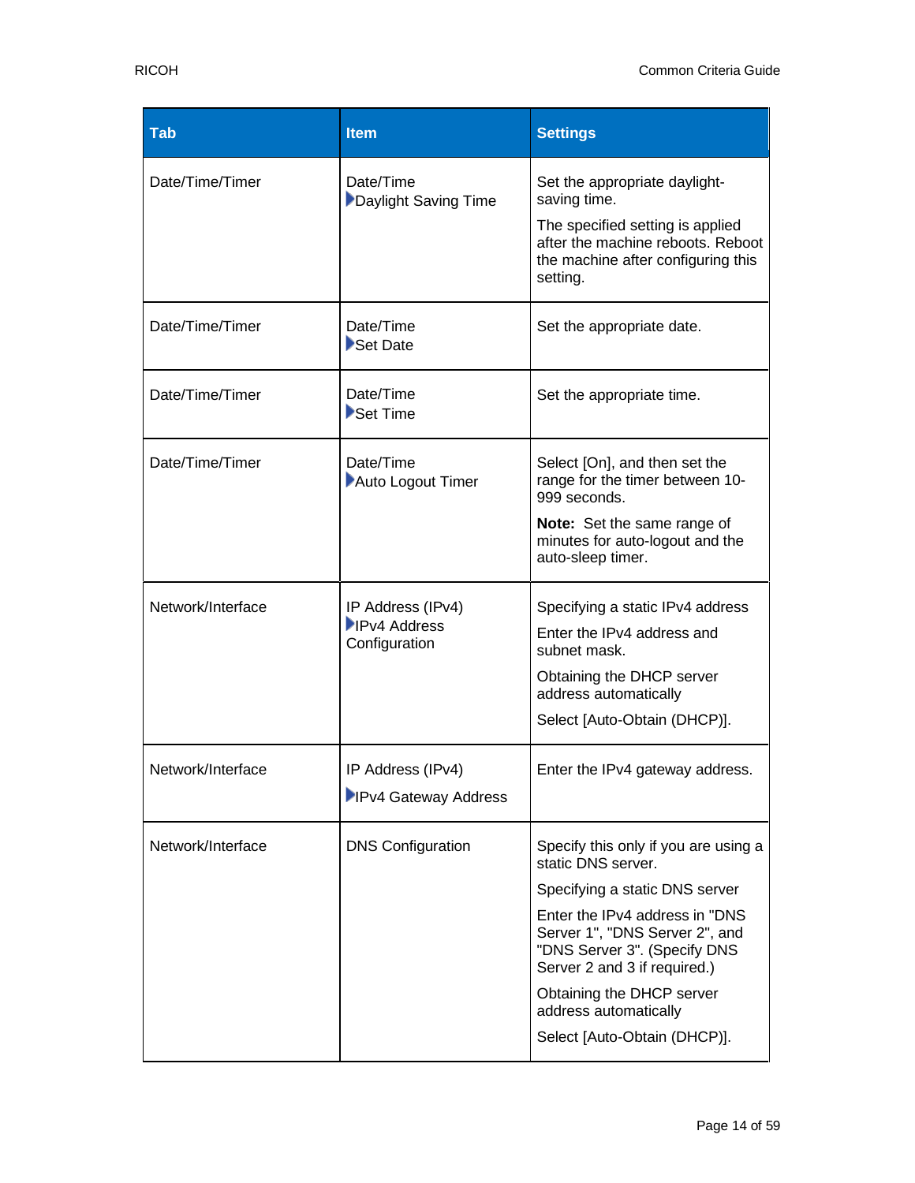| Tab | Item | Settings |
|---|---|---|
| Date/Time/Timer | Date/Time ▶Daylight Saving Time | Set the appropriate daylight-saving time. The specified setting is applied after the machine reboots. Reboot the machine after configuring this setting. |
| Date/Time/Timer | Date/Time ▶Set Date | Set the appropriate date. |
| Date/Time/Timer | Date/Time ▶Set Time | Set the appropriate time. |
| Date/Time/Timer | Date/Time ▶Auto Logout Timer | Select [On], and then set the range for the timer between 10-999 seconds. **Note:** Set the same range of minutes for auto-logout and the auto-sleep timer. |
| Network/Interface | IP Address (IPv4) ▶IPv4 Address Configuration | Specifying a static IPv4 address Enter the IPv4 address and subnet mask. Obtaining the DHCP server address automatically Select [Auto-Obtain (DHCP)]. |
| Network/Interface | IP Address (IPv4) ▶IPv4 Gateway Address | Enter the IPv4 gateway address. |
| Network/Interface | DNS Configuration | Specify this only if you are using a static DNS server. Specifying a static DNS server Enter the IPv4 address in "DNS Server 1", "DNS Server 2", and "DNS Server 3". (Specify DNS Server 2 and 3 if required.) Obtaining the DHCP server address automatically Select [Auto-Obtain (DHCP)]. |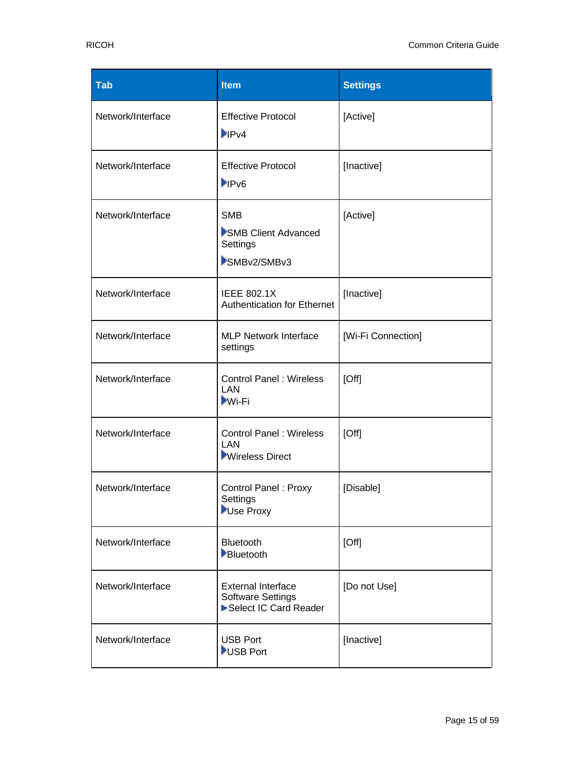| Tab | Item | Settings |
|---|---|---|
| Network/Interface | Effective Protocol ▶IPv4 | [Active] |
| Network/Interface | Effective Protocol ▶IPv6 | [Inactive] |
| Network/Interface | SMB ▶SMB Client Advanced Settings ▶SMBv2/SMBv3 | [Active] |
| Network/Interface | IEEE 802.1X Authentication for Ethernet | [Inactive] |
| Network/Interface | MLP Network Interface settings | [Wi-Fi Connection] |
| Network/Interface | Control Panel : Wireless LAN ▶Wi-Fi | [Off] |
| Network/Interface | Control Panel : Wireless LAN ▶Wireless Direct | [Off] |
| Network/Interface | Control Panel : Proxy Settings ▶Use Proxy | [Disable] |
| Network/Interface | Bluetooth ▶Bluetooth | [Off] |
| Network/Interface | External Interface Software Settings ▶Select IC Card Reader | [Do not Use] |
| Network/Interface | USB Port ▶USB Port | [Inactive] |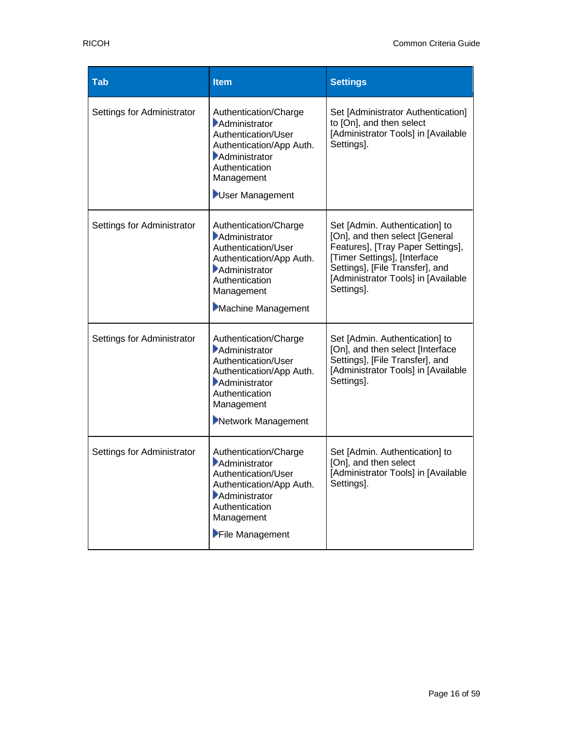| Tab | Item | Settings |
|---|---|---|
| Settings for Administrator | Authentication/Charge ▶Administrator Authentication/User Authentication/App Auth. ▶Administrator Authentication Management ▶User Management | Set [Administrator Authentication] to [On], and then select [Administrator Tools] in [Available Settings]. |
| Settings for Administrator | Authentication/Charge ▶Administrator Authentication/User Authentication/App Auth. ▶Administrator Authentication Management ▶Machine Management | Set [Admin. Authentication] to [On], and then select [General Features], [Tray Paper Settings], [Timer Settings], [Interface Settings], [File Transfer], and [Administrator Tools] in [Available Settings]. |
| Settings for Administrator | Authentication/Charge ▶Administrator Authentication/User Authentication/App Auth. ▶Administrator Authentication Management ▶Network Management | Set [Admin. Authentication] to [On], and then select [Interface Settings], [File Transfer], and [Administrator Tools] in [Available Settings]. |
| Settings for Administrator | Authentication/Charge ▶Administrator Authentication/User Authentication/App Auth. ▶Administrator Authentication Management ▶File Management | Set [Admin. Authentication] to [On], and then select [Administrator Tools] in [Available Settings]. |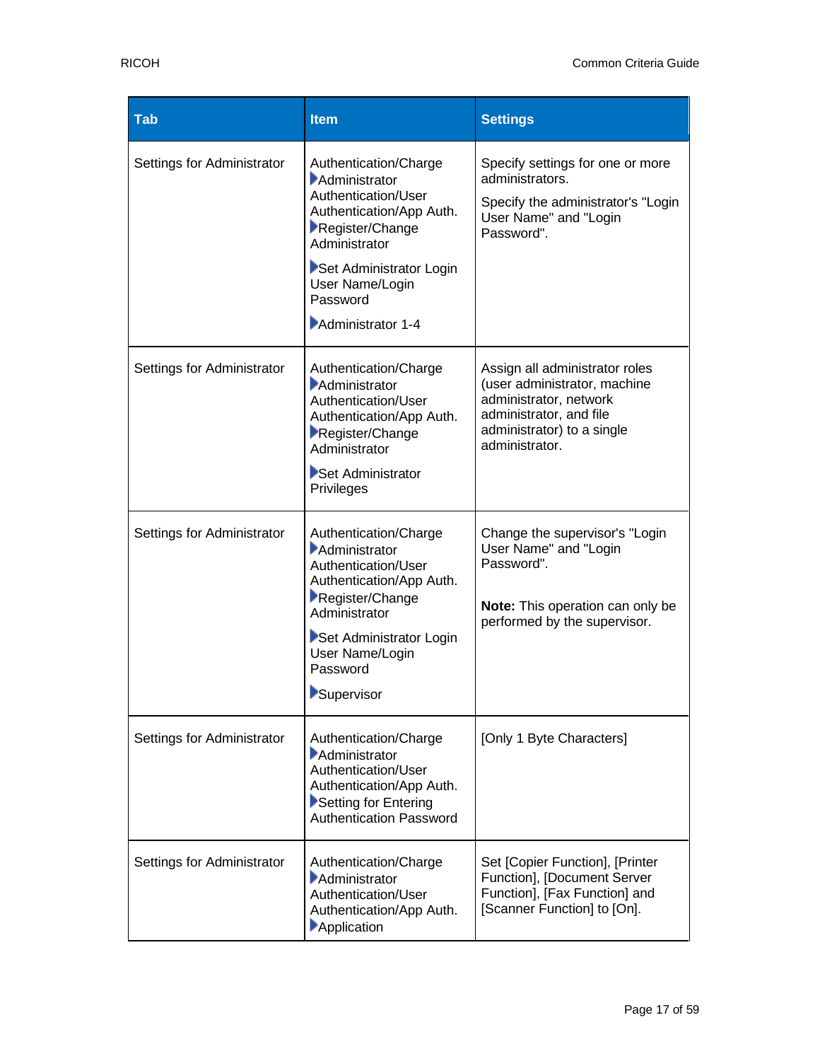| Tab | Item | Settings |
|---|---|---|
| Settings for Administrator | Authentication/Charge ▶Administrator Authentication/User Authentication/App Auth. ▶Register/Change Administrator ▶Set Administrator Login User Name/Login Password ▶Administrator 1-4 | Specify settings for one or more administrators. Specify the administrator's "Login User Name" and "Login Password". |
| Settings for Administrator | Authentication/Charge ▶Administrator Authentication/User Authentication/App Auth. ▶Register/Change Administrator ▶Set Administrator Privileges | Assign all administrator roles (user administrator, machine administrator, network administrator, and file administrator) to a single administrator. |
| Settings for Administrator | Authentication/Charge ▶Administrator Authentication/User Authentication/App Auth. ▶Register/Change Administrator ▶Set Administrator Login User Name/Login Password ▶Supervisor | Change the supervisor's "Login User Name" and "Login Password". **Note:** This operation can only be performed by the supervisor. |
| Settings for Administrator | Authentication/Charge ▶Administrator Authentication/User Authentication/App Auth. ▶Setting for Entering Authentication Password | [Only 1 Byte Characters] |
| Settings for Administrator | Authentication/Charge ▶Administrator Authentication/User Authentication/App Auth. ▶Application | Set [Copier Function], [Printer Function], [Document Server Function], [Fax Function] and [Scanner Function] to [On]. |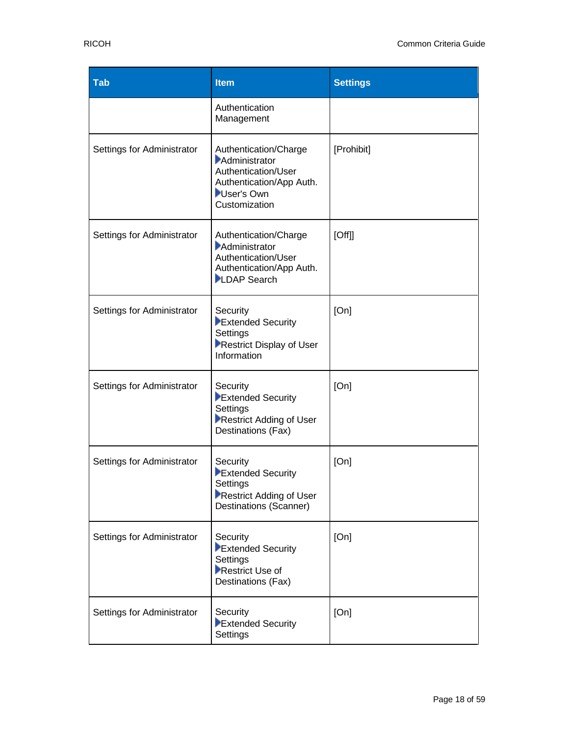| Tab | Item | Settings |
|---|---|---|
| | Authentication Management | |
| Settings for Administrator | Authentication/Charge ▶Administrator Authentication/User Authentication/App Auth. ▶User's Own Customization | [Prohibit] |
| Settings for Administrator | Authentication/Charge ▶Administrator Authentication/User Authentication/App Auth. ▶LDAP Search | [Off]] |
| Settings for Administrator | Security ▶Extended Security Settings ▶Restrict Display of User Information | [On] |
| Settings for Administrator | Security ▶Extended Security Settings ▶Restrict Adding of User Destinations (Fax) | [On] |
| Settings for Administrator | Security ▶Extended Security Settings ▶Restrict Adding of User Destinations (Scanner) | [On] |
| Settings for Administrator | Security ▶Extended Security Settings ▶Restrict Use of Destinations (Fax) | [On] |
| Settings for Administrator | Security ▶Extended Security Settings | [On] |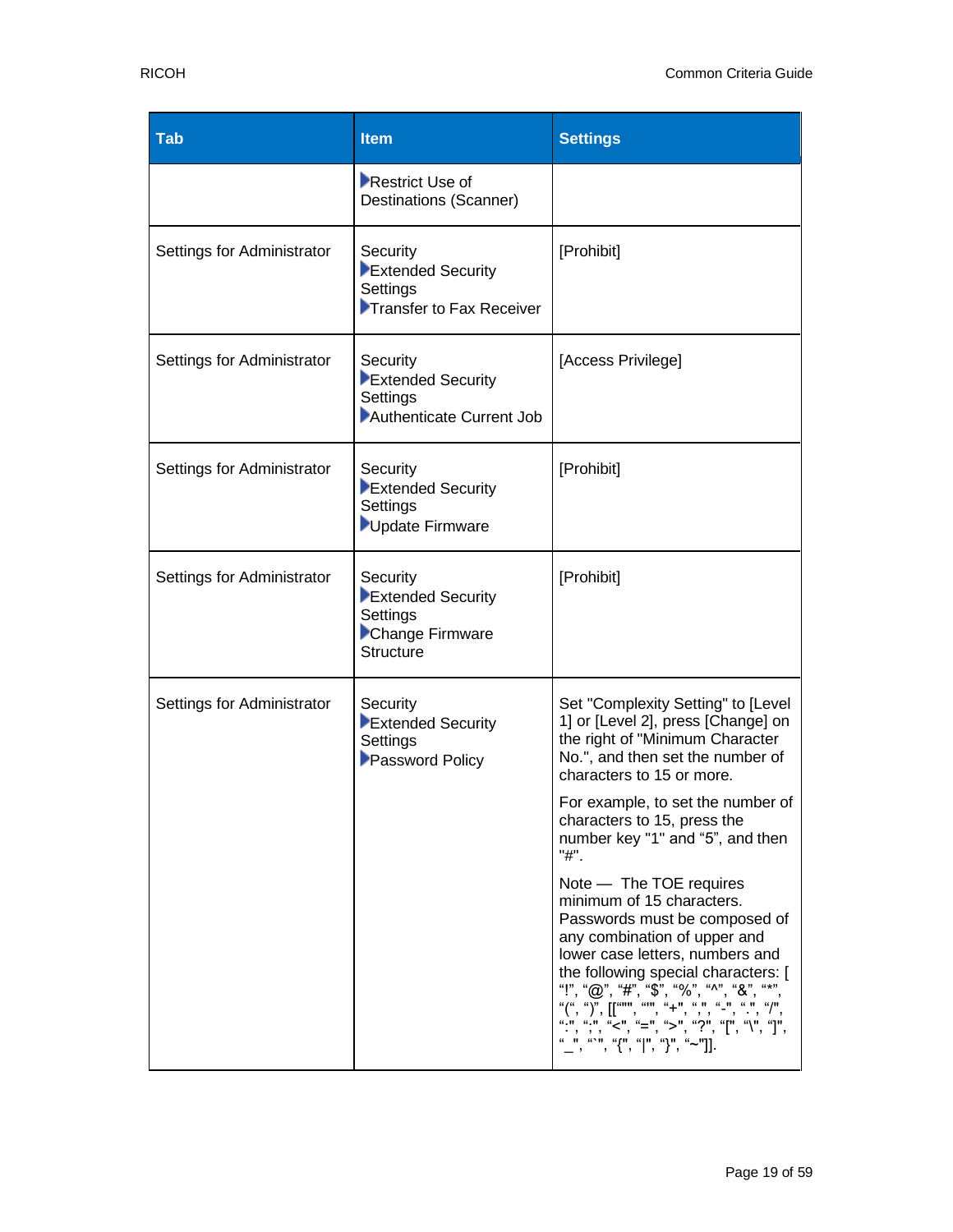| Tab | Item | Settings |
| --- | --- | --- |
| | ▶Restrict Use of Destinations (Scanner) | |
| Settings for Administrator | Security ▶Extended Security Settings ▶Transfer to Fax Receiver | [Prohibit] |
| Settings for Administrator | Security ▶Extended Security Settings ▶Authenticate Current Job | [Access Privilege] |
| Settings for Administrator | Security ▶Extended Security Settings ▶Update Firmware | [Prohibit] |
| Settings for Administrator | Security ▶Extended Security Settings ▶Change Firmware Structure | [Prohibit] |
| Settings for Administrator | Security ▶Extended Security Settings ▶Password Policy | Set "Complexity Setting" to [Level 1] or [Level 2], press [Change] on the right of "Minimum Character No.", and then set the number of characters to 15 or more.<br><br>For example, to set the number of characters to 15, press the number key "1" and "5", and then "#".<br><br>Note — The TOE requires minimum of 15 characters. Passwords must be composed of any combination of upper and lower case letters, numbers and the following special characters: [ "!", "@", "#", "$", "%", "^", "&", "*", "(", ")", [["""", """, "+", ",", "-", ".", "/", ":", ";", "<", "=", ">", "?", "[", "\", "]", "_", "`", "{", "\|", "}", "~"]]. |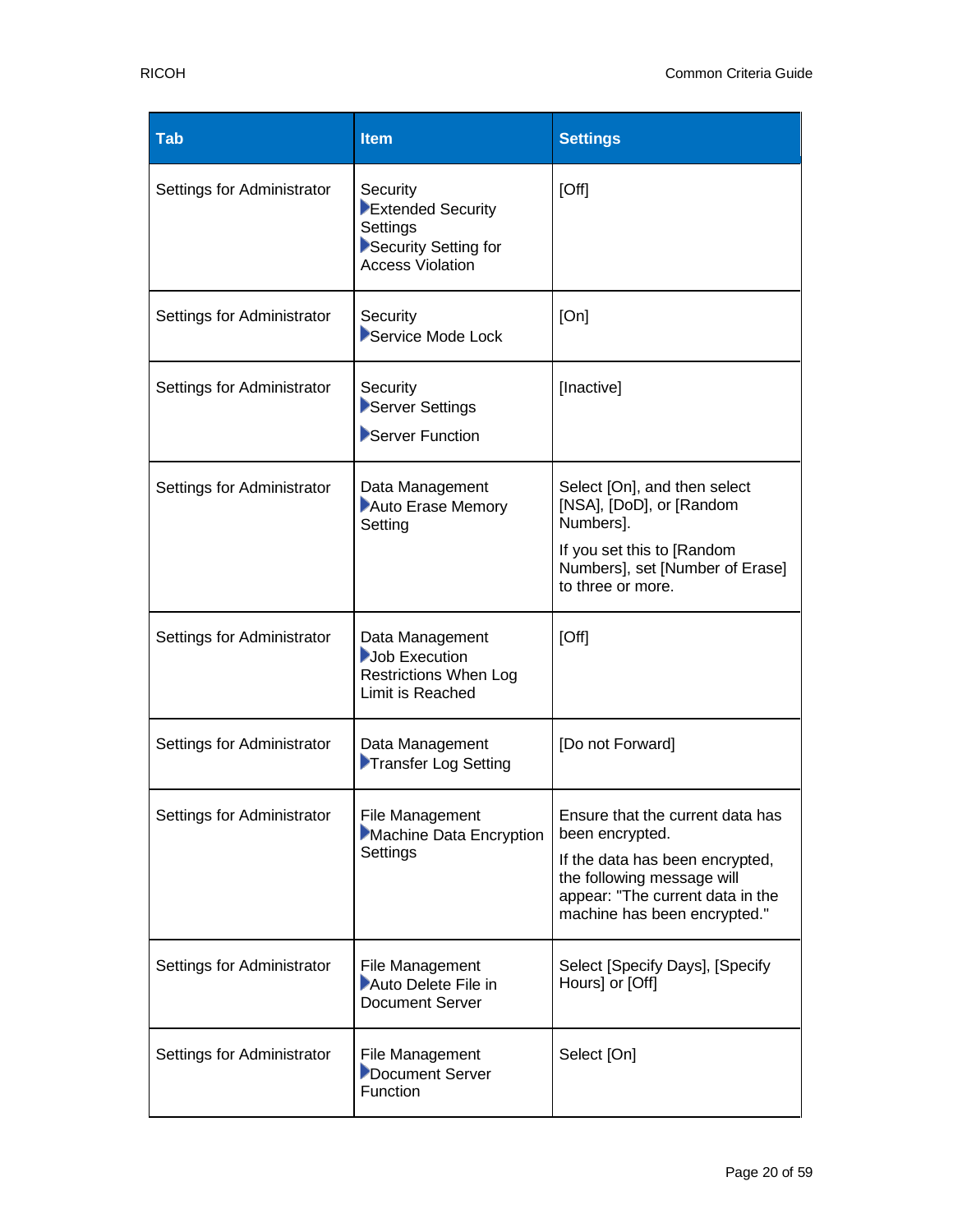| Tab | Item | Settings |
|---|---|---|
| Settings for Administrator | Security ▶Extended Security Settings ▶Security Setting for Access Violation | [Off] |
| Settings for Administrator | Security ▶Service Mode Lock | [On] |
| Settings for Administrator | Security ▶Server Settings ▶Server Function | [Inactive] |
| Settings for Administrator | Data Management ▶Auto Erase Memory Setting | Select [On], and then select [NSA], [DoD], or [Random Numbers].<br>If you set this to [Random Numbers], set [Number of Erase] to three or more. |
| Settings for Administrator | Data Management ▶Job Execution Restrictions When Log Limit is Reached | [Off] |
| Settings for Administrator | Data Management ▶Transfer Log Setting | [Do not Forward] |
| Settings for Administrator | File Management ▶Machine Data Encryption Settings | Ensure that the current data has been encrypted.<br>If the data has been encrypted, the following message will appear: "The current data in the machine has been encrypted." |
| Settings for Administrator | File Management ▶Auto Delete File in Document Server | Select [Specify Days], [Specify Hours] or [Off] |
| Settings for Administrator | File Management ▶Document Server Function | Select [On] |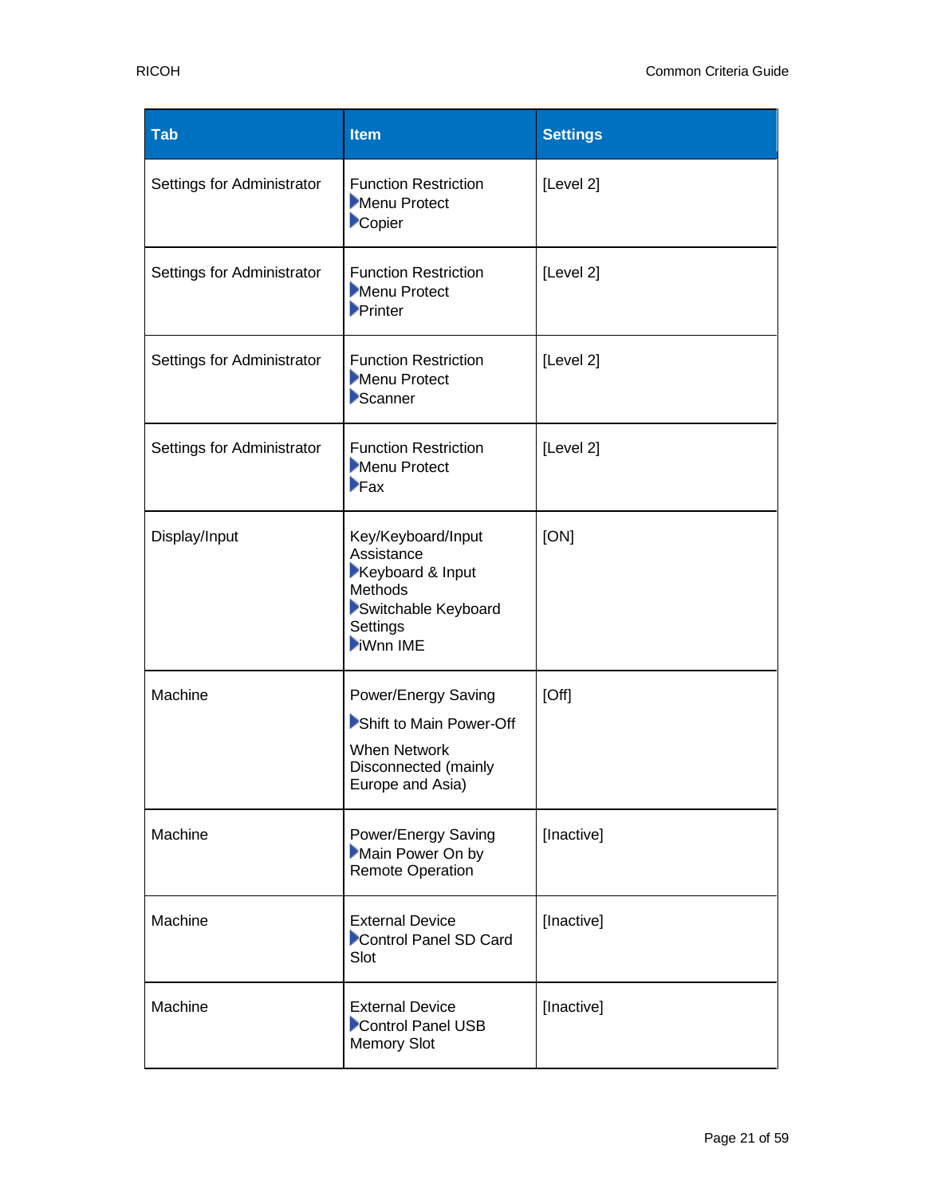| Tab | Item | Settings |
|---|---|---|
| Settings for Administrator | Function Restriction ▶Menu Protect ▶Copier | [Level 2] |
| Settings for Administrator | Function Restriction ▶Menu Protect ▶Printer | [Level 2] |
| Settings for Administrator | Function Restriction ▶Menu Protect ▶Scanner | [Level 2] |
| Settings for Administrator | Function Restriction ▶Menu Protect ▶Fax | [Level 2] |
| Display/Input | Key/Keyboard/Input Assistance ▶Keyboard & Input Methods ▶Switchable Keyboard Settings ▶iWnn IME | [ON] |
| Machine | Power/Energy Saving ▶Shift to Main Power-Off When Network Disconnected (mainly Europe and Asia) | [Off] |
| Machine | Power/Energy Saving ▶Main Power On by Remote Operation | [Inactive] |
| Machine | External Device ▶Control Panel SD Card Slot | [Inactive] |
| Machine | External Device ▶Control Panel USB Memory Slot | [Inactive] |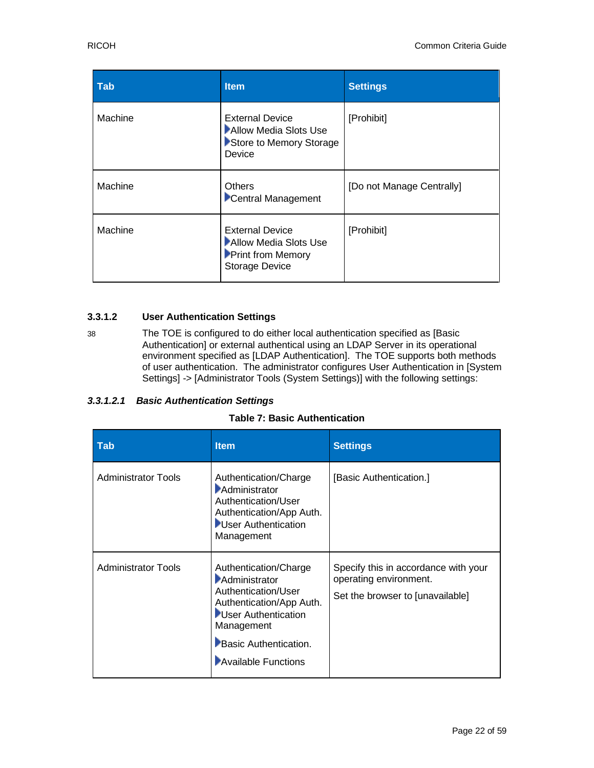| Tab | Item | Settings |
| --- | --- | --- |
| Machine | External Device ▶Allow Media Slots Use ▶Store to Memory Storage Device | [Prohibit] |
| Machine | Others ▶Central Management | [Do not Manage Centrally] |
| Machine | External Device ▶Allow Media Slots Use ▶Print from Memory Storage Device | [Prohibit] |

### 3.3.1.2 User Authentication Settings

38 The TOE is configured to do either local authentication specified as [Basic Authentication] or external authentical using an LDAP Server in its operational environment specified as [LDAP Authentication]. The TOE supports both methods of user authentication. The administrator configures User Authentication in [System Settings] -> [Administrator Tools (System Settings)] with the following settings:

#### *3.3.1.2.1 Basic Authentication Settings*

**Table 7: Basic Authentication**

| Tab | Item | Settings |
| --- | --- | --- |
| Administrator Tools | Authentication/Charge ▶Administrator Authentication/User Authentication/App Auth. ▶User Authentication Management | [Basic Authentication.] |
| Administrator Tools | Authentication/Charge ▶Administrator Authentication/User Authentication/App Auth. ▶User Authentication Management ▶Basic Authentication. ▶Available Functions | Specify this in accordance with your operating environment. Set the browser to [unavailable] |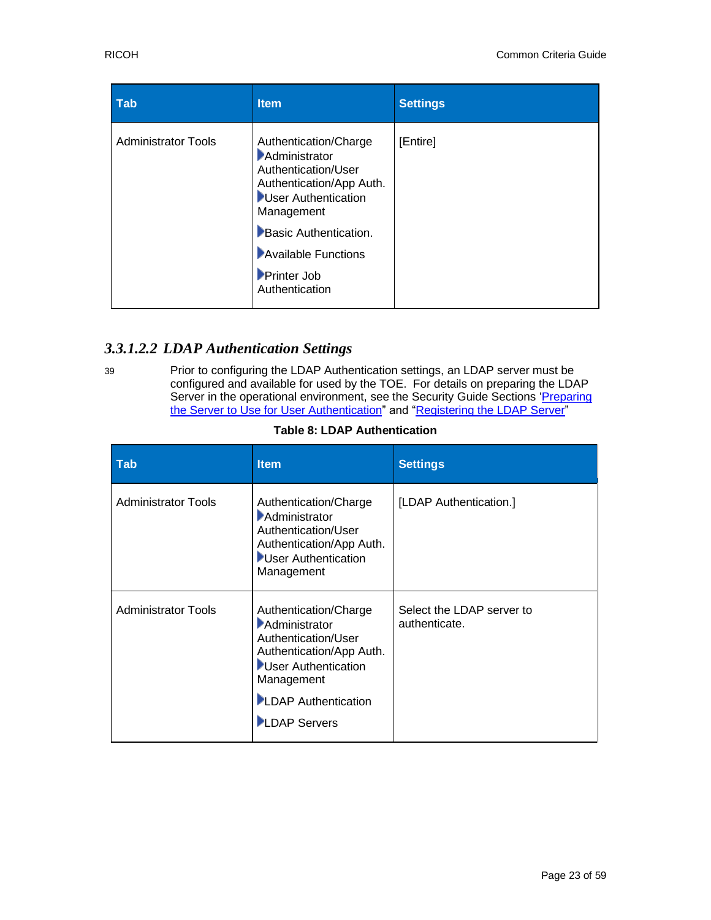| Tab | Item | Settings |
|---|---|---|
| Administrator Tools | Authentication/Charge ▶Administrator Authentication/User Authentication/App Auth. ▶User Authentication Management ▶Basic Authentication. ▶Available Functions ▶Printer Job Authentication | [Entire] |

#### *3.3.1.2.2 LDAP Authentication Settings*

39 Prior to configuring the LDAP Authentication settings, an LDAP server must be configured and available for used by the TOE. For details on preparing the LDAP Server in the operational environment, see the Security Guide Sections '[Preparing the Server to Use for User Authentication]" and "[Registering the LDAP Server]"

**Table 8: LDAP Authentication**

| Tab | Item | Settings |
|---|---|---|
| Administrator Tools | Authentication/Charge ▶Administrator Authentication/User Authentication/App Auth. ▶User Authentication Management | [LDAP Authentication.] |
| Administrator Tools | Authentication/Charge ▶Administrator Authentication/User Authentication/App Auth. ▶User Authentication Management ▶LDAP Authentication ▶LDAP Servers | Select the LDAP server to authenticate. |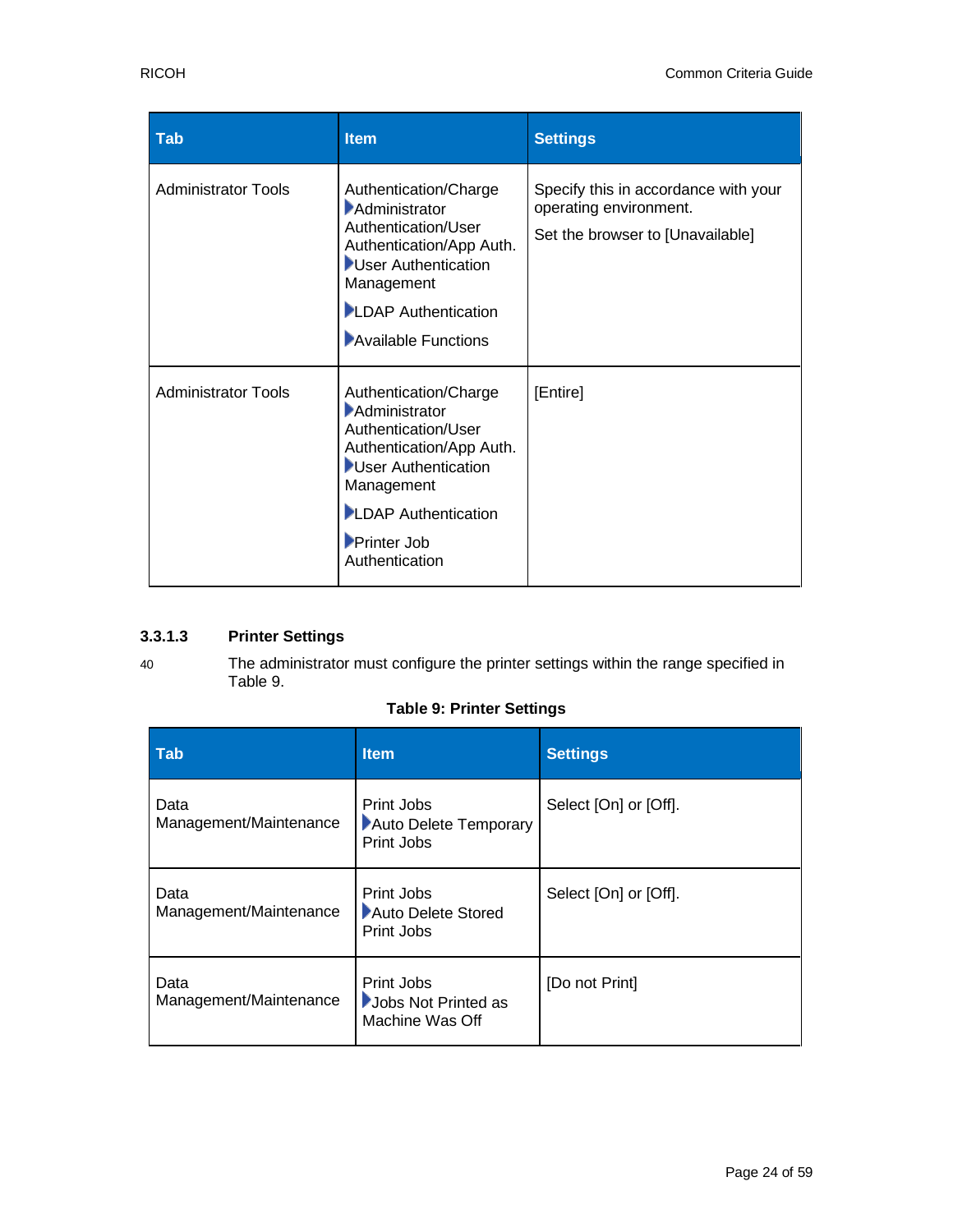| Tab | Item | Settings |
| --- | --- | --- |
| Administrator Tools | Authentication/Charge ▶Administrator Authentication/User Authentication/App Auth. ▶User Authentication Management ▶LDAP Authentication ▶Available Functions | Specify this in accordance with your operating environment. Set the browser to [Unavailable] |
| Administrator Tools | Authentication/Charge ▶Administrator Authentication/User Authentication/App Auth. ▶User Authentication Management ▶LDAP Authentication ▶Printer Job Authentication | [Entire] |

### 3.3.1.3 Printer Settings

40 The administrator must configure the printer settings within the range specified in Table 9.

**Table 9: Printer Settings**

| Tab | Item | Settings |
| --- | --- | --- |
| Data Management/Maintenance | Print Jobs ▶Auto Delete Temporary Print Jobs | Select [On] or [Off]. |
| Data Management/Maintenance | Print Jobs ▶Auto Delete Stored Print Jobs | Select [On] or [Off]. |
| Data Management/Maintenance | Print Jobs ▶Jobs Not Printed as Machine Was Off | [Do not Print] |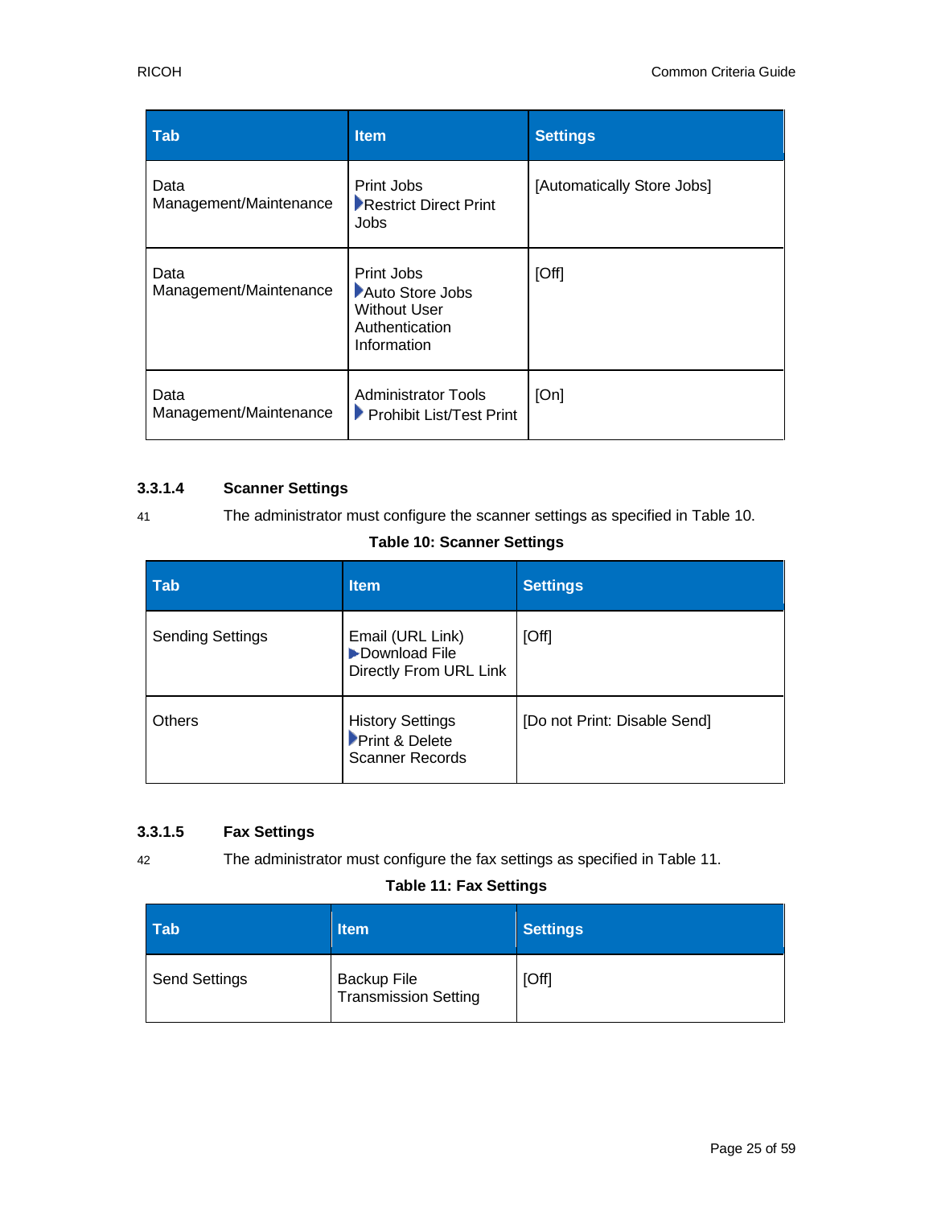| Tab | Item | Settings |
| --- | --- | --- |
| Data Management/Maintenance | Print Jobs ▶Restrict Direct Print Jobs | [Automatically Store Jobs] |
| Data Management/Maintenance | Print Jobs ▶Auto Store Jobs Without User Authentication Information | [Off] |
| Data Management/Maintenance | Administrator Tools ▶ Prohibit List/Test Print | [On] |

### 3.3.1.4 Scanner Settings

41 The administrator must configure the scanner settings as specified in Table 10.

**Table 10: Scanner Settings**

| Tab | Item | Settings |
| --- | --- | --- |
| Sending Settings | Email (URL Link) ▶Download File Directly From URL Link | [Off] |
| Others | History Settings ▶Print & Delete Scanner Records | [Do not Print: Disable Send] |

### 3.3.1.5 Fax Settings

42 The administrator must configure the fax settings as specified in Table 11.

**Table 11: Fax Settings**

| Tab | Item | Settings |
| --- | --- | --- |
| Send Settings | Backup File Transmission Setting | [Off] |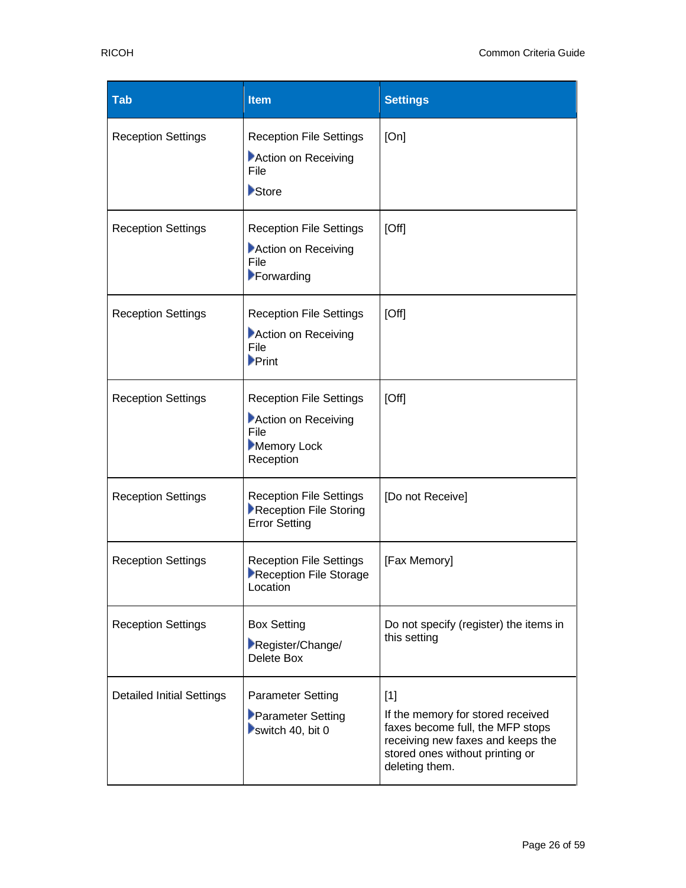| Tab | Item | Settings |
| --- | --- | --- |
| Reception Settings | Reception File Settings ▶Action on Receiving File ▶Store | [On] |
| Reception Settings | Reception File Settings ▶Action on Receiving File ▶Forwarding | [Off] |
| Reception Settings | Reception File Settings ▶Action on Receiving File ▶Print | [Off] |
| Reception Settings | Reception File Settings ▶Action on Receiving File ▶Memory Lock Reception | [Off] |
| Reception Settings | Reception File Settings ▶Reception File Storing Error Setting | [Do not Receive] |
| Reception Settings | Reception File Settings ▶Reception File Storage Location | [Fax Memory] |
| Reception Settings | Box Setting ▶Register/Change/ Delete Box | Do not specify (register) the items in this setting |
| Detailed Initial Settings | Parameter Setting ▶Parameter Setting ▶switch 40, bit 0 | [1] If the memory for stored received faxes become full, the MFP stops receiving new faxes and keeps the stored ones without printing or deleting them. |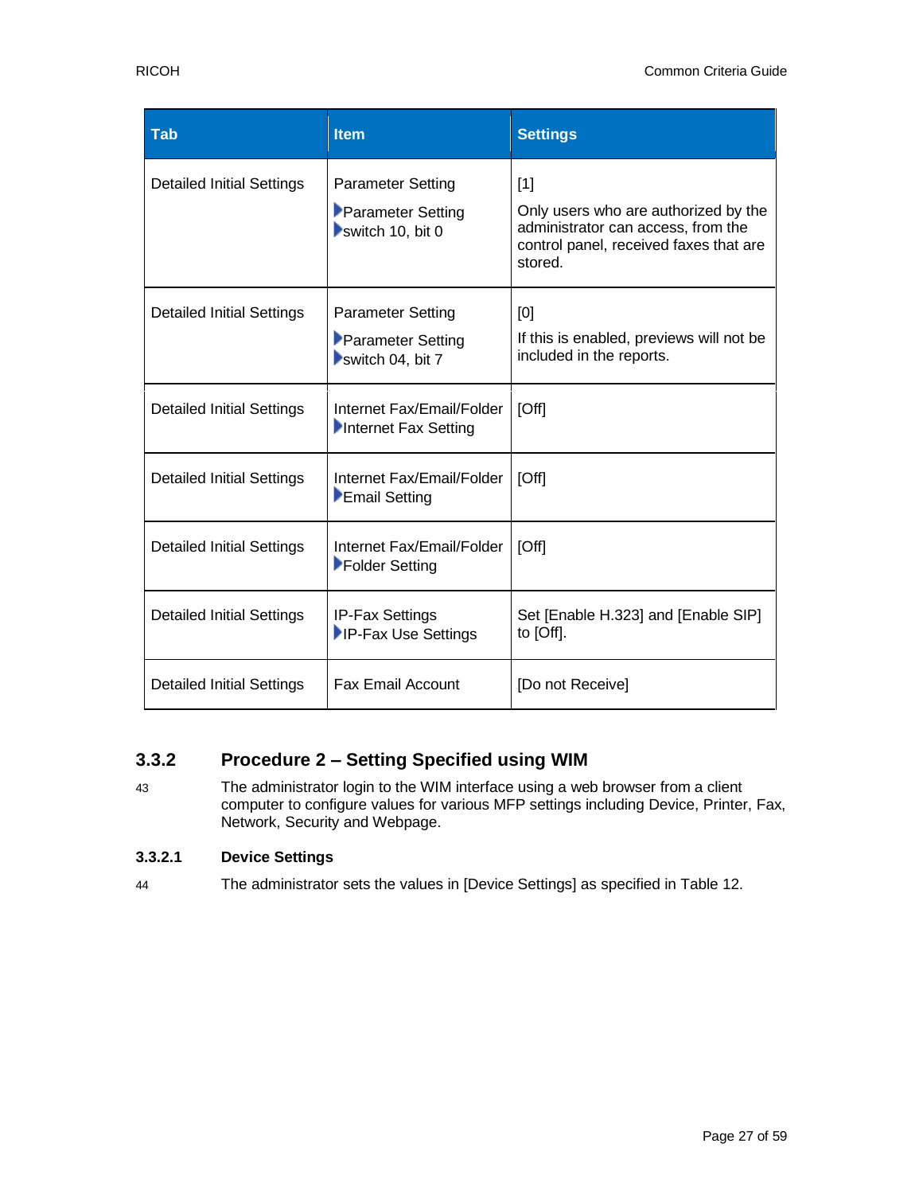| Tab | Item | Settings |
|---|---|---|
| Detailed Initial Settings | Parameter Setting ▶Parameter Setting ▶switch 10, bit 0 | [1] Only users who are authorized by the administrator can access, from the control panel, received faxes that are stored. |
| Detailed Initial Settings | Parameter Setting ▶Parameter Setting ▶switch 04, bit 7 | [0] If this is enabled, previews will not be included in the reports. |
| Detailed Initial Settings | Internet Fax/Email/Folder ▶Internet Fax Setting | [Off] |
| Detailed Initial Settings | Internet Fax/Email/Folder ▶Email Setting | [Off] |
| Detailed Initial Settings | Internet Fax/Email/Folder ▶Folder Setting | [Off] |
| Detailed Initial Settings | IP-Fax Settings ▶IP-Fax Use Settings | Set [Enable H.323] and [Enable SIP] to [Off]. |
| Detailed Initial Settings | Fax Email Account | [Do not Receive] |

### 3.3.2 Procedure 2 – Setting Specified using WIM

43 The administrator login to the WIM interface using a web browser from a client computer to configure values for various MFP settings including Device, Printer, Fax, Network, Security and Webpage.

#### 3.3.2.1 Device Settings

44 The administrator sets the values in [Device Settings] as specified in Table 12.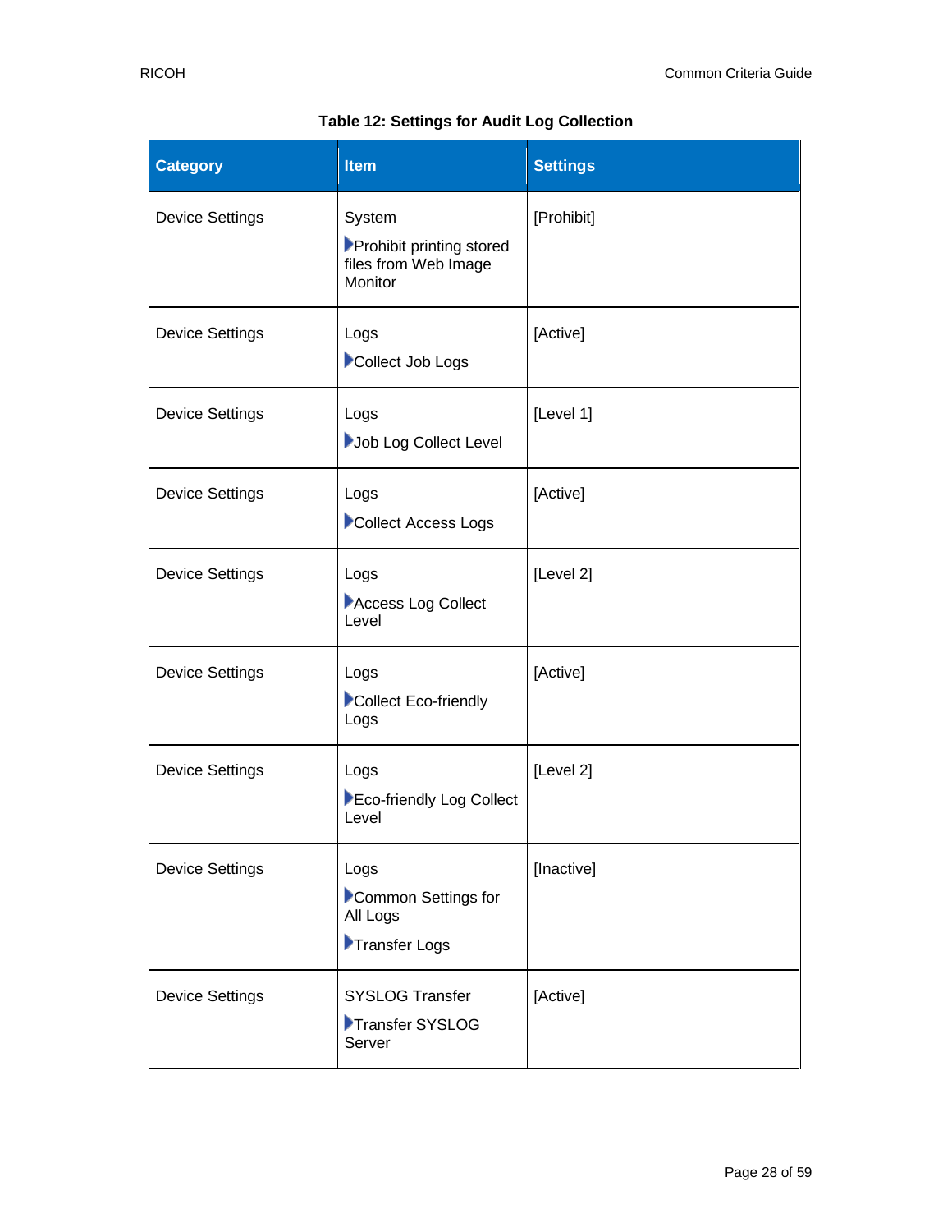**Table 12: Settings for Audit Log Collection**

| Category | Item | Settings |
|---|---|---|
| Device Settings | System ▶Prohibit printing stored files from Web Image Monitor | [Prohibit] |
| Device Settings | Logs ▶Collect Job Logs | [Active] |
| Device Settings | Logs ▶Job Log Collect Level | [Level 1] |
| Device Settings | Logs ▶Collect Access Logs | [Active] |
| Device Settings | Logs ▶Access Log Collect Level | [Level 2] |
| Device Settings | Logs ▶Collect Eco-friendly Logs | [Active] |
| Device Settings | Logs ▶Eco-friendly Log Collect Level | [Level 2] |
| Device Settings | Logs ▶Common Settings for All Logs ▶Transfer Logs | [Inactive] |
| Device Settings | SYSLOG Transfer ▶Transfer SYSLOG Server | [Active] |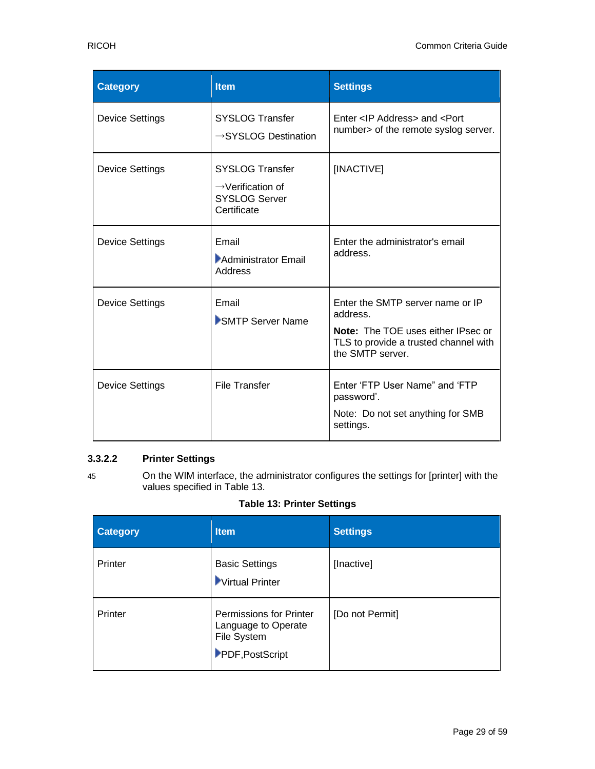| Category | Item | Settings |
|---|---|---|
| Device Settings | SYSLOG Transfer →SYSLOG Destination | Enter <IP Address> and <Port number> of the remote syslog server. |
| Device Settings | SYSLOG Transfer →Verification of SYSLOG Server Certificate | [INACTIVE] |
| Device Settings | Email ▶Administrator Email Address | Enter the administrator's email address. |
| Device Settings | Email ▶SMTP Server Name | Enter the SMTP server name or IP address. **Note:** The TOE uses either IPsec or TLS to provide a trusted channel with the SMTP server. |
| Device Settings | File Transfer | Enter 'FTP User Name" and 'FTP password'. Note: Do not set anything for SMB settings. |

#### 3.3.2.2 Printer Settings

45 On the WIM interface, the administrator configures the settings for [printer] with the values specified in Table 13.

**Table 13: Printer Settings**

| Category | Item | Settings |
|---|---|---|
| Printer | Basic Settings ▶Virtual Printer | [Inactive] |
| Printer | Permissions for Printer Language to Operate File System ▶PDF,PostScript | [Do not Permit] |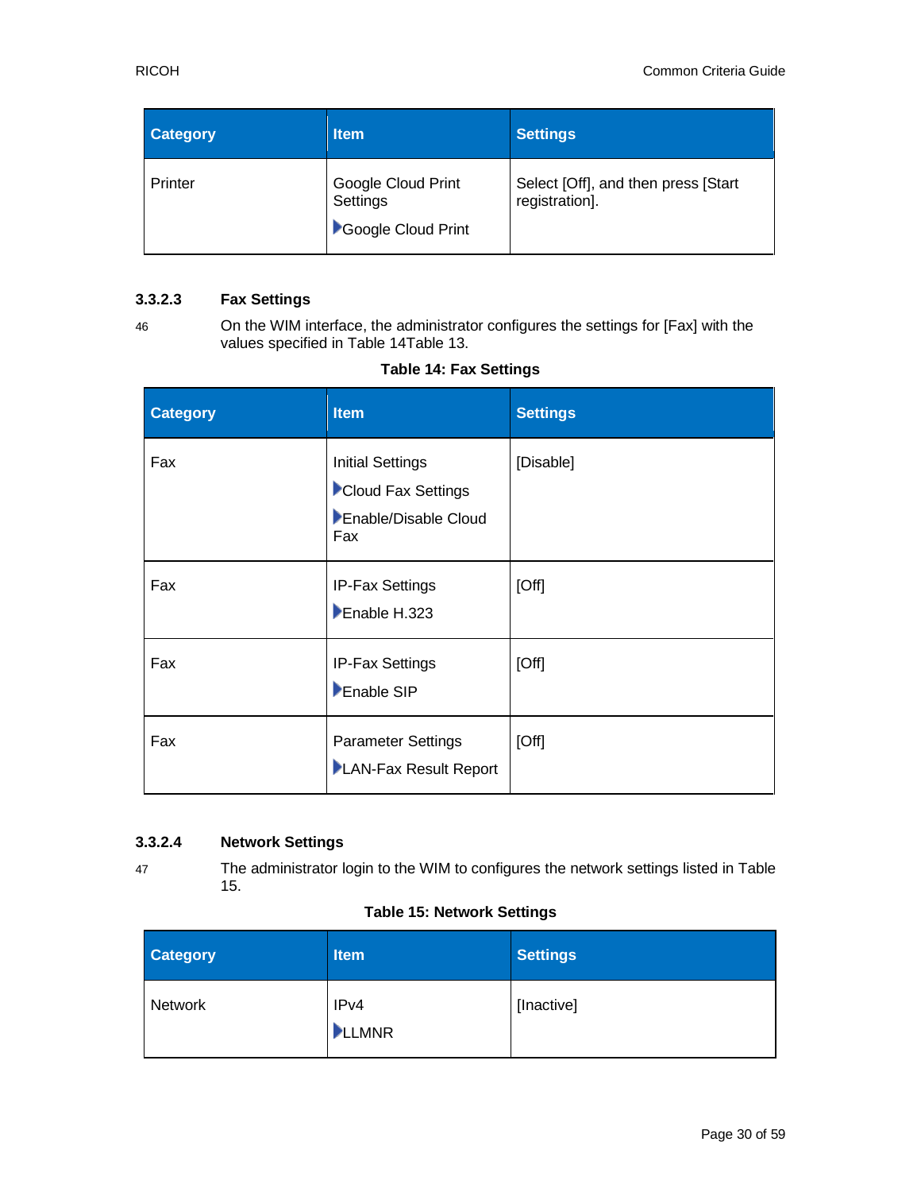| Category | Item | Settings |
| --- | --- | --- |
| Printer | Google Cloud Print Settings<br>▶Google Cloud Print | Select [Off], and then press [Start registration]. |

### 3.3.2.3 Fax Settings

46 On the WIM interface, the administrator configures the settings for [Fax] with the values specified in Table 14Table 13.

**Table 14: Fax Settings**

| Category | Item | Settings |
| --- | --- | --- |
| Fax | Initial Settings<br>▶Cloud Fax Settings<br>▶Enable/Disable Cloud Fax | [Disable] |
| Fax | IP-Fax Settings<br>▶Enable H.323 | [Off] |
| Fax | IP-Fax Settings<br>▶Enable SIP | [Off] |
| Fax | Parameter Settings<br>▶LAN-Fax Result Report | [Off] |

### 3.3.2.4 Network Settings

47 The administrator login to the WIM to configures the network settings listed in Table 15.

**Table 15: Network Settings**

| Category | Item | Settings |
| --- | --- | --- |
| Network | IPv4<br>▶LLMNR | [Inactive] |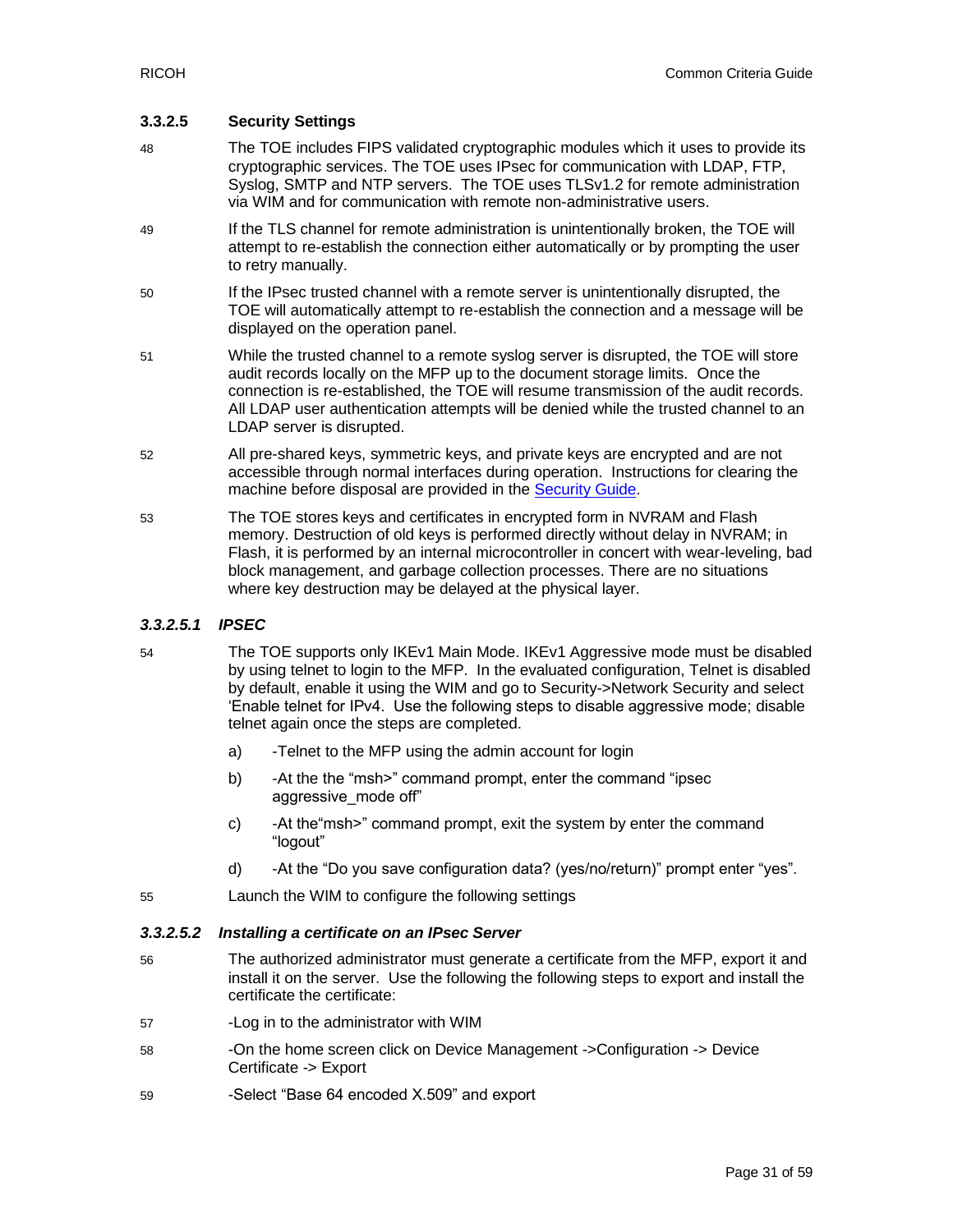#### 3.3.2.5 Security Settings

48 The TOE includes FIPS validated cryptographic modules which it uses to provide its cryptographic services. The TOE uses IPsec for communication with LDAP, FTP, Syslog, SMTP and NTP servers. The TOE uses TLSv1.2 for remote administration via WIM and for communication with remote non-administrative users.

49 If the TLS channel for remote administration is unintentionally broken, the TOE will attempt to re-establish the connection either automatically or by prompting the user to retry manually.

50 If the IPsec trusted channel with a remote server is unintentionally disrupted, the TOE will automatically attempt to re-establish the connection and a message will be displayed on the operation panel.

51 While the trusted channel to a remote syslog server is disrupted, the TOE will store audit records locally on the MFP up to the document storage limits. Once the connection is re-established, the TOE will resume transmission of the audit records. All LDAP user authentication attempts will be denied while the trusted channel to an LDAP server is disrupted.

52 All pre-shared keys, symmetric keys, and private keys are encrypted and are not accessible through normal interfaces during operation. Instructions for clearing the machine before disposal are provided in the Security Guide.

53 The TOE stores keys and certificates in encrypted form in NVRAM and Flash memory. Destruction of old keys is performed directly without delay in NVRAM; in Flash, it is performed by an internal microcontroller in concert with wear-leveling, bad block management, and garbage collection processes. There are no situations where key destruction may be delayed at the physical layer.

##### *3.3.2.5.1 IPSEC*

54 The TOE supports only IKEv1 Main Mode. IKEv1 Aggressive mode must be disabled by using telnet to login to the MFP. In the evaluated configuration, Telnet is disabled by default, enable it using the WIM and go to Security->Network Security and select 'Enable telnet for IPv4. Use the following steps to disable aggressive mode; disable telnet again once the steps are completed.

a) -Telnet to the MFP using the admin account for login

b) -At the the "msh>" command prompt, enter the command "ipsec aggressive_mode off"

c) -At the"msh>" command prompt, exit the system by enter the command "logout"

d) -At the "Do you save configuration data? (yes/no/return)" prompt enter "yes".

55 Launch the WIM to configure the following settings

##### *3.3.2.5.2 Installing a certificate on an IPsec Server*

56 The authorized administrator must generate a certificate from the MFP, export it and install it on the server. Use the following the following steps to export and install the certificate the certificate:

57 -Log in to the administrator with WIM

58 -On the home screen click on Device Management ->Configuration -> Device Certificate -> Export

59 -Select "Base 64 encoded X.509" and export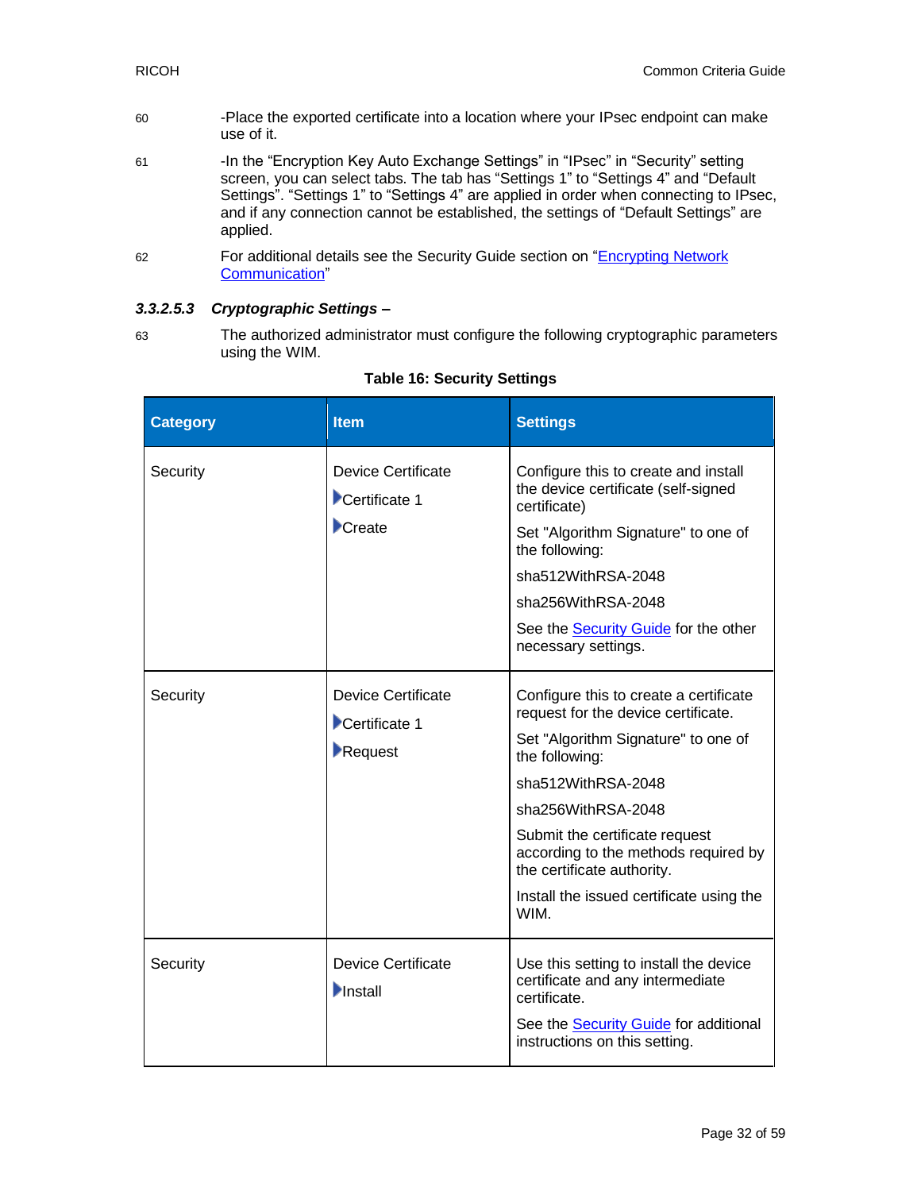60 -Place the exported certificate into a location where your IPsec endpoint can make use of it.

61 -In the “Encryption Key Auto Exchange Settings” in “IPsec” in “Security” setting screen, you can select tabs. The tab has “Settings 1” to “Settings 4” and “Default Settings”. “Settings 1” to “Settings 4” are applied in order when connecting to IPsec, and if any connection cannot be established, the settings of “Default Settings” are applied.

62 For additional details see the Security Guide section on “Encrypting Network Communication”

#### 3.3.2.5.3 *Cryptographic Settings –*

63 The authorized administrator must configure the following cryptographic parameters using the WIM.

**Table 16: Security Settings**

| Category | Item | Settings |
| --- | --- | --- |
| Security | Device Certificate<br>▶Certificate 1<br>▶Create | Configure this to create and install the device certificate (self-signed certificate)<br>Set "Algorithm Signature" to one of the following:<br>sha512WithRSA-2048<br>sha256WithRSA-2048<br>See the Security Guide for the other necessary settings. |
| Security | Device Certificate<br>▶Certificate 1<br>▶Request | Configure this to create a certificate request for the device certificate.<br>Set "Algorithm Signature" to one of the following:<br>sha512WithRSA-2048<br>sha256WithRSA-2048<br>Submit the certificate request according to the methods required by the certificate authority.<br>Install the issued certificate using the WIM. |
| Security | Device Certificate<br>▶Install | Use this setting to install the device certificate and any intermediate certificate.<br>See the Security Guide for additional instructions on this setting. |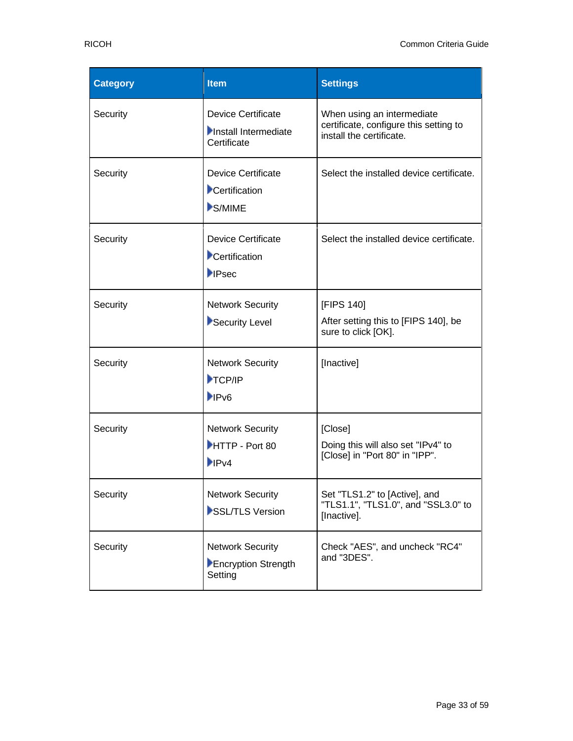| Category | Item | Settings |
| --- | --- | --- |
| Security | Device Certificate<br>▶Install Intermediate Certificate | When using an intermediate certificate, configure this setting to install the certificate. |
| Security | Device Certificate<br>▶Certification<br>▶S/MIME | Select the installed device certificate. |
| Security | Device Certificate<br>▶Certification<br>▶IPsec | Select the installed device certificate. |
| Security | Network Security<br>▶Security Level | [FIPS 140]<br>After setting this to [FIPS 140], be sure to click [OK]. |
| Security | Network Security<br>▶TCP/IP<br>▶IPv6 | [Inactive] |
| Security | Network Security<br>▶HTTP - Port 80<br>▶IPv4 | [Close]<br>Doing this will also set "IPv4" to [Close] in "Port 80" in "IPP". |
| Security | Network Security<br>▶SSL/TLS Version | Set "TLS1.2" to [Active], and "TLS1.1", "TLS1.0", and "SSL3.0" to [Inactive]. |
| Security | Network Security<br>▶Encryption Strength Setting | Check "AES", and uncheck "RC4" and "3DES". |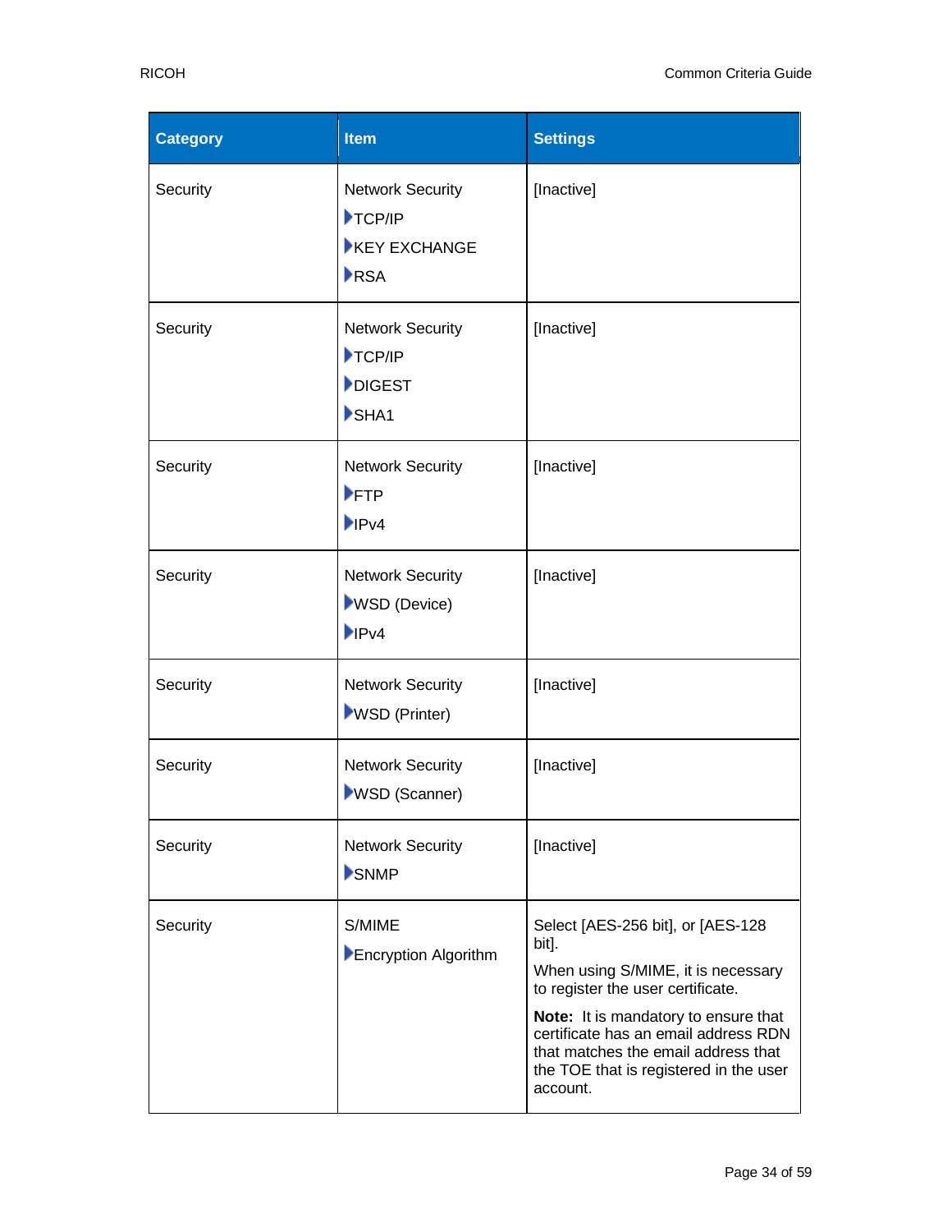| Category | Item | Settings |
| --- | --- | --- |
| Security | Network Security<br>▶TCP/IP<br>▶KEY EXCHANGE<br>▶RSA | [Inactive] |
| Security | Network Security<br>▶TCP/IP<br>▶DIGEST<br>▶SHA1 | [Inactive] |
| Security | Network Security<br>▶FTP<br>▶IPv4 | [Inactive] |
| Security | Network Security<br>▶WSD (Device)<br>▶IPv4 | [Inactive] |
| Security | Network Security<br>▶WSD (Printer) | [Inactive] |
| Security | Network Security<br>▶WSD (Scanner) | [Inactive] |
| Security | Network Security<br>▶SNMP | [Inactive] |
| Security | S/MIME<br>▶Encryption Algorithm | Select [AES-256 bit], or [AES-128 bit].<br>When using S/MIME, it is necessary to register the user certificate.<br>**Note:** It is mandatory to ensure that certificate has an email address RDN that matches the email address that the TOE that is registered in the user account. |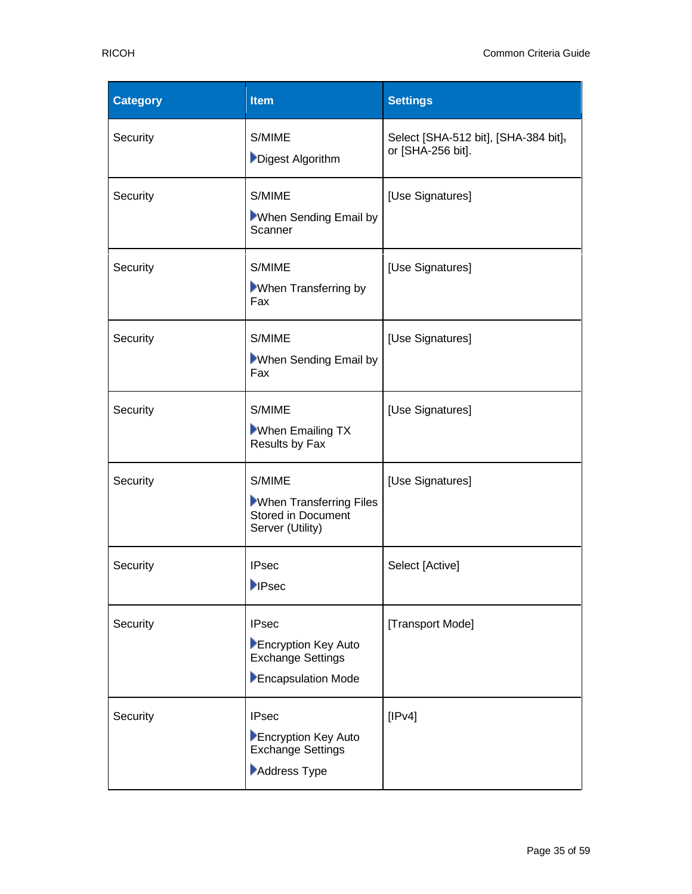| Category | Item | Settings |
| --- | --- | --- |
| Security | S/MIME<br>▶Digest Algorithm | Select [SHA-512 bit], [SHA-384 bit], or [SHA-256 bit]. |
| Security | S/MIME<br>▶When Sending Email by Scanner | [Use Signatures] |
| Security | S/MIME<br>▶When Transferring by Fax | [Use Signatures] |
| Security | S/MIME<br>▶When Sending Email by Fax | [Use Signatures] |
| Security | S/MIME<br>▶When Emailing TX Results by Fax | [Use Signatures] |
| Security | S/MIME<br>▶When Transferring Files Stored in Document Server (Utility) | [Use Signatures] |
| Security | IPsec<br>▶IPsec | Select [Active] |
| Security | IPsec<br>▶Encryption Key Auto Exchange Settings<br>▶Encapsulation Mode | [Transport Mode] |
| Security | IPsec<br>▶Encryption Key Auto Exchange Settings<br>▶Address Type | [IPv4] |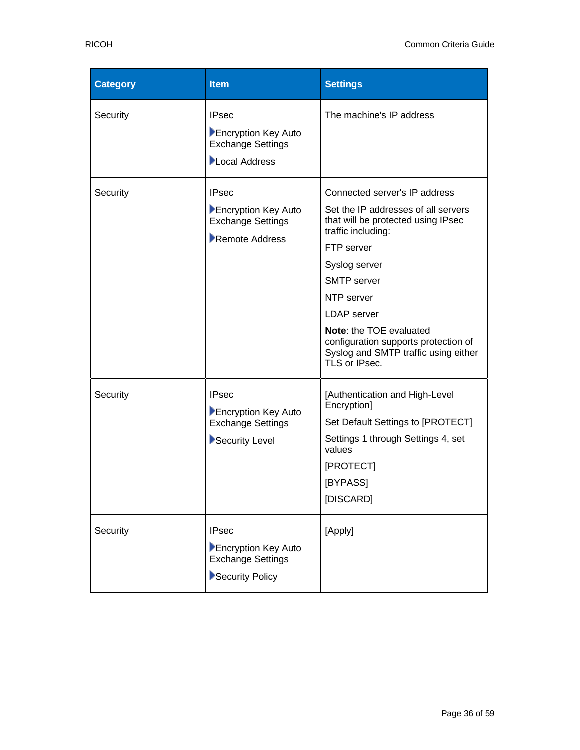| Category | Item | Settings |
| --- | --- | --- |
| Security | IPsec<br>▶Encryption Key Auto Exchange Settings<br>▶Local Address | The machine's IP address |
| Security | IPsec<br>▶Encryption Key Auto Exchange Settings<br>▶Remote Address | Connected server's IP address<br>Set the IP addresses of all servers that will be protected using IPsec traffic including:<br>FTP server<br>Syslog server<br>SMTP server<br>NTP server<br>LDAP server<br>**Note**: the TOE evaluated configuration supports protection of Syslog and SMTP traffic using either TLS or IPsec. |
| Security | IPsec<br>▶Encryption Key Auto Exchange Settings<br>▶Security Level | [Authentication and High-Level Encryption]<br>Set Default Settings to [PROTECT]<br>Settings 1 through Settings 4, set values<br>[PROTECT]<br>[BYPASS]<br>[DISCARD] |
| Security | IPsec<br>▶Encryption Key Auto Exchange Settings<br>▶Security Policy | [Apply] |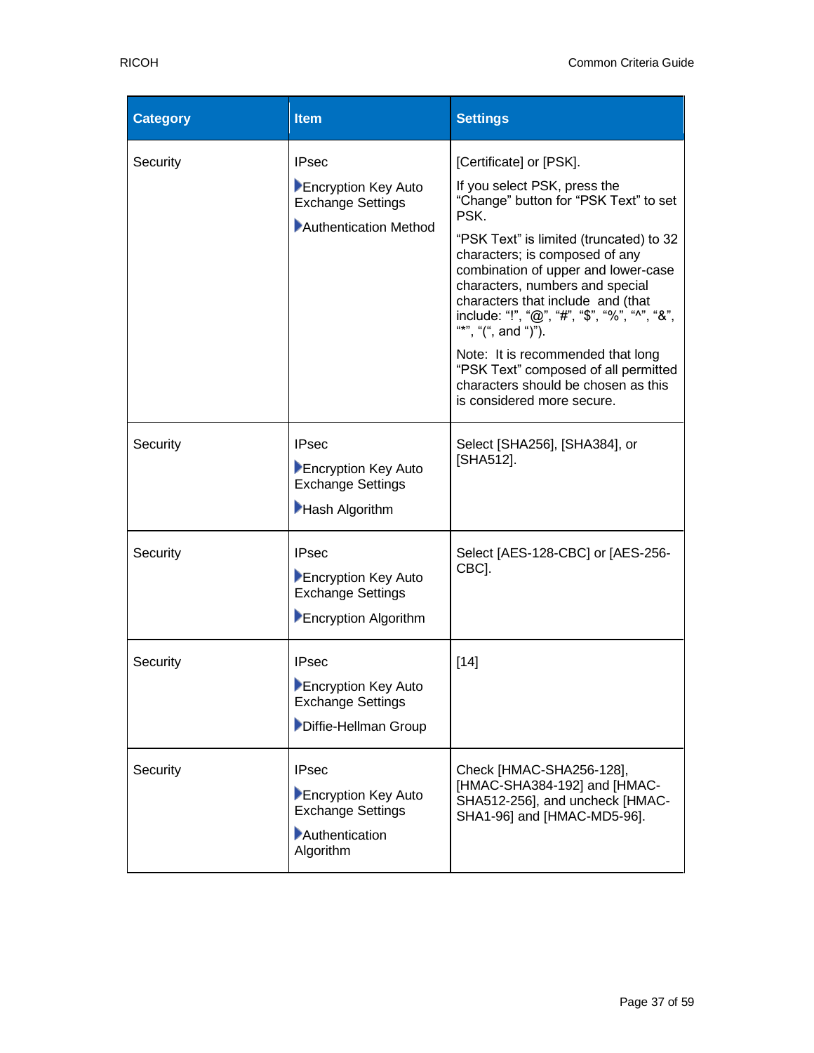| Category | Item | Settings |
|---|---|---|
| Security | IPsec<br>▶Encryption Key Auto Exchange Settings<br>▶Authentication Method | [Certificate] or [PSK].<br>If you select PSK, press the "Change" button for "PSK Text" to set PSK.<br>"PSK Text" is limited (truncated) to 32 characters; is composed of any combination of upper and lower-case characters, numbers and special characters that include and (that include: "!", "@", "#", "$", "%", "^", "&", "*", "(", and ")").<br>Note: It is recommended that long "PSK Text" composed of all permitted characters should be chosen as this is considered more secure. |
| Security | IPsec<br>▶Encryption Key Auto Exchange Settings<br>▶Hash Algorithm | Select [SHA256], [SHA384], or [SHA512]. |
| Security | IPsec<br>▶Encryption Key Auto Exchange Settings<br>▶Encryption Algorithm | Select [AES-128-CBC] or [AES-256-CBC]. |
| Security | IPsec<br>▶Encryption Key Auto Exchange Settings<br>▶Diffie-Hellman Group | [14] |
| Security | IPsec<br>▶Encryption Key Auto Exchange Settings<br>▶Authentication Algorithm | Check [HMAC-SHA256-128], [HMAC-SHA384-192] and [HMAC-SHA512-256], and uncheck [HMAC-SHA1-96] and [HMAC-MD5-96]. |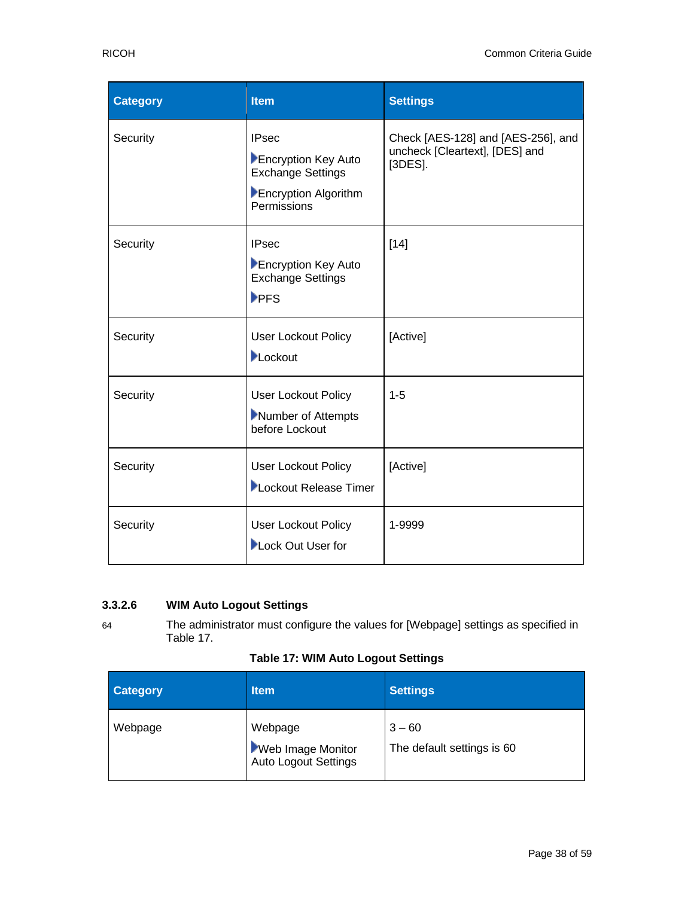| Category | Item | Settings |
| --- | --- | --- |
| Security | IPsec ▶Encryption Key Auto Exchange Settings ▶Encryption Algorithm Permissions | Check [AES-128] and [AES-256], and uncheck [Cleartext], [DES] and [3DES]. |
| Security | IPsec ▶Encryption Key Auto Exchange Settings ▶PFS | [14] |
| Security | User Lockout Policy ▶Lockout | [Active] |
| Security | User Lockout Policy ▶Number of Attempts before Lockout | 1-5 |
| Security | User Lockout Policy ▶Lockout Release Timer | [Active] |
| Security | User Lockout Policy ▶Lock Out User for | 1-9999 |

#### 3.3.2.6 WIM Auto Logout Settings

64 The administrator must configure the values for [Webpage] settings as specified in Table 17.

**Table 17: WIM Auto Logout Settings**

| Category | Item | Settings |
| --- | --- | --- |
| Webpage | Webpage ▶Web Image Monitor Auto Logout Settings | 3 – 60<br>The default settings is 60 |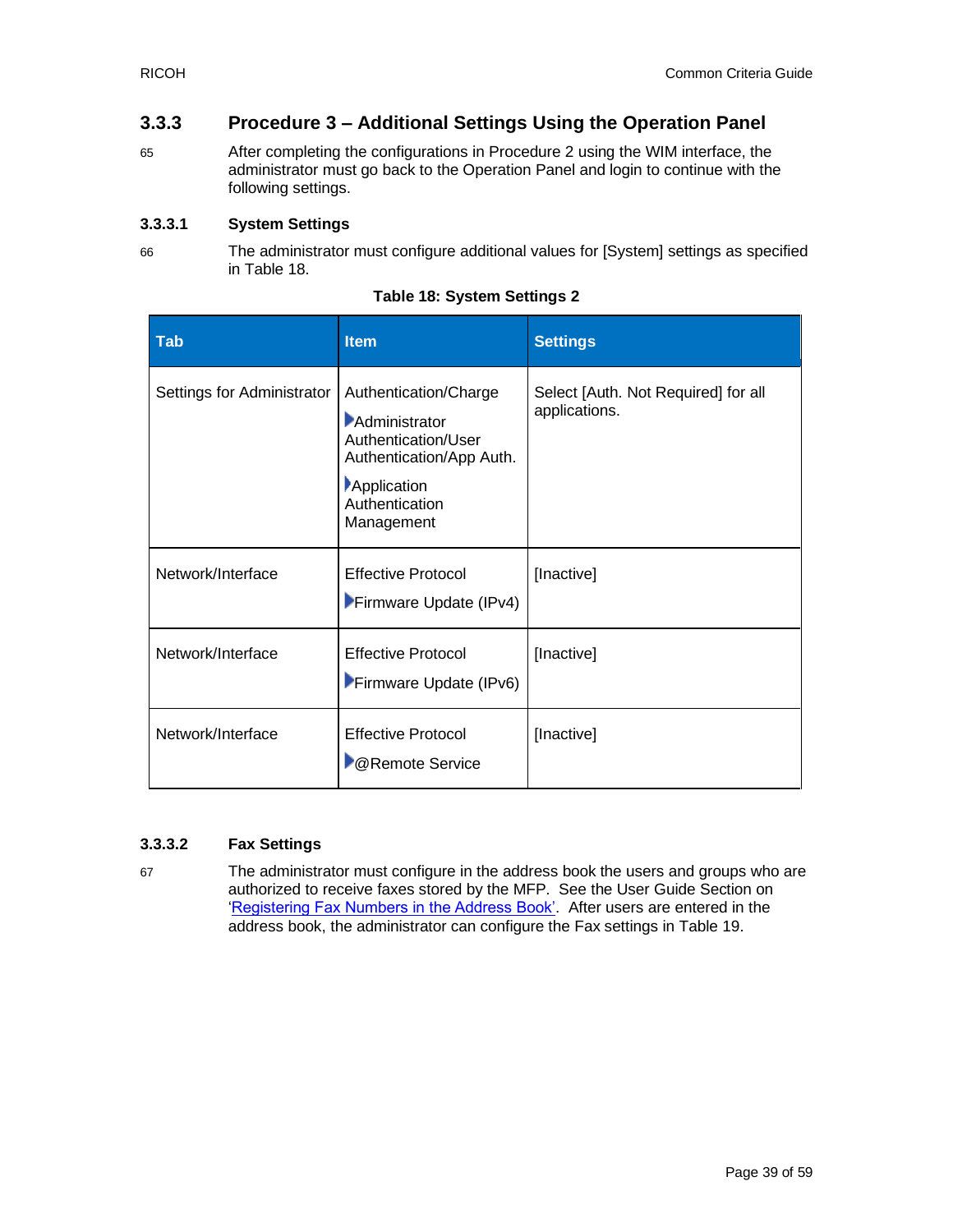### 3.3.3 Procedure 3 – Additional Settings Using the Operation Panel

65 After completing the configurations in Procedure 2 using the WIM interface, the administrator must go back to the Operation Panel and login to continue with the following settings.

#### 3.3.3.1 System Settings

66 The administrator must configure additional values for [System] settings as specified in Table 18.

**Table 18: System Settings 2**

| Tab | Item | Settings |
|---|---|---|
| Settings for Administrator | Authentication/Charge ▶Administrator Authentication/User Authentication/App Auth. ▶Application Authentication Management | Select [Auth. Not Required] for all applications. |
| Network/Interface | Effective Protocol ▶Firmware Update (IPv4) | [Inactive] |
| Network/Interface | Effective Protocol ▶Firmware Update (IPv6) | [Inactive] |
| Network/Interface | Effective Protocol ▶@Remote Service | [Inactive] |

#### 3.3.3.2 Fax Settings

67 The administrator must configure in the address book the users and groups who are authorized to receive faxes stored by the MFP. See the User Guide Section on 'Registering Fax Numbers in the Address Book'. After users are entered in the address book, the administrator can configure the Fax settings in Table 19.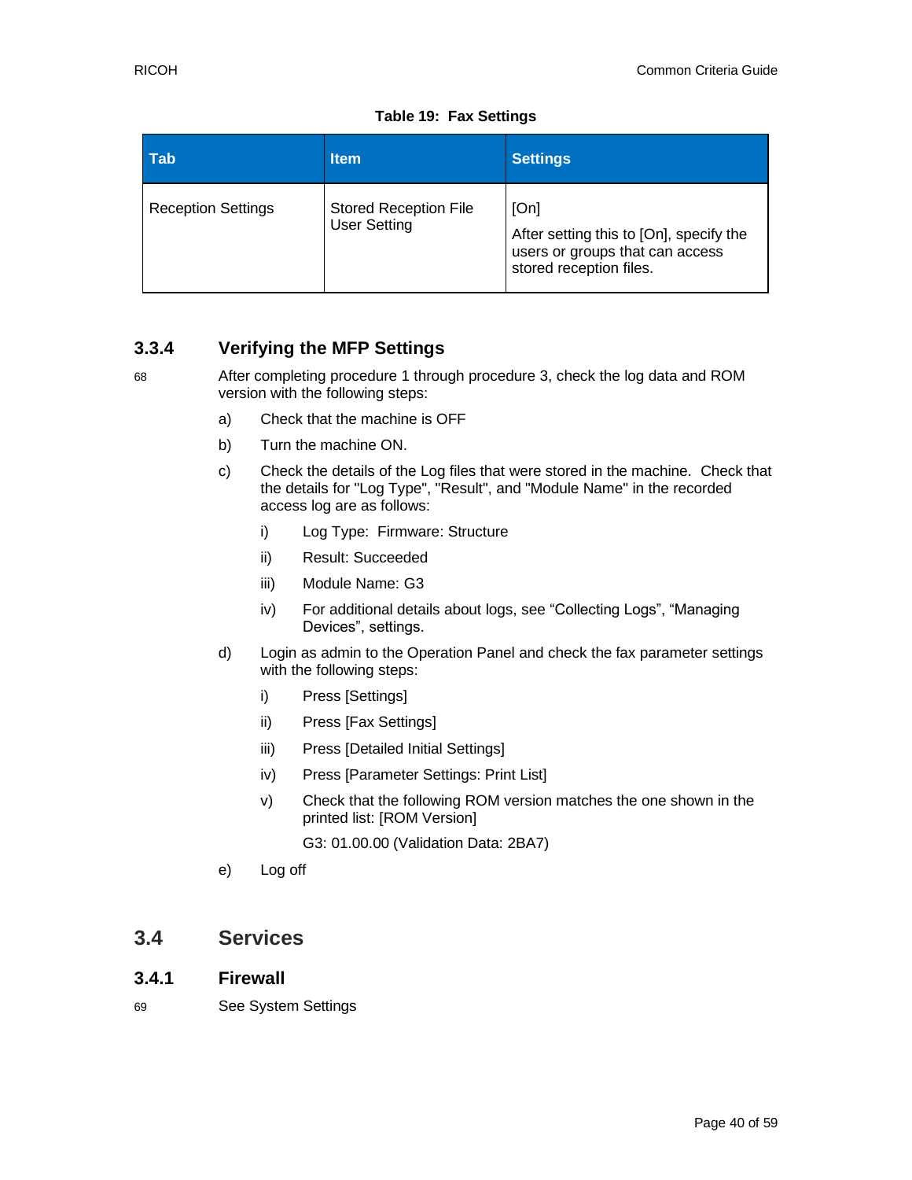**Table 19: Fax Settings**

| Tab | Item | Settings |
|---|---|---|
| Reception Settings | Stored Reception File User Setting | [On]<br>After setting this to [On], specify the users or groups that can access stored reception files. |

### 3.3.4 Verifying the MFP Settings

68 After completing procedure 1 through procedure 3, check the log data and ROM version with the following steps:

a) Check that the machine is OFF

b) Turn the machine ON.

c) Check the details of the Log files that were stored in the machine. Check that the details for "Log Type", "Result", and "Module Name" in the recorded access log are as follows:

   i) Log Type: Firmware: Structure

   ii) Result: Succeeded

   iii) Module Name: G3

   iv) For additional details about logs, see "Collecting Logs", "Managing Devices", settings.

d) Login as admin to the Operation Panel and check the fax parameter settings with the following steps:

   i) Press [Settings]

   ii) Press [Fax Settings]

   iii) Press [Detailed Initial Settings]

   iv) Press [Parameter Settings: Print List]

   v) Check that the following ROM version matches the one shown in the printed list: [ROM Version]

   G3: 01.00.00 (Validation Data: 2BA7)

e) Log off

## 3.4 Services

### 3.4.1 Firewall

69 See System Settings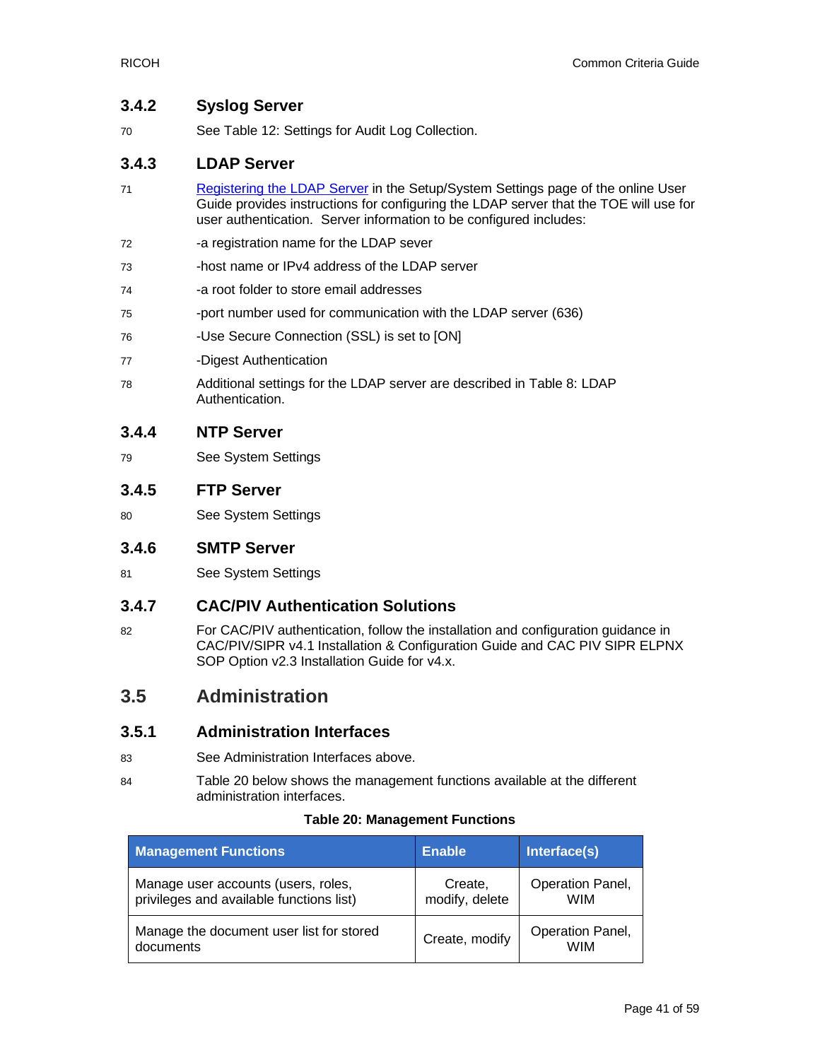### 3.4.2 Syslog Server

70 See Table 12: Settings for Audit Log Collection.

### 3.4.3 LDAP Server

71 Registering the LDAP Server in the Setup/System Settings page of the online User Guide provides instructions for configuring the LDAP server that the TOE will use for user authentication. Server information to be configured includes:

72 -a registration name for the LDAP sever

73 -host name or IPv4 address of the LDAP server

74 -a root folder to store email addresses

75 -port number used for communication with the LDAP server (636)

76 -Use Secure Connection (SSL) is set to [ON]

77 -Digest Authentication

78 Additional settings for the LDAP server are described in Table 8: LDAP Authentication.

### 3.4.4 NTP Server

79 See System Settings

### 3.4.5 FTP Server

80 See System Settings

### 3.4.6 SMTP Server

81 See System Settings

### 3.4.7 CAC/PIV Authentication Solutions

82 For CAC/PIV authentication, follow the installation and configuration guidance in CAC/PIV/SIPR v4.1 Installation & Configuration Guide and CAC PIV SIPR ELPNX SOP Option v2.3 Installation Guide for v4.x.

## 3.5 Administration

### 3.5.1 Administration Interfaces

83 See Administration Interfaces above.

84 Table 20 below shows the management functions available at the different administration interfaces.

**Table 20: Management Functions**

| Management Functions | Enable | Interface(s) |
|---|---|---|
| Manage user accounts (users, roles, privileges and available functions list) | Create, modify, delete | Operation Panel, WIM |
| Manage the document user list for stored documents | Create, modify | Operation Panel, WIM |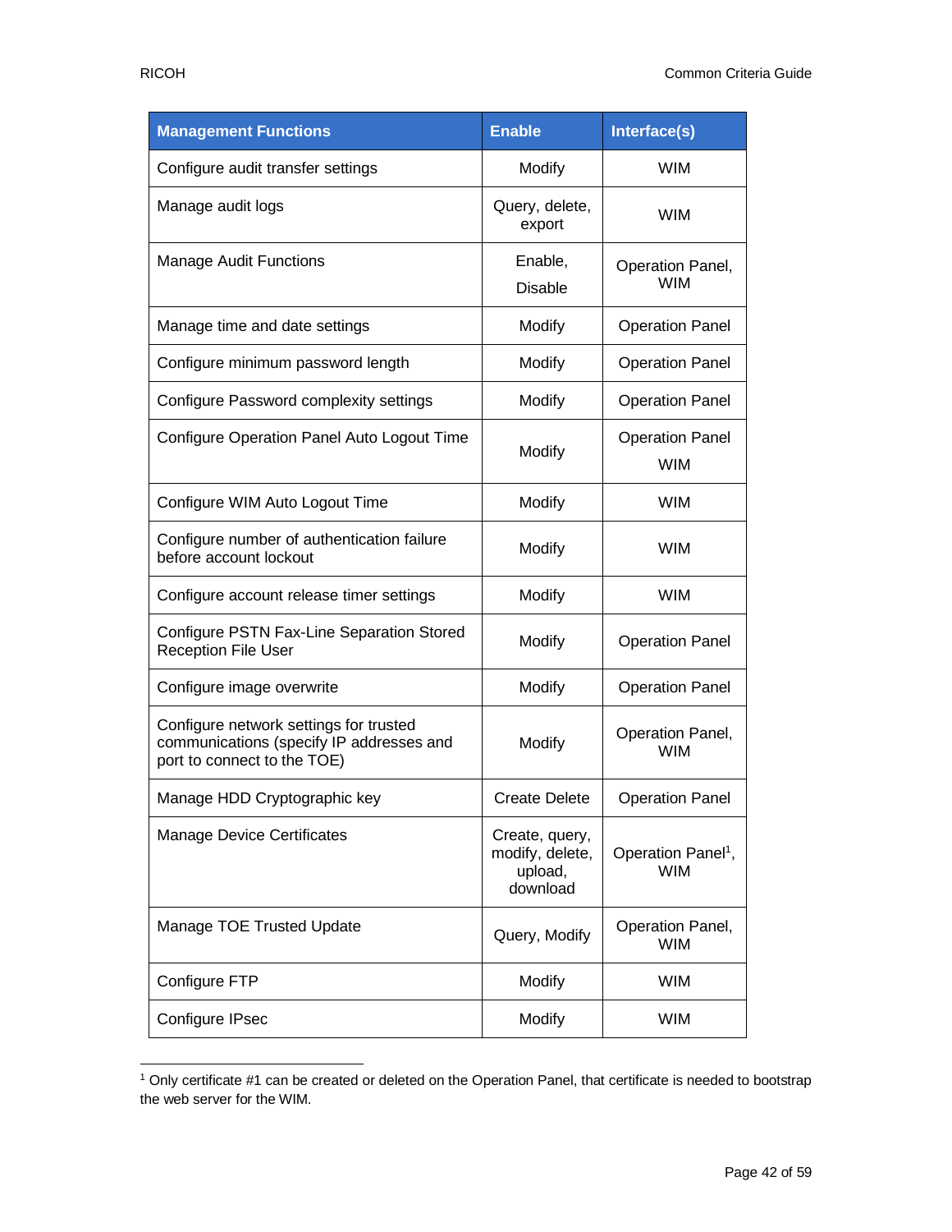| Management Functions | Enable | Interface(s) |
|---|---|---|
| Configure audit transfer settings | Modify | WIM |
| Manage audit logs | Query, delete, export | WIM |
| Manage Audit Functions | Enable, Disable | Operation Panel, WIM |
| Manage time and date settings | Modify | Operation Panel |
| Configure minimum password length | Modify | Operation Panel |
| Configure Password complexity settings | Modify | Operation Panel |
| Configure Operation Panel Auto Logout Time | Modify | Operation Panel WIM |
| Configure WIM Auto Logout Time | Modify | WIM |
| Configure number of authentication failure before account lockout | Modify | WIM |
| Configure account release timer settings | Modify | WIM |
| Configure PSTN Fax-Line Separation Stored Reception File User | Modify | Operation Panel |
| Configure image overwrite | Modify | Operation Panel |
| Configure network settings for trusted communications (specify IP addresses and port to connect to the TOE) | Modify | Operation Panel, WIM |
| Manage HDD Cryptographic key | Create Delete | Operation Panel |
| Manage Device Certificates | Create, query, modify, delete, upload, download | Operation Panel[1], WIM |
| Manage TOE Trusted Update | Query, Modify | Operation Panel, WIM |
| Configure FTP | Modify | WIM |
| Configure IPsec | Modify | WIM |

[1] Only certificate #1 can be created or deleted on the Operation Panel, that certificate is needed to bootstrap the web server for the WIM.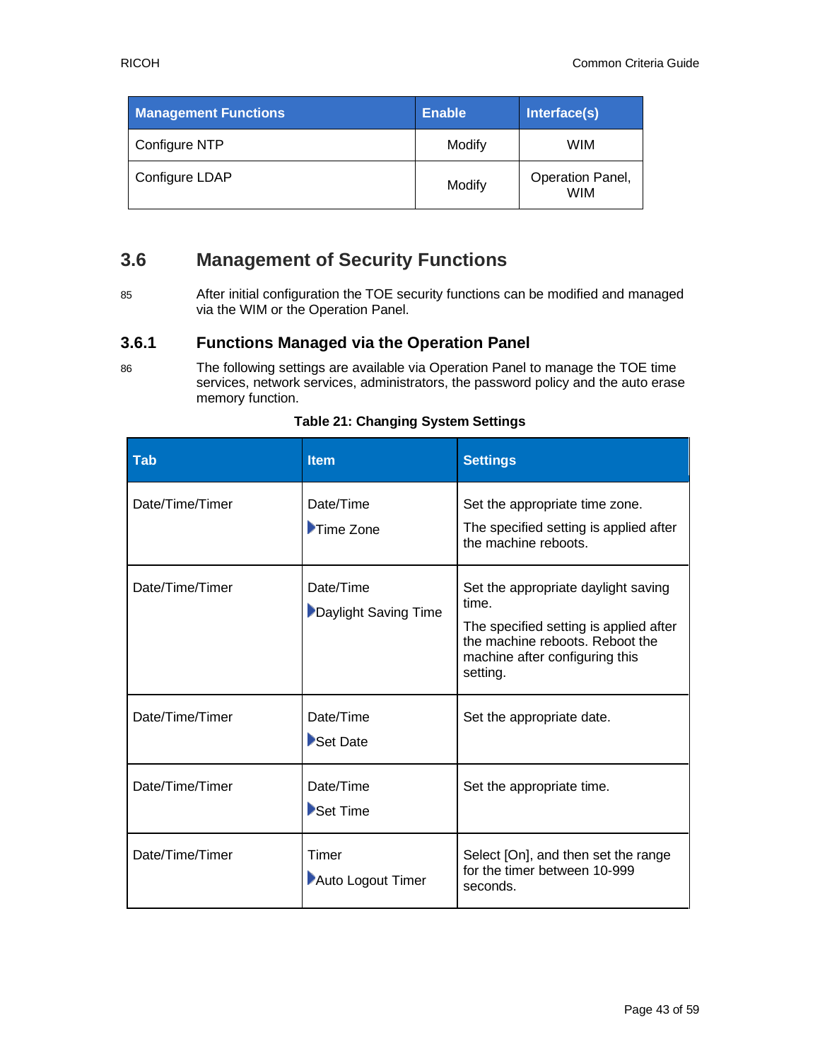| Management Functions | Enable | Interface(s) |
| --- | --- | --- |
| Configure NTP | Modify | WIM |
| Configure LDAP | Modify | Operation Panel, WIM |

## 3.6 Management of Security Functions

85 After initial configuration the TOE security functions can be modified and managed via the WIM or the Operation Panel.

### 3.6.1 Functions Managed via the Operation Panel

86 The following settings are available via Operation Panel to manage the TOE time services, network services, administrators, the password policy and the auto erase memory function.

**Table 21: Changing System Settings**

| Tab | Item | Settings |
| --- | --- | --- |
| Date/Time/Timer | Date/Time ▶Time Zone | Set the appropriate time zone. The specified setting is applied after the machine reboots. |
| Date/Time/Timer | Date/Time ▶Daylight Saving Time | Set the appropriate daylight saving time. The specified setting is applied after the machine reboots. Reboot the machine after configuring this setting. |
| Date/Time/Timer | Date/Time ▶Set Date | Set the appropriate date. |
| Date/Time/Timer | Date/Time ▶Set Time | Set the appropriate time. |
| Date/Time/Timer | Timer ▶Auto Logout Timer | Select [On], and then set the range for the timer between 10-999 seconds. |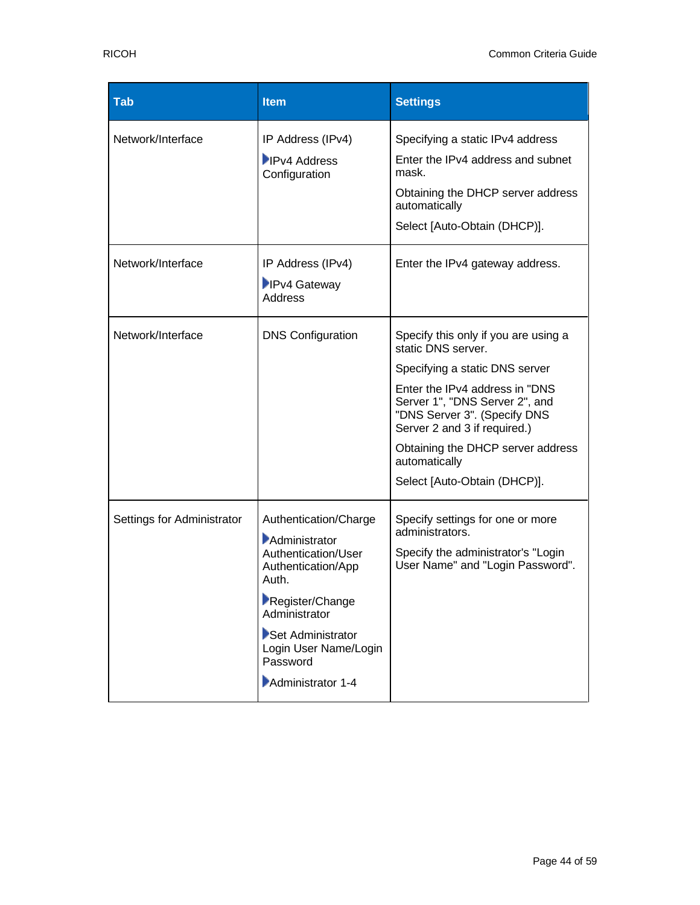| Tab | Item | Settings |
|---|---|---|
| Network/Interface | IP Address (IPv4)<br>▶IPv4 Address Configuration | Specifying a static IPv4 address<br>Enter the IPv4 address and subnet mask.<br>Obtaining the DHCP server address automatically<br>Select [Auto-Obtain (DHCP)]. |
| Network/Interface | IP Address (IPv4)<br>▶IPv4 Gateway Address | Enter the IPv4 gateway address. |
| Network/Interface | DNS Configuration | Specify this only if you are using a static DNS server.<br>Specifying a static DNS server<br>Enter the IPv4 address in "DNS Server 1", "DNS Server 2", and "DNS Server 3". (Specify DNS Server 2 and 3 if required.)<br>Obtaining the DHCP server address automatically<br>Select [Auto-Obtain (DHCP)]. |
| Settings for Administrator | Authentication/Charge<br>▶Administrator Authentication/User Authentication/App Auth.<br>▶Register/Change Administrator<br>▶Set Administrator Login User Name/Login Password<br>▶Administrator 1-4 | Specify settings for one or more administrators.<br>Specify the administrator's "Login User Name" and "Login Password". |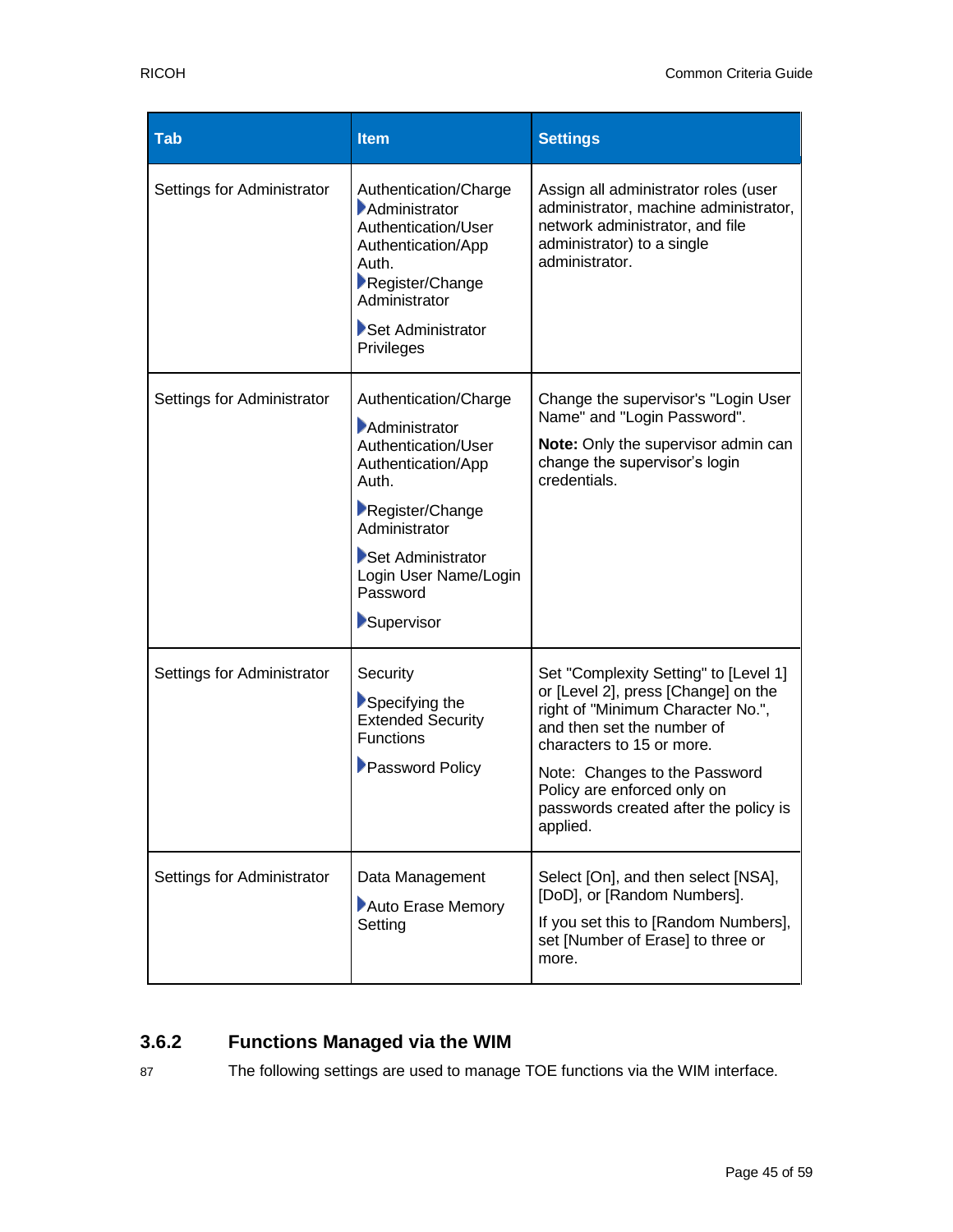| Tab | Item | Settings |
|---|---|---|
| Settings for Administrator | Authentication/Charge ▶Administrator Authentication/User Authentication/App Auth. ▶Register/Change Administrator ▶Set Administrator Privileges | Assign all administrator roles (user administrator, machine administrator, network administrator, and file administrator) to a single administrator. |
| Settings for Administrator | Authentication/Charge ▶Administrator Authentication/User Authentication/App Auth. ▶Register/Change Administrator ▶Set Administrator Login User Name/Login Password ▶Supervisor | Change the supervisor's "Login User Name" and "Login Password". **Note:** Only the supervisor admin can change the supervisor's login credentials. |
| Settings for Administrator | Security ▶Specifying the Extended Security Functions ▶Password Policy | Set "Complexity Setting" to [Level 1] or [Level 2], press [Change] on the right of "Minimum Character No.", and then set the number of characters to 15 or more. Note: Changes to the Password Policy are enforced only on passwords created after the policy is applied. |
| Settings for Administrator | Data Management ▶Auto Erase Memory Setting | Select [On], and then select [NSA], [DoD], or [Random Numbers]. If you set this to [Random Numbers], set [Number of Erase] to three or more. |

### 3.6.2 Functions Managed via the WIM

87 The following settings are used to manage TOE functions via the WIM interface.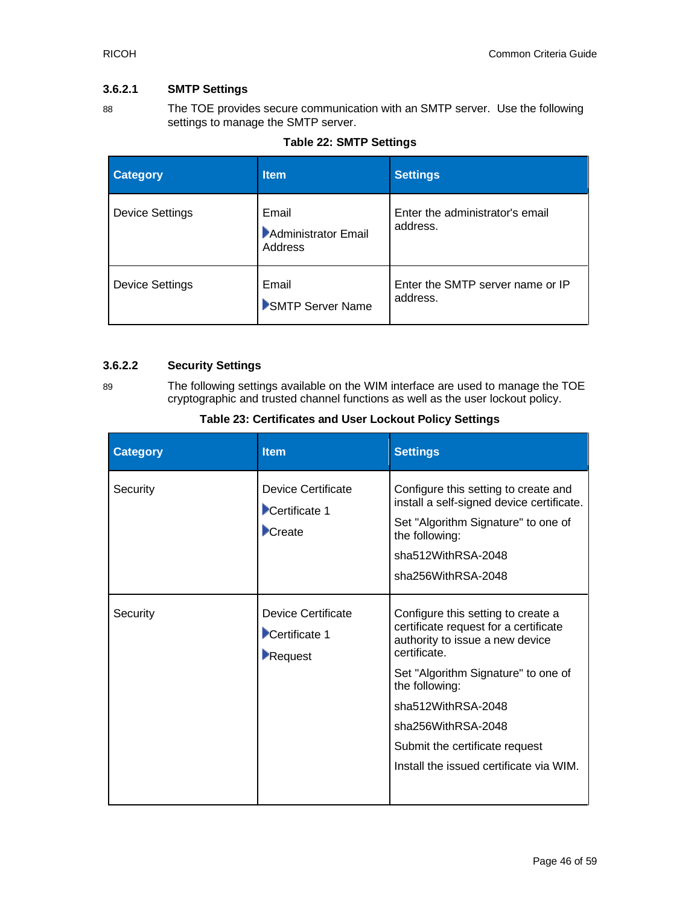#### 3.6.2.1 SMTP Settings

88 The TOE provides secure communication with an SMTP server. Use the following settings to manage the SMTP server.

**Table 22: SMTP Settings**

| Category | Item | Settings |
| --- | --- | --- |
| Device Settings | Email<br>▶Administrator Email Address | Enter the administrator's email address. |
| Device Settings | Email<br>▶SMTP Server Name | Enter the SMTP server name or IP address. |

#### 3.6.2.2 Security Settings

89 The following settings available on the WIM interface are used to manage the TOE cryptographic and trusted channel functions as well as the user lockout policy.

**Table 23: Certificates and User Lockout Policy Settings**

| Category | Item | Settings |
| --- | --- | --- |
| Security | Device Certificate<br>▶Certificate 1<br>▶Create | Configure this setting to create and install a self-signed device certificate.<br>Set "Algorithm Signature" to one of the following:<br>sha512WithRSA-2048<br>sha256WithRSA-2048 |
| Security | Device Certificate<br>▶Certificate 1<br>▶Request | Configure this setting to create a certificate request for a certificate authority to issue a new device certificate.<br>Set "Algorithm Signature" to one of the following:<br>sha512WithRSA-2048<br>sha256WithRSA-2048<br>Submit the certificate request<br>Install the issued certificate via WIM. |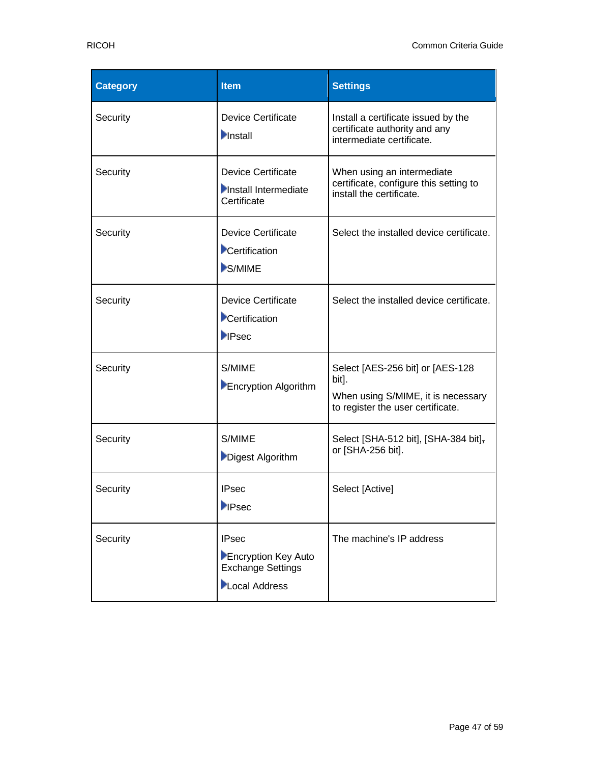| Category | Item | Settings |
| --- | --- | --- |
| Security | Device Certificate ▶Install | Install a certificate issued by the certificate authority and any intermediate certificate. |
| Security | Device Certificate ▶Install Intermediate Certificate | When using an intermediate certificate, configure this setting to install the certificate. |
| Security | Device Certificate ▶Certification ▶S/MIME | Select the installed device certificate. |
| Security | Device Certificate ▶Certification ▶IPsec | Select the installed device certificate. |
| Security | S/MIME ▶Encryption Algorithm | Select [AES-256 bit] or [AES-128 bit]. When using S/MIME, it is necessary to register the user certificate. |
| Security | S/MIME ▶Digest Algorithm | Select [SHA-512 bit], [SHA-384 bit], or [SHA-256 bit]. |
| Security | IPsec ▶IPsec | Select [Active] |
| Security | IPsec ▶Encryption Key Auto Exchange Settings ▶Local Address | The machine's IP address |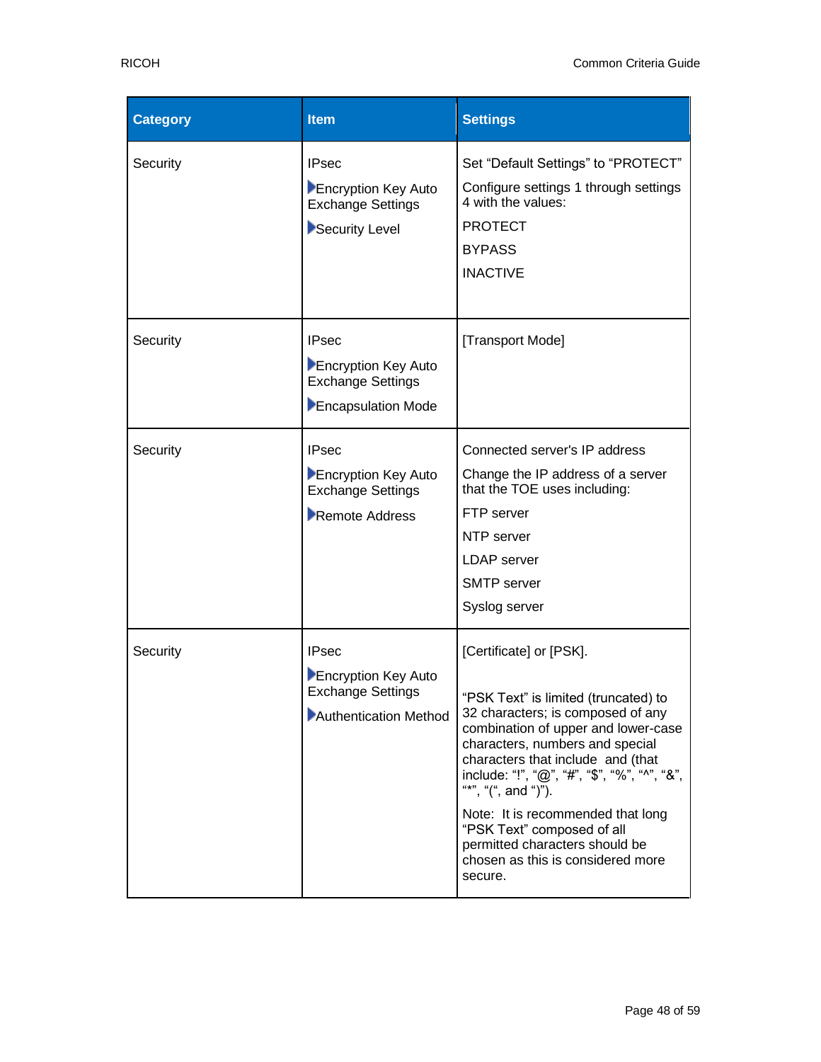| Category | Item | Settings |
| --- | --- | --- |
| Security | IPsec<br>▶Encryption Key Auto Exchange Settings<br>▶Security Level | Set “Default Settings” to “PROTECT”<br>Configure settings 1 through settings 4 with the values:<br>PROTECT<br>BYPASS<br>INACTIVE |
| Security | IPsec<br>▶Encryption Key Auto Exchange Settings<br>▶Encapsulation Mode | [Transport Mode] |
| Security | IPsec<br>▶Encryption Key Auto Exchange Settings<br>▶Remote Address | Connected server's IP address<br>Change the IP address of a server that the TOE uses including:<br>FTP server<br>NTP server<br>LDAP server<br>SMTP server<br>Syslog server |
| Security | IPsec<br>▶Encryption Key Auto Exchange Settings<br>▶Authentication Method | [Certificate] or [PSK].<br><br>“PSK Text” is limited (truncated) to 32 characters; is composed of any combination of upper and lower-case characters, numbers and special characters that include  and (that include: “!”, “@”, “#”, “$”, “%”, “^”, “&”, “*”, “(“, and “)”).<br>Note:  It is recommended that long “PSK Text” composed of all permitted characters should be chosen as this is considered more secure. |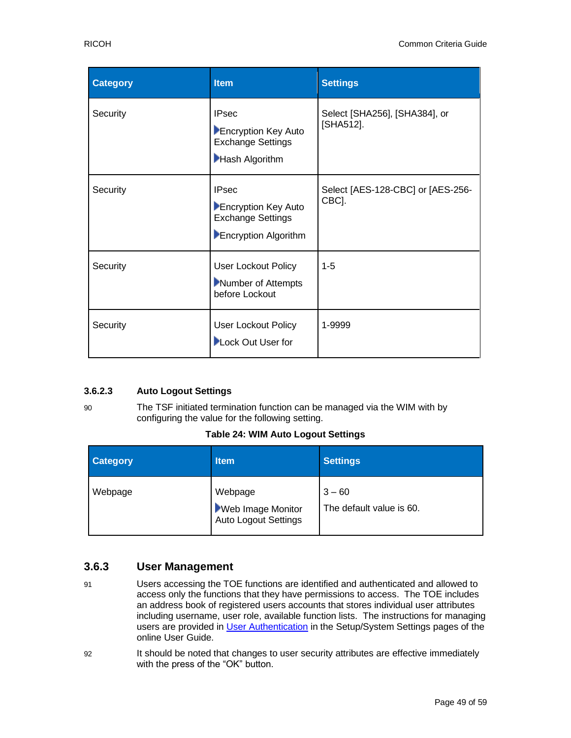| Category | Item | Settings |
|---|---|---|
| Security | IPsec ▶Encryption Key Auto Exchange Settings ▶Hash Algorithm | Select [SHA256], [SHA384], or [SHA512]. |
| Security | IPsec ▶Encryption Key Auto Exchange Settings ▶Encryption Algorithm | Select [AES-128-CBC] or [AES-256-CBC]. |
| Security | User Lockout Policy ▶Number of Attempts before Lockout | 1-5 |
| Security | User Lockout Policy ▶Lock Out User for | 1-9999 |

#### 3.6.2.3 Auto Logout Settings

90 The TSF initiated termination function can be managed via the WIM with by configuring the value for the following setting.

**Table 24: WIM Auto Logout Settings**

| Category | Item | Settings |
|---|---|---|
| Webpage | Webpage ▶Web Image Monitor Auto Logout Settings | 3 – 60 The default value is 60. |

### 3.6.3 User Management

91 Users accessing the TOE functions are identified and authenticated and allowed to access only the functions that they have permissions to access. The TOE includes an address book of registered users accounts that stores individual user attributes including username, user role, available function lists. The instructions for managing users are provided in User Authentication in the Setup/System Settings pages of the online User Guide.

92 It should be noted that changes to user security attributes are effective immediately with the press of the “OK” button.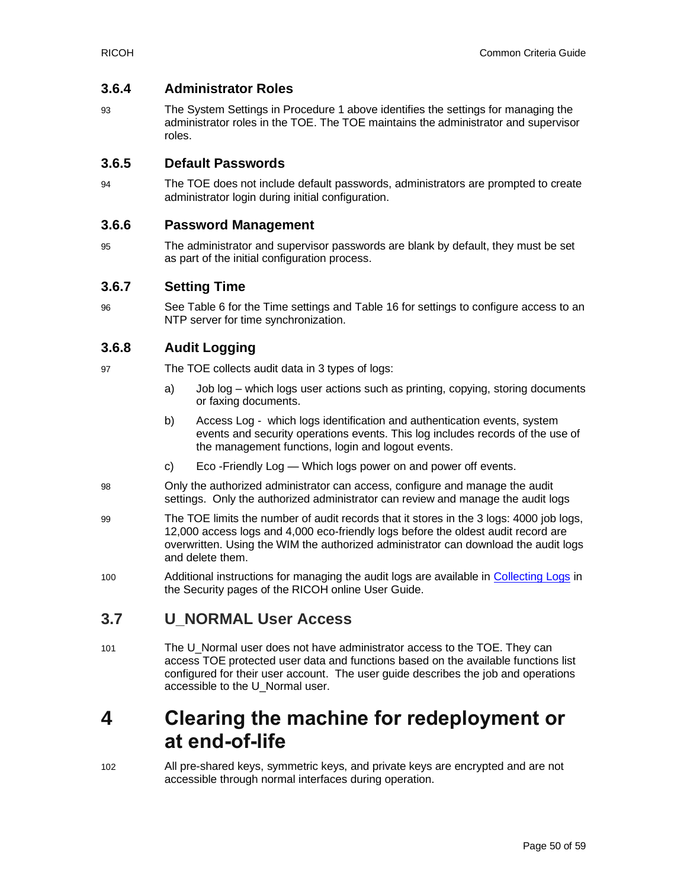### 3.6.4 Administrator Roles

93 The System Settings in Procedure 1 above identifies the settings for managing the administrator roles in the TOE. The TOE maintains the administrator and supervisor roles.

### 3.6.5 Default Passwords

94 The TOE does not include default passwords, administrators are prompted to create administrator login during initial configuration.

### 3.6.6 Password Management

95 The administrator and supervisor passwords are blank by default, they must be set as part of the initial configuration process.

### 3.6.7 Setting Time

96 See Table 6 for the Time settings and Table 16 for settings to configure access to an NTP server for time synchronization.

### 3.6.8 Audit Logging

97 The TOE collects audit data in 3 types of logs:

a) Job log – which logs user actions such as printing, copying, storing documents or faxing documents.

b) Access Log - which logs identification and authentication events, system events and security operations events. This log includes records of the use of the management functions, login and logout events.

c) Eco -Friendly Log — Which logs power on and power off events.

98 Only the authorized administrator can access, configure and manage the audit settings. Only the authorized administrator can review and manage the audit logs

99 The TOE limits the number of audit records that it stores in the 3 logs: 4000 job logs, 12,000 access logs and 4,000 eco-friendly logs before the oldest audit record are overwritten. Using the WIM the authorized administrator can download the audit logs and delete them.

100 Additional instructions for managing the audit logs are available in Collecting Logs in the Security pages of the RICOH online User Guide.

## 3.7 U_NORMAL User Access

101 The U_Normal user does not have administrator access to the TOE. They can access TOE protected user data and functions based on the available functions list configured for their user account. The user guide describes the job and operations accessible to the U_Normal user.

# 4 Clearing the machine for redeployment or at end-of-life

102 All pre-shared keys, symmetric keys, and private keys are encrypted and are not accessible through normal interfaces during operation.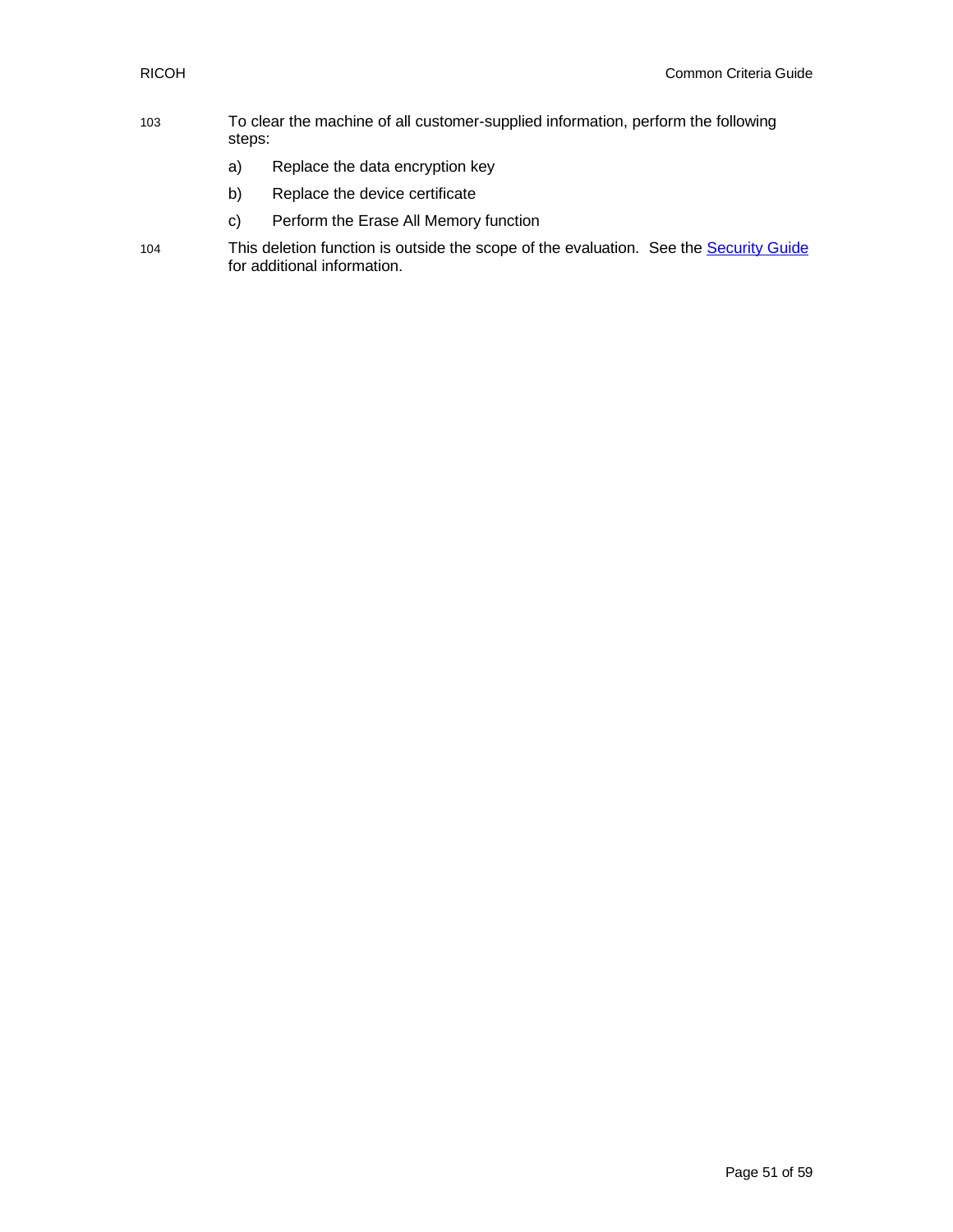103 To clear the machine of all customer-supplied information, perform the following steps:

a) Replace the data encryption key

b) Replace the device certificate

c) Perform the Erase All Memory function

104 This deletion function is outside the scope of the evaluation. See the Security Guide for additional information.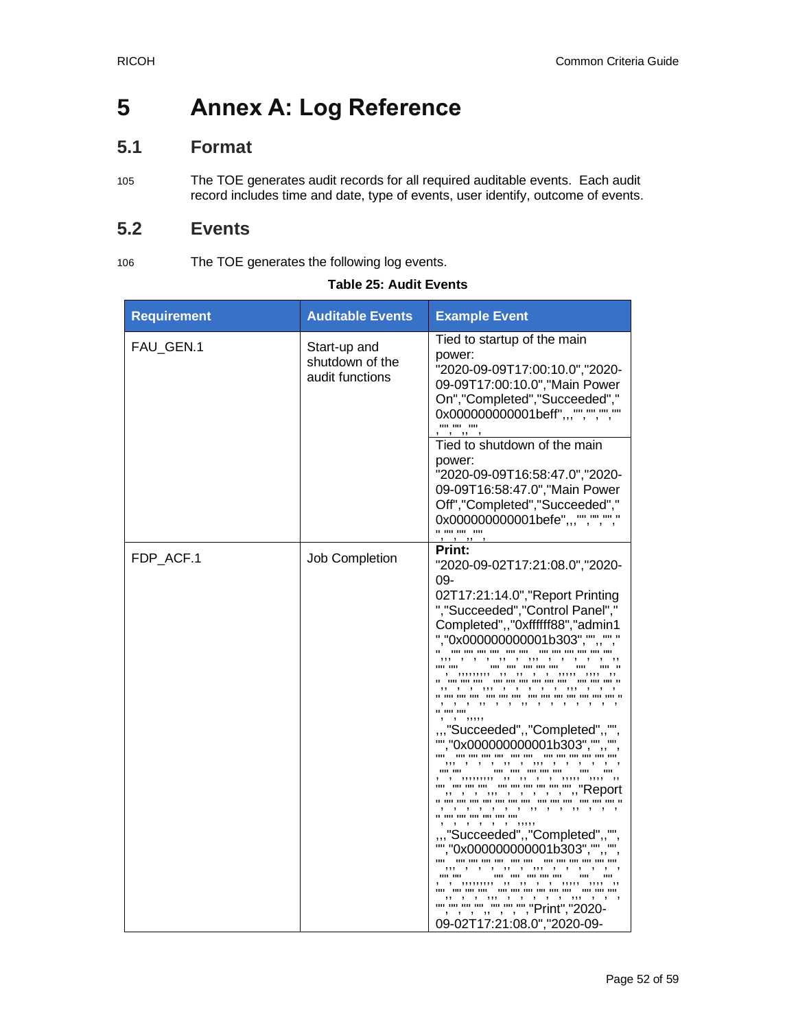# 5 Annex A: Log Reference

## 5.1 Format

105 The TOE generates audit records for all required auditable events. Each audit record includes time and date, type of events, user identify, outcome of events.

## 5.2 Events

106 The TOE generates the following log events.

**Table 25: Audit Events**

| Requirement | Auditable Events | Example Event |
|---|---|---|
| FAU_GEN.1 | Start-up and shutdown of the audit functions | Tied to startup of the main power:<br>"2020-09-09T17:00:10.0","2020-09-09T17:00:10.0","Main Power On","Completed","Succeeded","0x000000000001beff",,,"","","","",,"","",,"", |
| | | Tied to shutdown of the main power:<br>"2020-09-09T16:58:47.0","2020-09-09T16:58:47.0","Main Power Off","Completed","Succeeded","0x000000000001befe",,,"","","","",,"","",,"", |
| FDP_ACF.1 | Job Completion | **Print:**<br>"2020-09-02T17:21:08.0","2020-09-02T17:21:14.0","Report Printing","Succeeded","Control Panel","Completed",,"0xffffff88","admin1","0x000000000001b303","",,"","",,,,,,,,,,,,,,,,,,,,,,,,,,,,,,,,,,,,,,,,,,,,,,,,,,,,,,,,,,,,,,,,,,,,,<br>,,,"Succeeded",,"Completed",,"","","0x000000000001b303","",,"",,,,,,,,,,,,,,,,,,,,,,,,,,,,,,,,,,,,,,,,,,,,,,,,,,,,,,,,,,,,,,,,,"Report",,,,,,,,,,,,,,,,,,,,,,,,,,,,,,,,,,,,,,,<br>,,,"Succeeded",,"Completed",,"","","0x000000000001b303","",,"",,,,,,,,,,,,,,,,,,,,,,,,,,,,,,,,,,,,,,,,,,,,,,,,,,,,,,,,,,,,,,,,,"","","","","","","","Print","2020-09-02T17:21:08.0","2020-09- |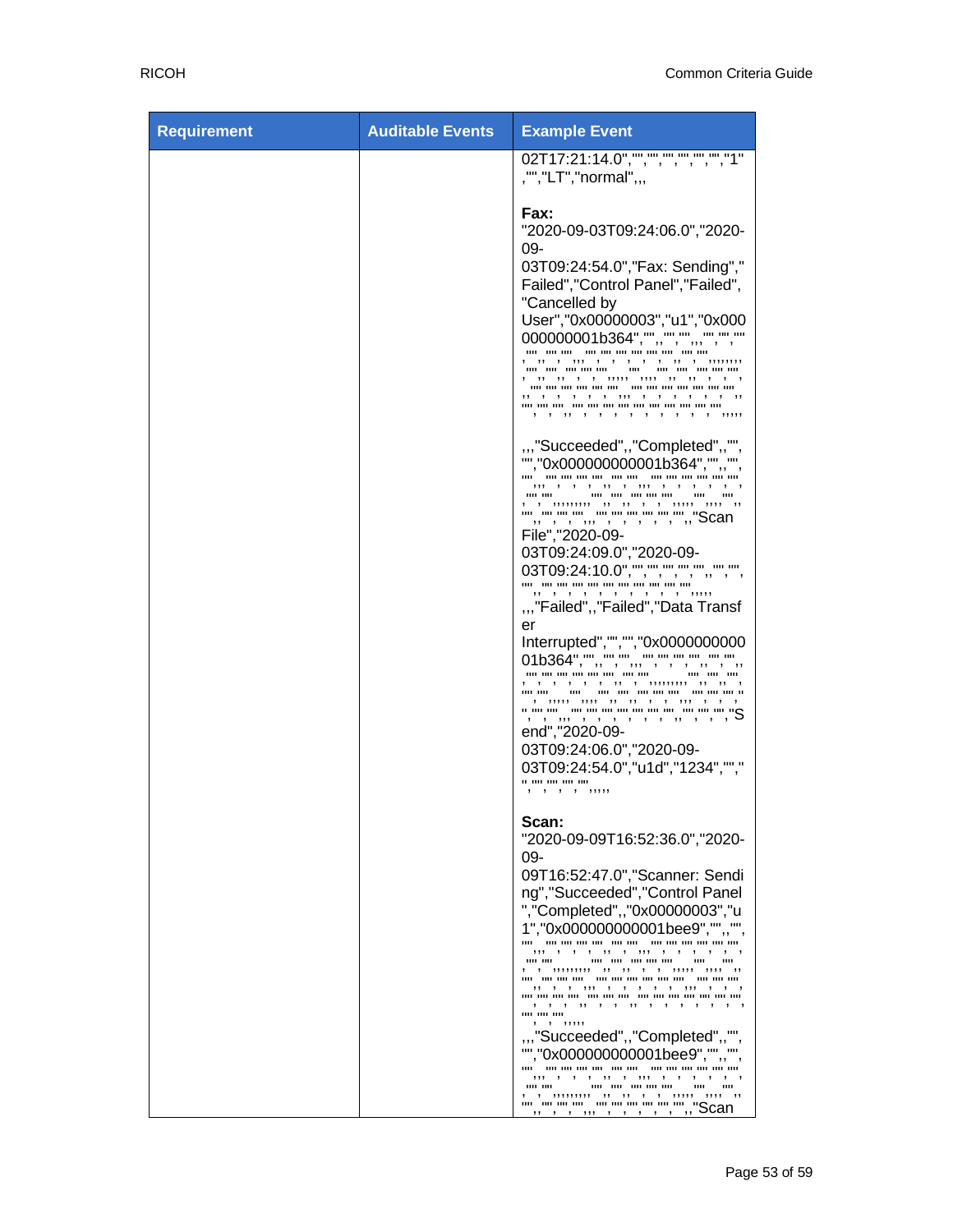| Requirement | Auditable Events | Example Event |
|---|---|---|
| | | 02T17:21:14.0","","","","","","","1","","LT","normal",,,<br><br>**Fax:**<br>"2020-09-03T09:24:06.0","2020-09-03T09:24:54.0","Fax: Sending","Failed","Control Panel","Failed","Cancelled by User","0x00000003","u1","0x000000000001b364","","","","","","","","","","","","","","","","","","","","","","","","","","","","","","","","","","","","","","","","","","","","","","","","","","","","",,,,,,,<br><br>,,,"Succeeded",,"Completed",,"","","0x000000000001b364","","","","","","","","","","","","","","","","","","","","","","","","","","","","","","","","","","","","","","","","","","",,"Scan File","2020-09-03T09:24:09.0","2020-09-03T09:24:10.0","","","","","","","","","","","","","","","","","","","","","",,,,,<br>,,,"Failed",,"Failed","Data Transfer Interrupted","","","0x000000000001b364","","","","","","","","","","","","","","","","","","","","","","","","","","","","","","","","","","","","","","","","","","","","","","","Send","2020-09-03T09:24:06.0","2020-09-03T09:24:54.0","u1d","1234","","","","","","",,,,,<br><br>**Scan:**<br>"2020-09-09T16:52:36.0","2020-09-09T16:52:47.0","Scanner: Sending","Succeeded","Control Panel","Completed",,"0x00000003","u1","0x000000000001bee9","","","","","","","","","","","","","","","","","","","","","","","","","","","","","","","","","","","","","","","","","","","","","","","","","","","","","",,,,,<br>,,,"Succeeded",,"Completed",,"","","0x000000000001bee9","","","","","","","","","","","","","","","","","","","","","","","","","","","","","","","","","","","","","","","","","","",,"Scan |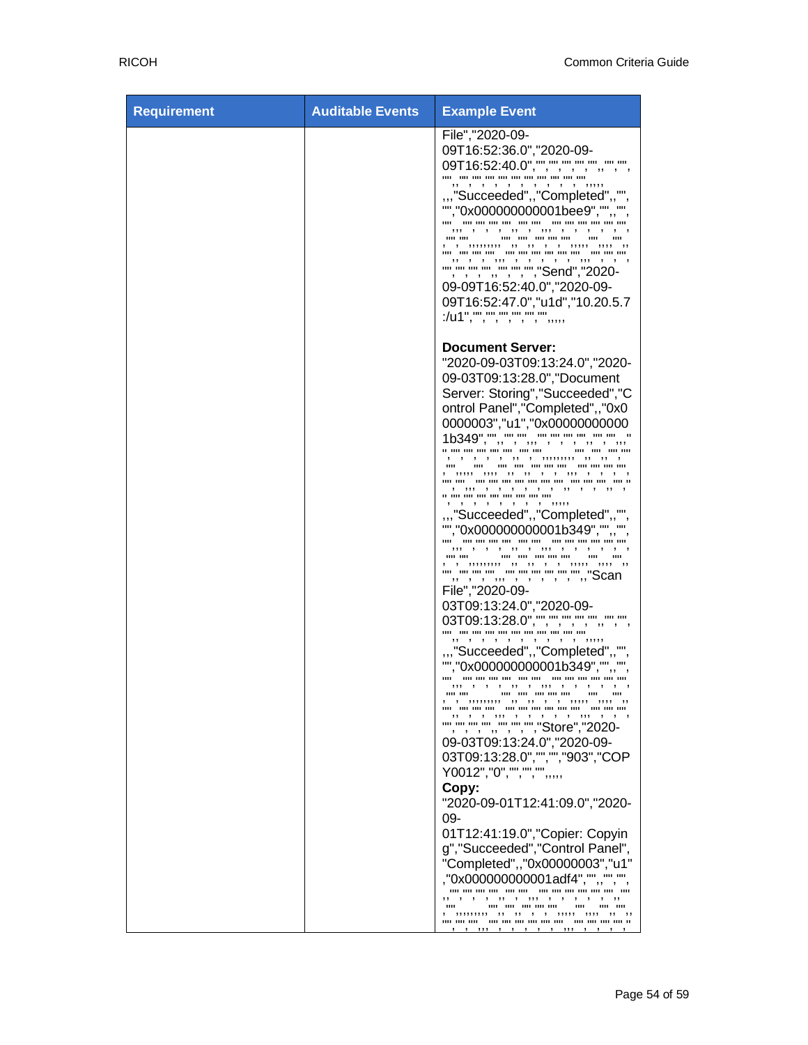| Requirement | Auditable Events | Example Event |
|---|---|---|
| | | File","2020-09-09T16:52:36.0","2020-09-09T16:52:40.0","","","","","","","","","","","","","","","","","","","","",,,,,,,"Succeeded",,"Completed",,"","","0x000000000001bee9","",,"","","","","","","","","","","","","","","","",,,,,"","","","","","","","","","","","","","","","","","","","","","",,,,,,,,,,"","","","","","","","","","","","","","","","","","","","","","","","","","","","","","","","Send","2020-09-09T16:52:40.0","2020-09-09T16:52:47.0","u1d","10.20.5.7:/u1","","","","","","","",,,,,<br><br>**Document Server:**<br>"2020-09-03T09:13:24.0","2020-09-03T09:13:28.0","Document Server: Storing","Succeeded","Control Panel","Completed",,"0x00000003","u1","0x000000000001b349","","","","","","","","","","","","","","","","","","","","","","","","","","","","","","","","","","","","","","","","","","","","","","","","","","","","","","","","",,,,,,,"Succeeded",,"Completed",,"","","0x000000000001b349","",,"","","","","","","","","","","","","","","","","","","","","","","","","","","","","","","","","","","","","","","","","","",,"Scan File","2020-09-03T09:13:24.0","2020-09-03T09:13:28.0","","","","","","","","","","","","","","","","","","","","",,,,,,,"Succeeded",,"Completed",,"","","0x000000000001b349","",,"","","","","","","","","","","","","","","","","","","","","","","","","","","","","","","","","","","","","","","","","","","Store","2020-09-03T09:13:24.0","2020-09-03T09:13:28.0","","","903","COPY0012","0","","","","",,,,,<br>**Copy:**<br>"2020-09-01T12:41:09.0","2020-09-01T12:41:19.0","Copier: Copying","Succeeded","Control Panel","Completed",,"0x00000003","u1","0x000000000001adf4","","","","","","","","","","","","","","","","","","","","","","","","","","","","","","","","","","","","","","","","","","","" |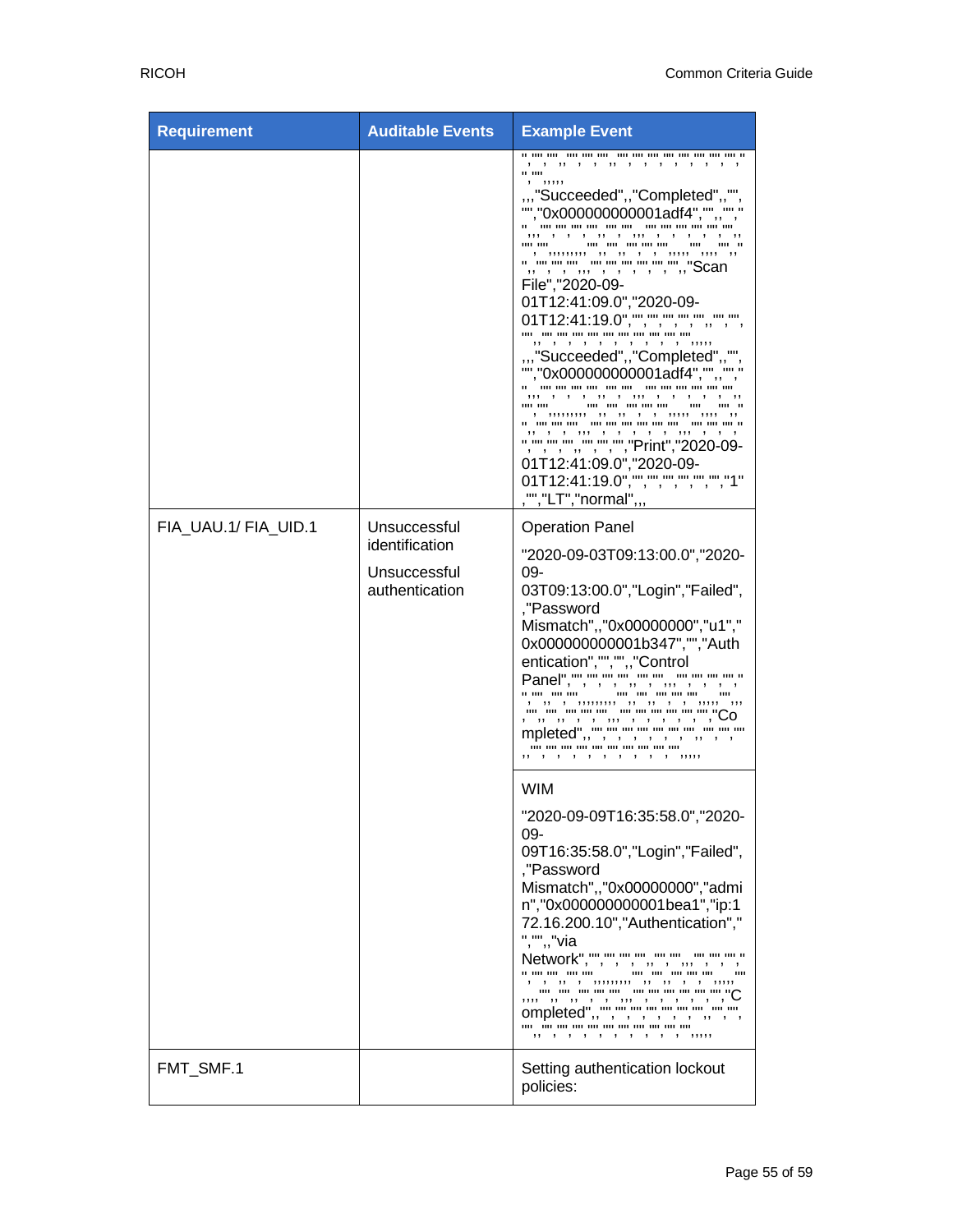| Requirement | Auditable Events | Example Event |
| --- | --- | --- |
| | | "","","","","","","","","","","","","","","","","","","",,,,,,"Succeeded",,"Completed",,"","","0x000000000001adf4","",,"","",,,"","","","",,"","",,,,"","","","","","",,,"","",,,,,,,,,"",,"",,"",,"","","",,,,,"",,,,"",,"","","","","",,,"","","","","","","","","",,"Scan File","2020-09-01T12:41:09.0","2020-09-01T12:41:19.0","","","","","","",,"","","","",,"","","","","","","","","","","","","",,,,,,"Succeeded",,"Completed",,"","","0x000000000001adf4","",,"","",,,"","","","",,"","",,,,"","","","","","",,,"","",,,,,,,,,"",,"",,"",,"","","",,,,,"",,,,"",,"","","","","",,,"","","","","","","","","",,,"","","","",,"","","","",,"","","","","",,"","","","","","",,"","","Print","2020-09-01T12:41:09.0","2020-09-01T12:41:19.0","","","","","","","","1","","LT","normal",,, |
| FIA_UAU.1/ FIA_UID.1 | Unsuccessful identification<br><br>Unsuccessful authentication | Operation Panel<br><br>"2020-09-03T09:13:00.0","2020-09-03T09:13:00.0","Login","Failed",,"Password Mismatch",,"0x00000000","u1","0x000000000001b347","","Authentication","","",,"Control Panel","","","","","",,"","",,,"","","","",,"","",,,,,,,,,"",,"",,"","","",,,,,,,"","","","","","","",,,"","","","","","","","","Completed",,"","","","","","","","","",,"","","","","","","","","","","","","","",,,,, |
| | | WIM<br><br>"2020-09-09T16:35:58.0","2020-09-09T16:35:58.0","Login","Failed",,"Password Mismatch",,"0x00000000","admin","0x000000000001bea1","ip:172.16.200.10","Authentication","","",,"via Network","","","","","",,"","",,,"","","","",,"","",,,,,,,,,"",,"",,"","","",,,,,,,"","","","","","","",,,"","","","","","","","","Completed",,"","","","","","","","","",,"","","","","","","","","","","","","","",,,,, |
| FMT_SMF.1 | | Setting authentication lockout policies: |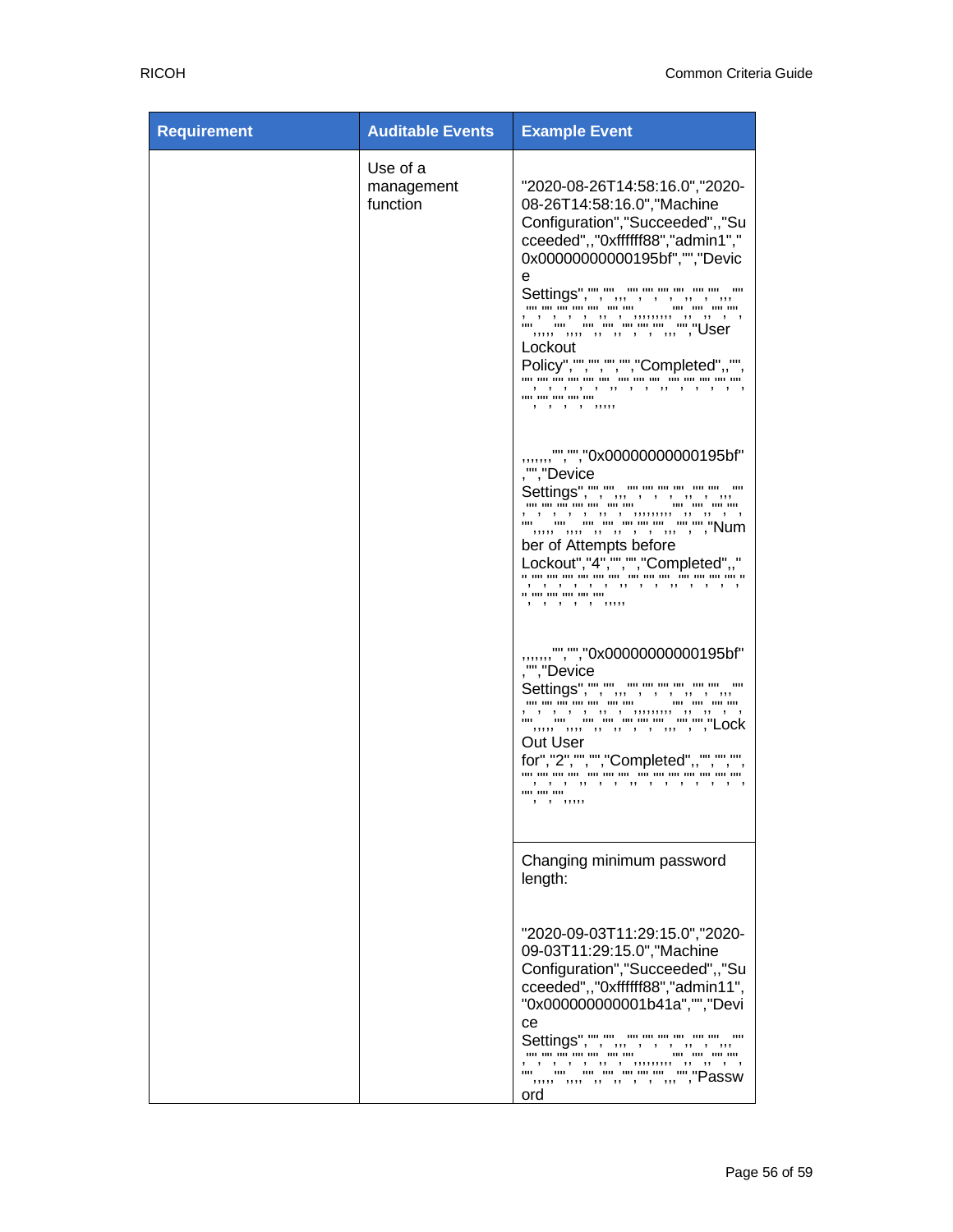| Requirement | Auditable Events | Example Event |
|---|---|---|
| | Use of a management function | "2020-08-26T14:58:16.0","2020-08-26T14:58:16.0","Machine Configuration","Succeeded",,"Succeeded",,"0xffffff88","admin1","0x00000000000195bf","","Device Settings","","",,,"","","","","","",,"","",,,"","","","","","","","","",,"",,,,,,,,,"","","","","","",,,,,"",,,,"","","","","","",,,"","","User Lockout Policy","","","","","Completed",,"","","","","","","","","","","","","","","","","","","","","","","","","",,,,,<br><br>,,,,,,,"","","0x00000000000195bf","","Device Settings","","",,,"","","","","","",,"","",,,"","","","","","","","","",,"",,,,,,,,,"","","","","","",,,,,"",,,,"","","","","","",,,"","","Number of Attempts before Lockout","4","","","Completed",,"","","","","","","","","","","","","","","","","","","","","","","","","",,,,,<br><br>,,,,,,,"","","0x00000000000195bf","","Device Settings","","",,,"","","","","","",,"","",,,"","","","","","","","","",,"",,,,,,,,,"","","","","","",,,,,"",,,,"","","","","","",,,"","","Lock Out User for","2","","","Completed",,"","","","","","","","","","","","","","","","","","","","","","","","",,,,, |
| | | Changing minimum password length:<br><br>"2020-09-03T11:29:15.0","2020-09-03T11:29:15.0","Machine Configuration","Succeeded",,"Succeeded",,"0xffffff88","admin11","0x000000000001b41a","","Device Settings","","",,,"","","","","","",,"","",,,"","","","","","","","","",,"",,,,,,,,,"","","","","","",,,,,"",,,,"","","","","","",,,"","","Password |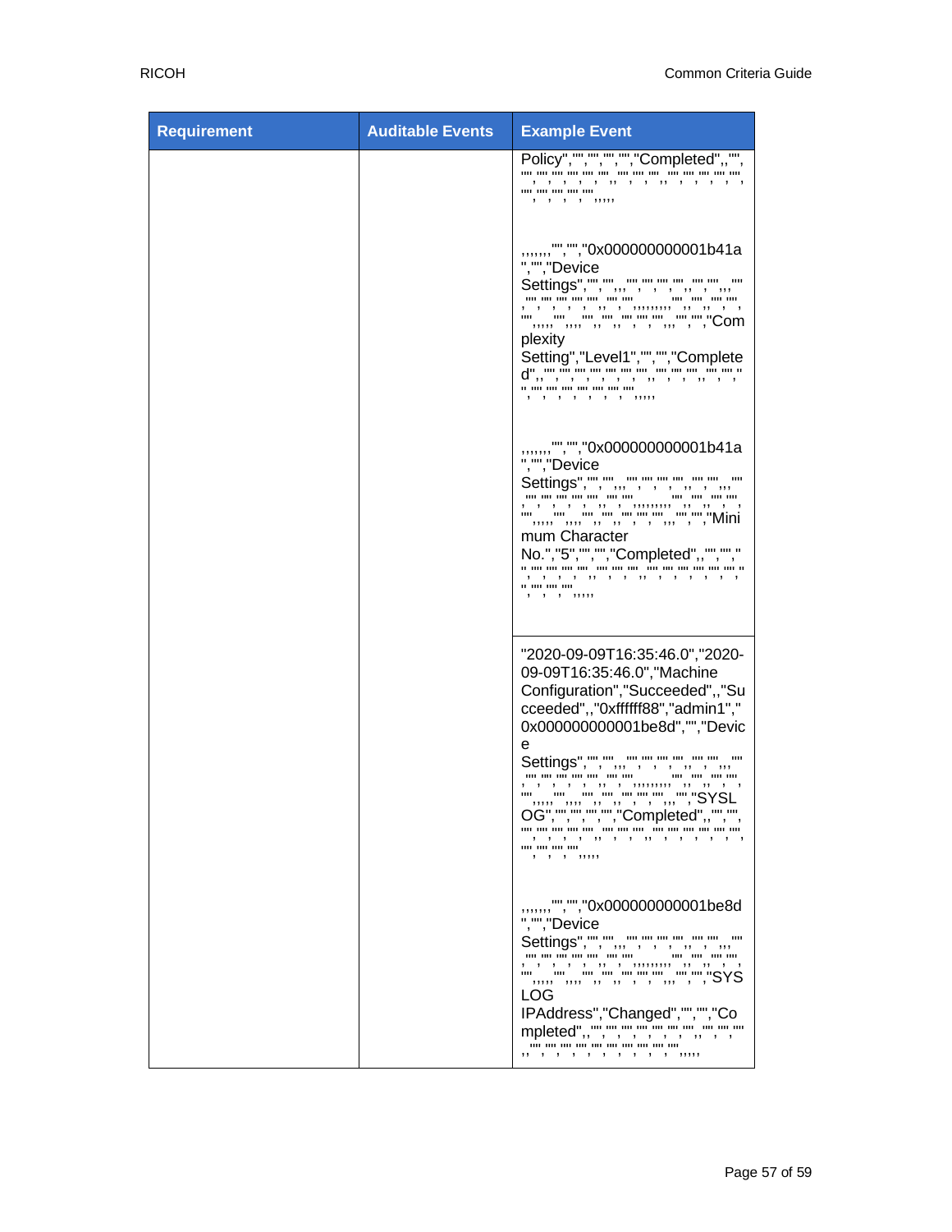| Requirement | Auditable Events | Example Event |
| --- | --- | --- |
| | | Policy","","","","","Completed",,"","","","","","","","",,"","","",,"","","","","","","","","","","",,,,,<br><br>,,,,,,,"","","0x000000000001b41a","","Device Settings","","",,,"","","","","",,"","",,,"","","","","","","",,"",,,,,,,,,"","",,"","",,"","",,,,,"",,,,"","",,"",,"","","","",,,"","","Complexity Setting","Level1","","","Completed",,"","","","","","","","",,"","","",,"","","","","","","","","","","",,,,,<br><br>,,,,,,,"","","0x000000000001b41a","","Device Settings","","",,,"","","","","",,"","",,,"","","","","","","",,"",,,,,,,,,"","",,"","",,"","",,,,,"",,,,"","",,"",,"","","","",,,"","","Minimum Character No.","5","","","Completed",,"","","","","","","","",,"","","",,"","","","","","","","","","","",,,,, |
| | | "2020-09-09T16:35:46.0","2020-09-09T16:35:46.0","Machine Configuration","Succeeded",,"Succeeded","0xffffff88","admin1","0x000000000001be8d","","Device Settings","","",,,"","","","","",,"","",,,"","","","","","","",,"",,,,,,,,,"","",,"","",,"","",,,,,"",,,,"","",,"",,"","","","",,,"","","SYSLOG","","","","","Completed",,"","","","","","","","",,"","","",,"","","","","","","","","","","",,,,,<br><br>,,,,,,,"","","0x000000000001be8d","","Device Settings","","",,,"","","","","",,"","",,,"","","","","","","",,"",,,,,,,,,"","",,"","",,"","",,,,,"",,,,"","",,"",,"","","","",,,"","","SYSLOG IPAddress","Changed","","","Completed",,"","","","","","","","",,"","","",,"","","","","","","","","","","",,,,, |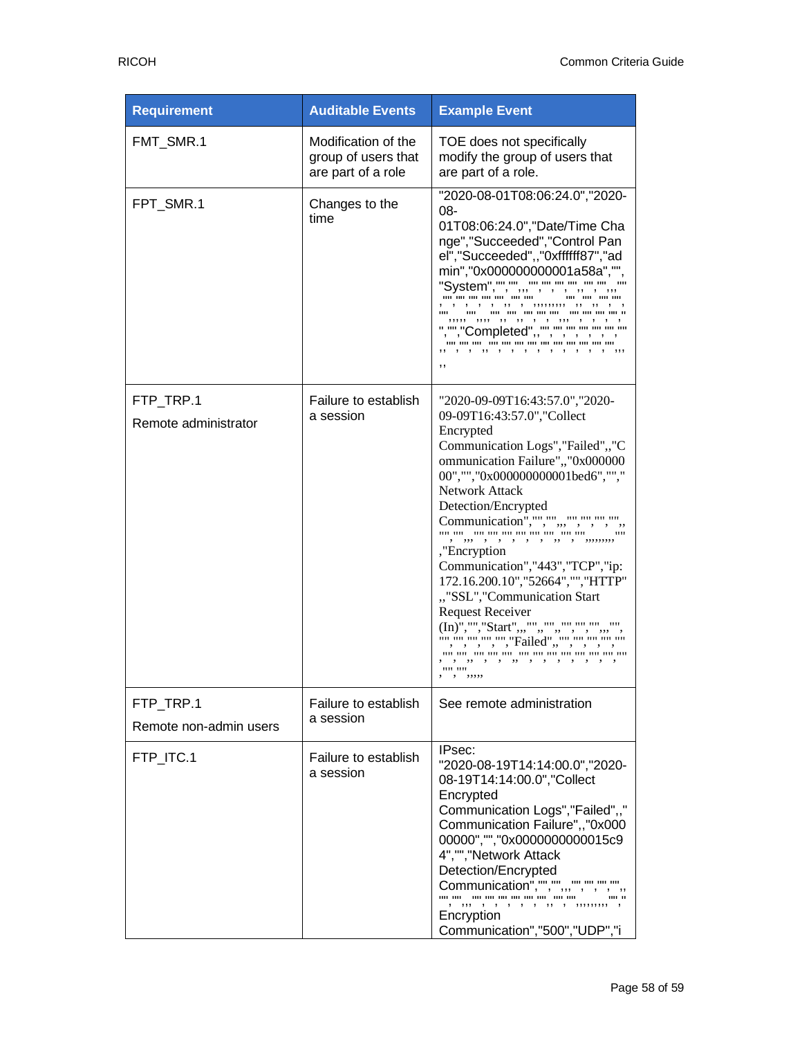| Requirement | Auditable Events | Example Event |
|---|---|---|
| FMT_SMR.1 | Modification of the group of users that are part of a role | TOE does not specifically modify the group of users that are part of a role. |
| FPT_SMR.1 | Changes to the time | "2020-08-01T08:06:24.0","2020-08-01T08:06:24.0","Date/Time Change","Succeeded","Control Panel","Succeeded",,"0xffffff87","admin","0x000000000001a58a","","System","","",,,"","","","","","","",,,"","","","","","","","",,,,,,,,,"","","","","","","","","","","","","","","","","",,,,,,,,"","","","","",,,"","","","Completed",,"","","","","","","","","","","","","","","","","","","","","","",,, |
| FTP_TRP.1<br>Remote administrator | Failure to establish a session | "2020-09-09T16:43:57.0","2020-09-09T16:43:57.0","Collect Encrypted Communication Logs","Failed",,"Communication Failure",,"0x00000000","","0x000000000001bed6","","Network Attack Detection/Encrypted Communication","","",,,"","","","","","","","","","","","","","","","","","","",,,,,,,,,"",,"Encryption Communication","443","TCP","ip:172.16.200.10","52664","","HTTP",,"SSL","Communication Start Request Receiver (In)","","Start",,,"",,"","",,"","","","",,,"","","","","","","","","Failed",,"","","","","","","","","","","","","","","","","","","","","","","","","","","",,,,, |
| FTP_TRP.1<br>Remote non-admin users | Failure to establish a session | See remote administration |
| FTP_ITC.1 | Failure to establish a session | IPsec:<br>"2020-08-19T14:14:00.0","2020-08-19T14:14:00.0","Collect Encrypted Communication Logs","Failed",,"Communication Failure",,"0x00000000","","0x00000000000015c94","","Network Attack Detection/Encrypted Communication","","",,,"","","","","","","","","","","","","","","","","",,,,,,,,,"","Encryption Communication","500","UDP","i |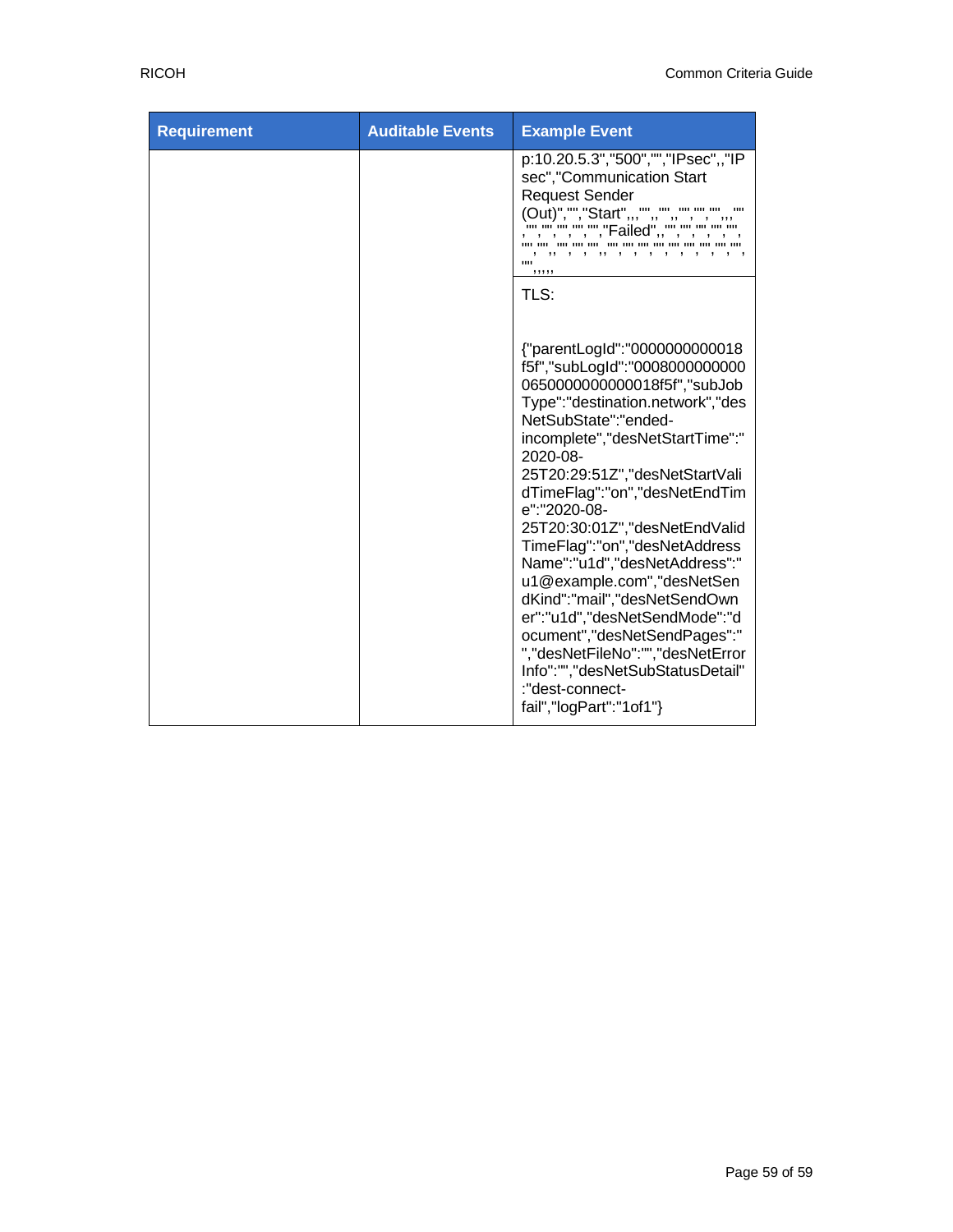| Requirement | Auditable Events | Example Event |
| --- | --- | --- |
| | | p:10.20.5.3","500","","IPsec",,"IPsec","Communication Start Request Sender (Out)","","Start",,,"",,"",,"","","",,,"","","","","","","Failed",,"","","","","","","","","","","","","","","","","","","","","","","","","",,,,,, |
| | | TLS:<br><br>{"parentLogId":"0000000000018f5f","subLogId":"00080000000000650000000000018f5f","subJobType":"destination.network","desNetSubState":"ended-incomplete","desNetStartTime":"2020-08-25T20:29:51Z","desNetStartValidTimeFlag":"on","desNetEndTime":"2020-08-25T20:30:01Z","desNetEndValidTimeFlag":"on","desNetAddressName":"u1d","desNetAddress":"u1@example.com","desNetSendKind":"mail","desNetSendOwner":"u1d","desNetSendMode":"document","desNetSendPages":"","desNetFileNo":"","desNetErrorInfo":"","desNetSubStatusDetail":"dest-connect-fail","logPart":"1of1"} |